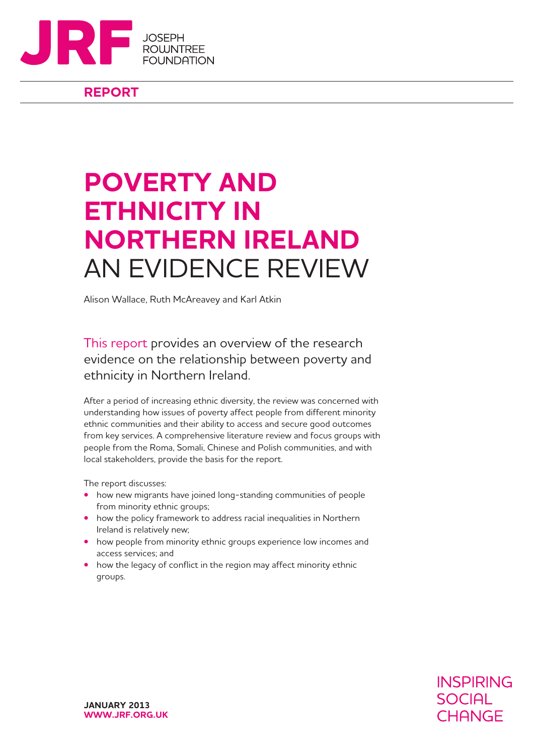JOSEPH ROWNTREE FOUNDATION

**REPORT**

# POVERTY AND ETHNICITY IN NORTHERN IRELAND
# AN EVIDENCE REVIEW

Alison Wallace, Ruth McAreavey and Karl Atkin

This report provides an overview of the research evidence on the relationship between poverty and ethnicity in Northern Ireland.

After a period of increasing ethnic diversity, the review was concerned with understanding how issues of poverty affect people from different minority ethnic communities and their ability to access and secure good outcomes from key services. A comprehensive literature review and focus groups with people from the Roma, Somali, Chinese and Polish communities, and with local stakeholders, provide the basis for the report.

The report discusses:

- how new migrants have joined long-standing communities of people from minority ethnic groups;
- how the policy framework to address racial inequalities in Northern Ireland is relatively new;
- how people from minority ethnic groups experience low incomes and access services; and
- how the legacy of conflict in the region may affect minority ethnic groups.

**JANUARY 2013**
**WWW.JRF.ORG.UK**

INSPIRING SOCIAL CHANGE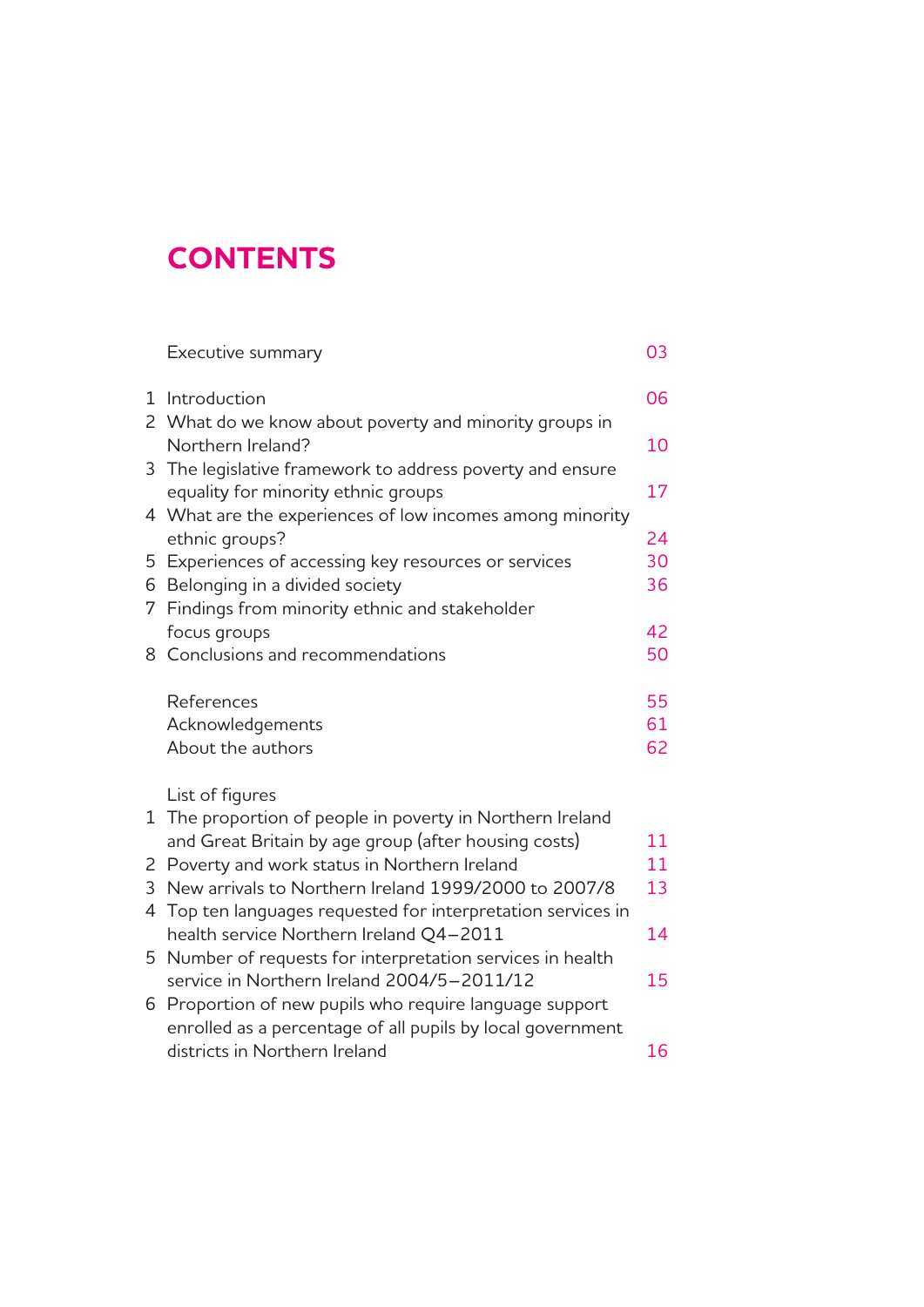# CONTENTS

| | | |
|---|---|---|
| | Executive summary | 03 |
| 1 | Introduction | 06 |
| 2 | What do we know about poverty and minority groups in Northern Ireland? | 10 |
| 3 | The legislative framework to address poverty and ensure equality for minority ethnic groups | 17 |
| 4 | What are the experiences of low incomes among minority ethnic groups? | 24 |
| 5 | Experiences of accessing key resources or services | 30 |
| 6 | Belonging in a divided society | 36 |
| 7 | Findings from minority ethnic and stakeholder focus groups | 42 |
| 8 | Conclusions and recommendations | 50 |
| | References | 55 |
| | Acknowledgements | 61 |
| | About the authors | 62 |

List of figures

| | | |
|---|---|---|
| 1 | The proportion of people in poverty in Northern Ireland and Great Britain by age group (after housing costs) | 11 |
| 2 | Poverty and work status in Northern Ireland | 11 |
| 3 | New arrivals to Northern Ireland 1999/2000 to 2007/8 | 13 |
| 4 | Top ten languages requested for interpretation services in health service Northern Ireland Q4–2011 | 14 |
| 5 | Number of requests for interpretation services in health service in Northern Ireland 2004/5–2011/12 | 15 |
| 6 | Proportion of new pupils who require language support enrolled as a percentage of all pupils by local government districts in Northern Ireland | 16 |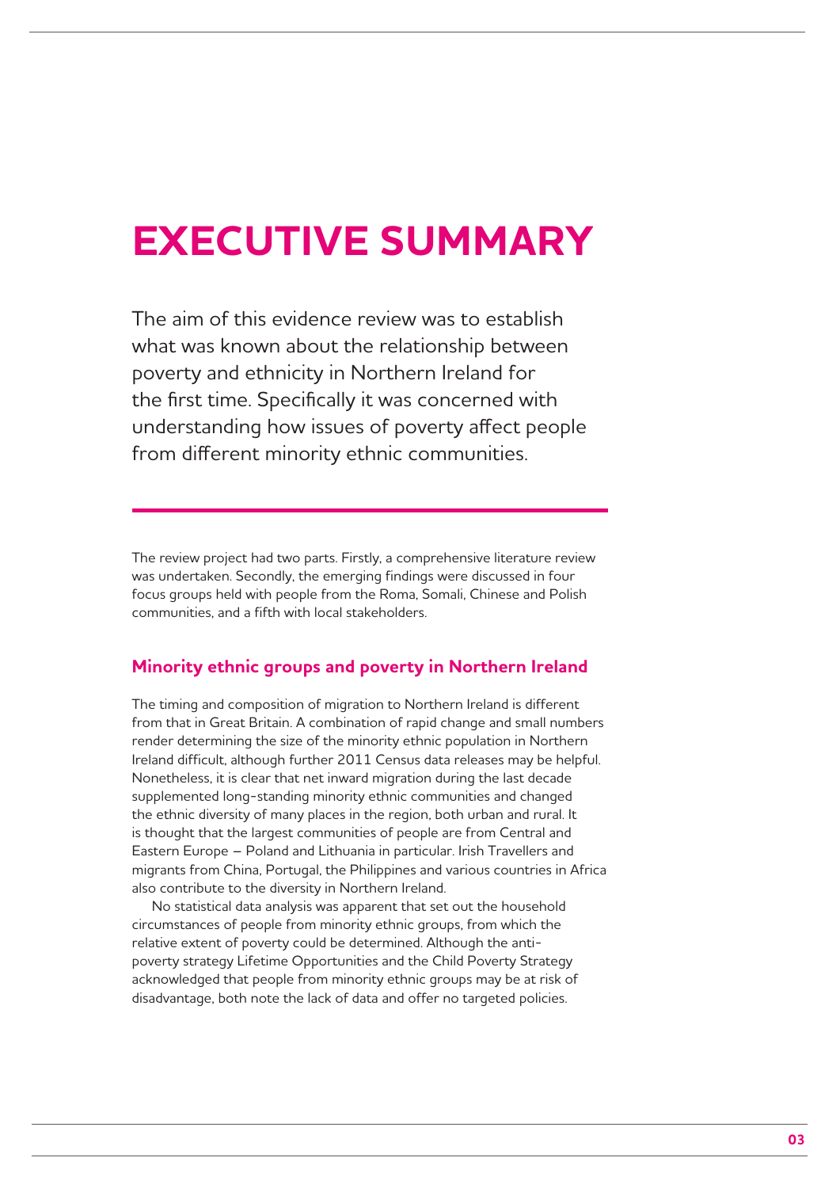# EXECUTIVE SUMMARY

The aim of this evidence review was to establish what was known about the relationship between poverty and ethnicity in Northern Ireland for the first time. Specifically it was concerned with understanding how issues of poverty affect people from different minority ethnic communities.

The review project had two parts. Firstly, a comprehensive literature review was undertaken. Secondly, the emerging findings were discussed in four focus groups held with people from the Roma, Somali, Chinese and Polish communities, and a fifth with local stakeholders.

## Minority ethnic groups and poverty in Northern Ireland

The timing and composition of migration to Northern Ireland is different from that in Great Britain. A combination of rapid change and small numbers render determining the size of the minority ethnic population in Northern Ireland difficult, although further 2011 Census data releases may be helpful. Nonetheless, it is clear that net inward migration during the last decade supplemented long-standing minority ethnic communities and changed the ethnic diversity of many places in the region, both urban and rural. It is thought that the largest communities of people are from Central and Eastern Europe – Poland and Lithuania in particular. Irish Travellers and migrants from China, Portugal, the Philippines and various countries in Africa also contribute to the diversity in Northern Ireland.

No statistical data analysis was apparent that set out the household circumstances of people from minority ethnic groups, from which the relative extent of poverty could be determined. Although the anti-poverty strategy Lifetime Opportunities and the Child Poverty Strategy acknowledged that people from minority ethnic groups may be at risk of disadvantage, both note the lack of data and offer no targeted policies.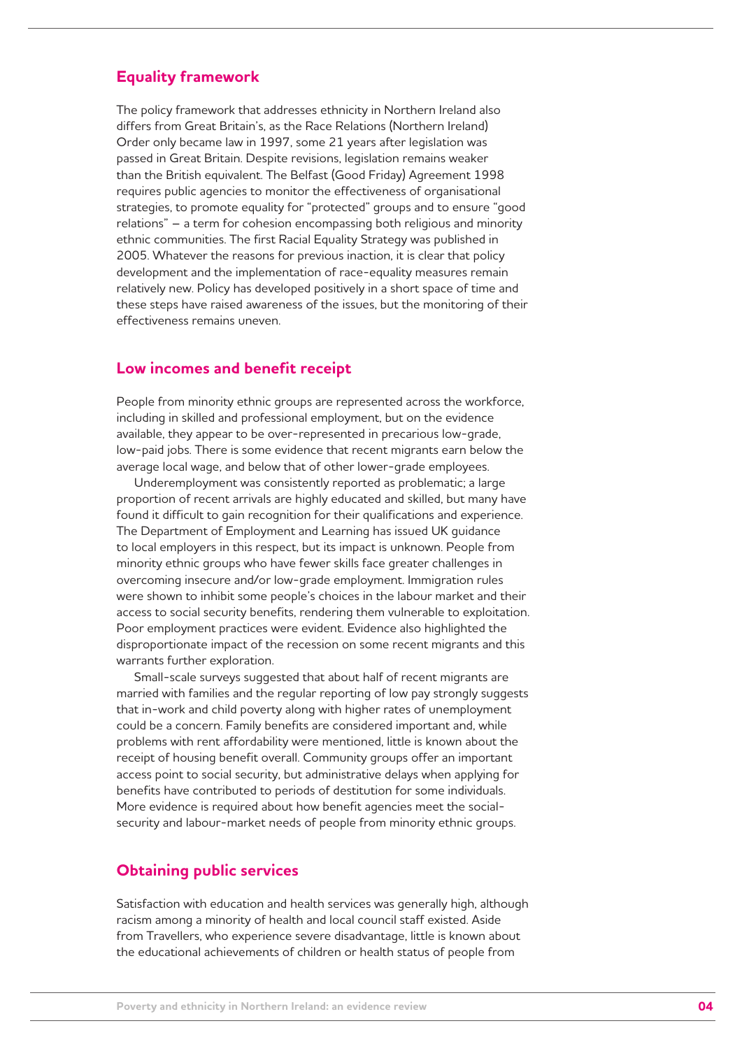## Equality framework

The policy framework that addresses ethnicity in Northern Ireland also differs from Great Britain's, as the Race Relations (Northern Ireland) Order only became law in 1997, some 21 years after legislation was passed in Great Britain. Despite revisions, legislation remains weaker than the British equivalent. The Belfast (Good Friday) Agreement 1998 requires public agencies to monitor the effectiveness of organisational strategies, to promote equality for "protected" groups and to ensure "good relations" – a term for cohesion encompassing both religious and minority ethnic communities. The first Racial Equality Strategy was published in 2005. Whatever the reasons for previous inaction, it is clear that policy development and the implementation of race-equality measures remain relatively new. Policy has developed positively in a short space of time and these steps have raised awareness of the issues, but the monitoring of their effectiveness remains uneven.

## Low incomes and benefit receipt

People from minority ethnic groups are represented across the workforce, including in skilled and professional employment, but on the evidence available, they appear to be over-represented in precarious low-grade, low-paid jobs. There is some evidence that recent migrants earn below the average local wage, and below that of other lower-grade employees.

Underemployment was consistently reported as problematic; a large proportion of recent arrivals are highly educated and skilled, but many have found it difficult to gain recognition for their qualifications and experience. The Department of Employment and Learning has issued UK guidance to local employers in this respect, but its impact is unknown. People from minority ethnic groups who have fewer skills face greater challenges in overcoming insecure and/or low-grade employment. Immigration rules were shown to inhibit some people's choices in the labour market and their access to social security benefits, rendering them vulnerable to exploitation. Poor employment practices were evident. Evidence also highlighted the disproportionate impact of the recession on some recent migrants and this warrants further exploration.

Small-scale surveys suggested that about half of recent migrants are married with families and the regular reporting of low pay strongly suggests that in-work and child poverty along with higher rates of unemployment could be a concern. Family benefits are considered important and, while problems with rent affordability were mentioned, little is known about the receipt of housing benefit overall. Community groups offer an important access point to social security, but administrative delays when applying for benefits have contributed to periods of destitution for some individuals. More evidence is required about how benefit agencies meet the social-security and labour-market needs of people from minority ethnic groups.

## Obtaining public services

Satisfaction with education and health services was generally high, although racism among a minority of health and local council staff existed. Aside from Travellers, who experience severe disadvantage, little is known about the educational achievements of children or health status of people from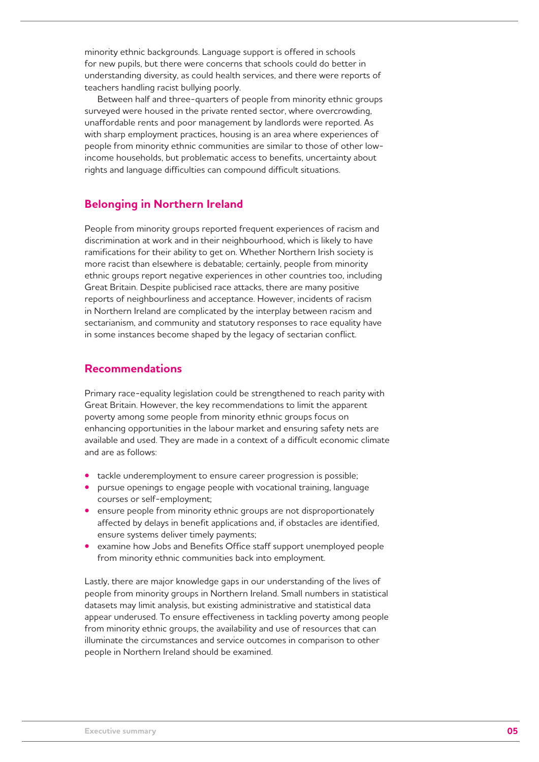minority ethnic backgrounds. Language support is offered in schools for new pupils, but there were concerns that schools could do better in understanding diversity, as could health services, and there were reports of teachers handling racist bullying poorly.

Between half and three-quarters of people from minority ethnic groups surveyed were housed in the private rented sector, where overcrowding, unaffordable rents and poor management by landlords were reported. As with sharp employment practices, housing is an area where experiences of people from minority ethnic communities are similar to those of other low-income households, but problematic access to benefits, uncertainty about rights and language difficulties can compound difficult situations.

## Belonging in Northern Ireland

People from minority groups reported frequent experiences of racism and discrimination at work and in their neighbourhood, which is likely to have ramifications for their ability to get on. Whether Northern Irish society is more racist than elsewhere is debatable; certainly, people from minority ethnic groups report negative experiences in other countries too, including Great Britain. Despite publicised race attacks, there are many positive reports of neighbourliness and acceptance. However, incidents of racism in Northern Ireland are complicated by the interplay between racism and sectarianism, and community and statutory responses to race equality have in some instances become shaped by the legacy of sectarian conflict.

## Recommendations

Primary race-equality legislation could be strengthened to reach parity with Great Britain. However, the key recommendations to limit the apparent poverty among some people from minority ethnic groups focus on enhancing opportunities in the labour market and ensuring safety nets are available and used. They are made in a context of a difficult economic climate and are as follows:

- tackle underemployment to ensure career progression is possible;
- pursue openings to engage people with vocational training, language courses or self-employment;
- ensure people from minority ethnic groups are not disproportionately affected by delays in benefit applications and, if obstacles are identified, ensure systems deliver timely payments;
- examine how Jobs and Benefits Office staff support unemployed people from minority ethnic communities back into employment.

Lastly, there are major knowledge gaps in our understanding of the lives of people from minority groups in Northern Ireland. Small numbers in statistical datasets may limit analysis, but existing administrative and statistical data appear underused. To ensure effectiveness in tackling poverty among people from minority ethnic groups, the availability and use of resources that can illuminate the circumstances and service outcomes in comparison to other people in Northern Ireland should be examined.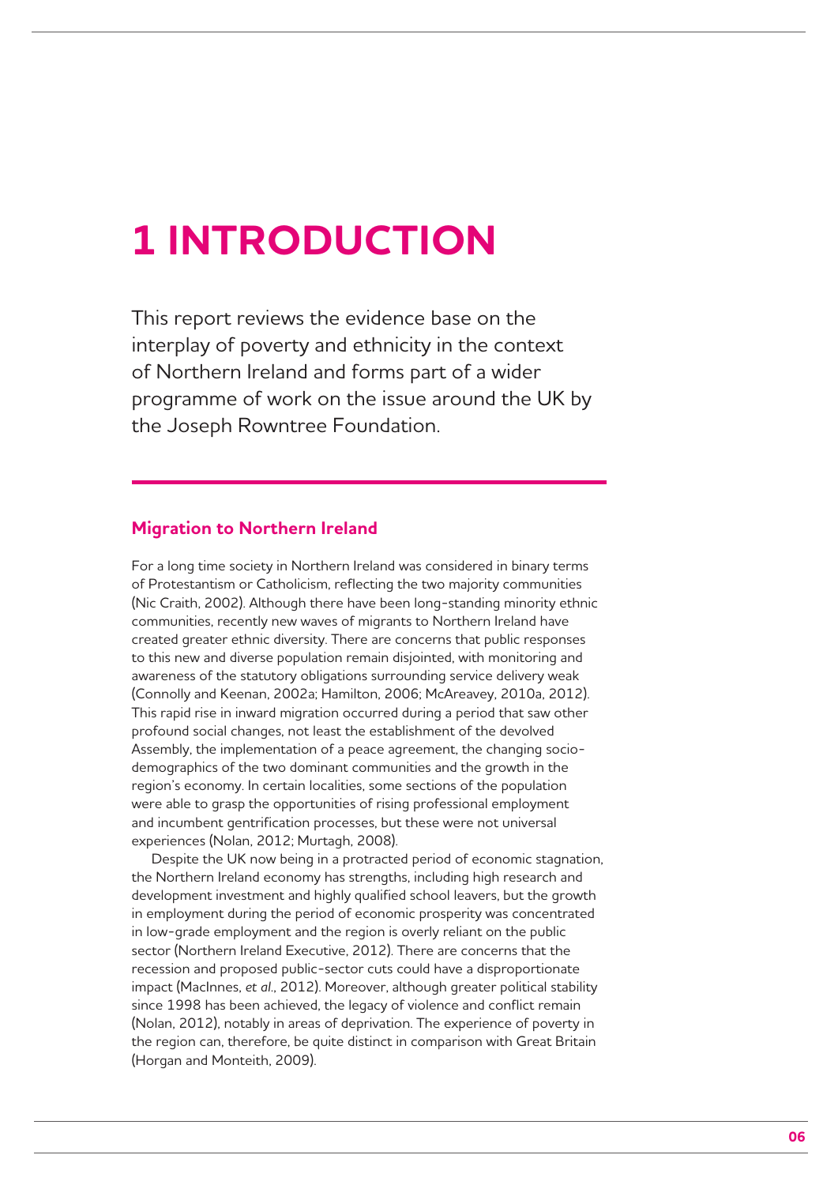# 1 INTRODUCTION

This report reviews the evidence base on the interplay of poverty and ethnicity in the context of Northern Ireland and forms part of a wider programme of work on the issue around the UK by the Joseph Rowntree Foundation.

## Migration to Northern Ireland

For a long time society in Northern Ireland was considered in binary terms of Protestantism or Catholicism, reflecting the two majority communities (Nic Craith, 2002). Although there have been long-standing minority ethnic communities, recently new waves of migrants to Northern Ireland have created greater ethnic diversity. There are concerns that public responses to this new and diverse population remain disjointed, with monitoring and awareness of the statutory obligations surrounding service delivery weak (Connolly and Keenan, 2002a; Hamilton, 2006; McAreavey, 2010a, 2012). This rapid rise in inward migration occurred during a period that saw other profound social changes, not least the establishment of the devolved Assembly, the implementation of a peace agreement, the changing socio-demographics of the two dominant communities and the growth in the region's economy. In certain localities, some sections of the population were able to grasp the opportunities of rising professional employment and incumbent gentrification processes, but these were not universal experiences (Nolan, 2012; Murtagh, 2008).

Despite the UK now being in a protracted period of economic stagnation, the Northern Ireland economy has strengths, including high research and development investment and highly qualified school leavers, but the growth in employment during the period of economic prosperity was concentrated in low-grade employment and the region is overly reliant on the public sector (Northern Ireland Executive, 2012). There are concerns that the recession and proposed public-sector cuts could have a disproportionate impact (MacInnes, *et al.*, 2012). Moreover, although greater political stability since 1998 has been achieved, the legacy of violence and conflict remain (Nolan, 2012), notably in areas of deprivation. The experience of poverty in the region can, therefore, be quite distinct in comparison with Great Britain (Horgan and Monteith, 2009).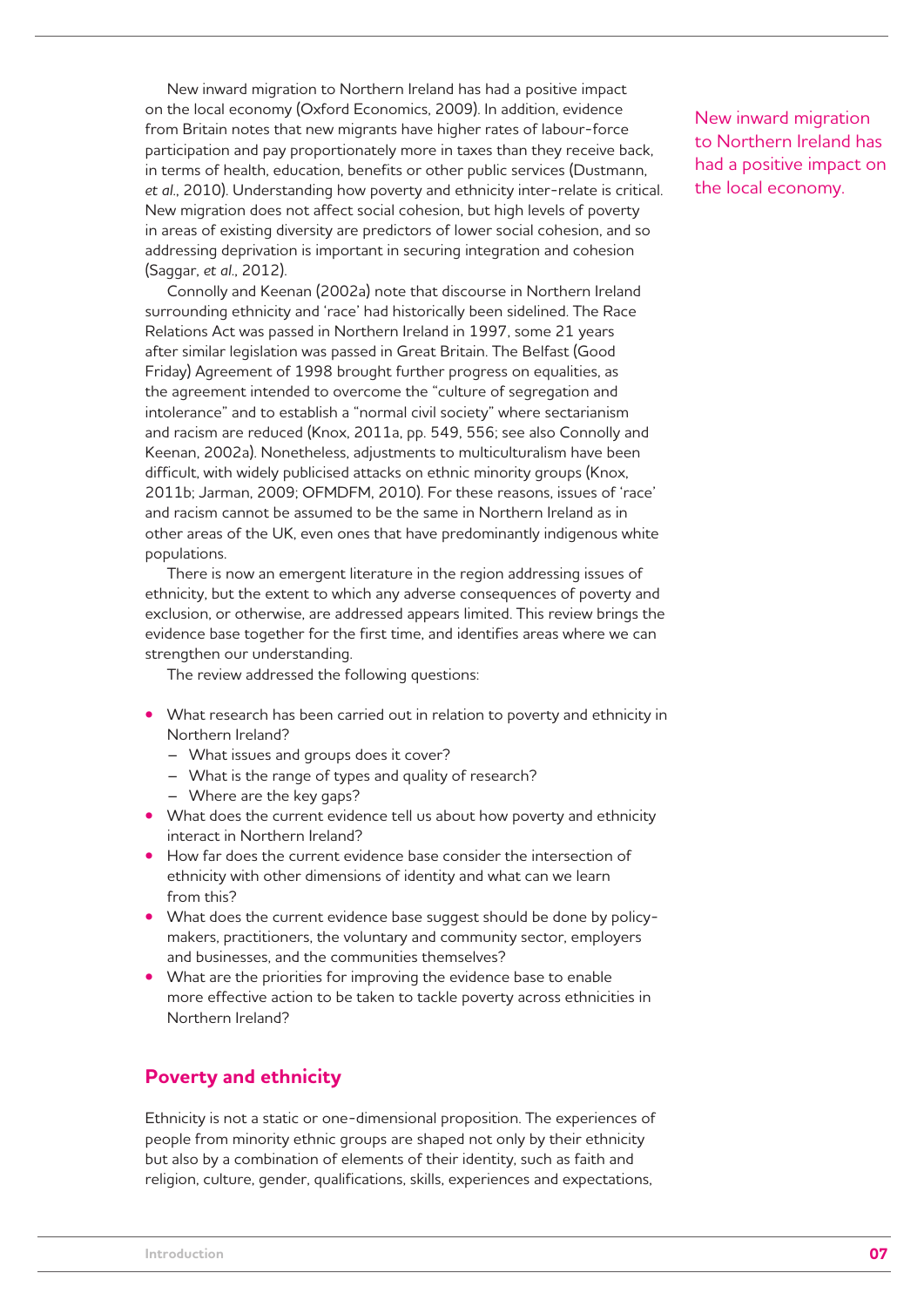New inward migration to Northern Ireland has had a positive impact on the local economy (Oxford Economics, 2009). In addition, evidence from Britain notes that new migrants have higher rates of labour-force participation and pay proportionately more in taxes than they receive back, in terms of health, education, benefits or other public services (Dustmann, *et al.*, 2010). Understanding how poverty and ethnicity inter-relate is critical. New migration does not affect social cohesion, but high levels of poverty in areas of existing diversity are predictors of lower social cohesion, and so addressing deprivation is important in securing integration and cohesion (Saggar, *et al.*, 2012).

New inward migration to Northern Ireland has had a positive impact on the local economy.

Connolly and Keenan (2002a) note that discourse in Northern Ireland surrounding ethnicity and 'race' had historically been sidelined. The Race Relations Act was passed in Northern Ireland in 1997, some 21 years after similar legislation was passed in Great Britain. The Belfast (Good Friday) Agreement of 1998 brought further progress on equalities, as the agreement intended to overcome the "culture of segregation and intolerance" and to establish a "normal civil society" where sectarianism and racism are reduced (Knox, 2011a, pp. 549, 556; see also Connolly and Keenan, 2002a). Nonetheless, adjustments to multiculturalism have been difficult, with widely publicised attacks on ethnic minority groups (Knox, 2011b; Jarman, 2009; OFMDFM, 2010). For these reasons, issues of 'race' and racism cannot be assumed to be the same in Northern Ireland as in other areas of the UK, even ones that have predominantly indigenous white populations.

There is now an emergent literature in the region addressing issues of ethnicity, but the extent to which any adverse consequences of poverty and exclusion, or otherwise, are addressed appears limited. This review brings the evidence base together for the first time, and identifies areas where we can strengthen our understanding.

The review addressed the following questions:

- What research has been carried out in relation to poverty and ethnicity in Northern Ireland?
  - What issues and groups does it cover?
  - What is the range of types and quality of research?
  - Where are the key gaps?
- What does the current evidence tell us about how poverty and ethnicity interact in Northern Ireland?
- How far does the current evidence base consider the intersection of ethnicity with other dimensions of identity and what can we learn from this?
- What does the current evidence base suggest should be done by policy-makers, practitioners, the voluntary and community sector, employers and businesses, and the communities themselves?
- What are the priorities for improving the evidence base to enable more effective action to be taken to tackle poverty across ethnicities in Northern Ireland?

## Poverty and ethnicity

Ethnicity is not a static or one-dimensional proposition. The experiences of people from minority ethnic groups are shaped not only by their ethnicity but also by a combination of elements of their identity, such as faith and religion, culture, gender, qualifications, skills, experiences and expectations,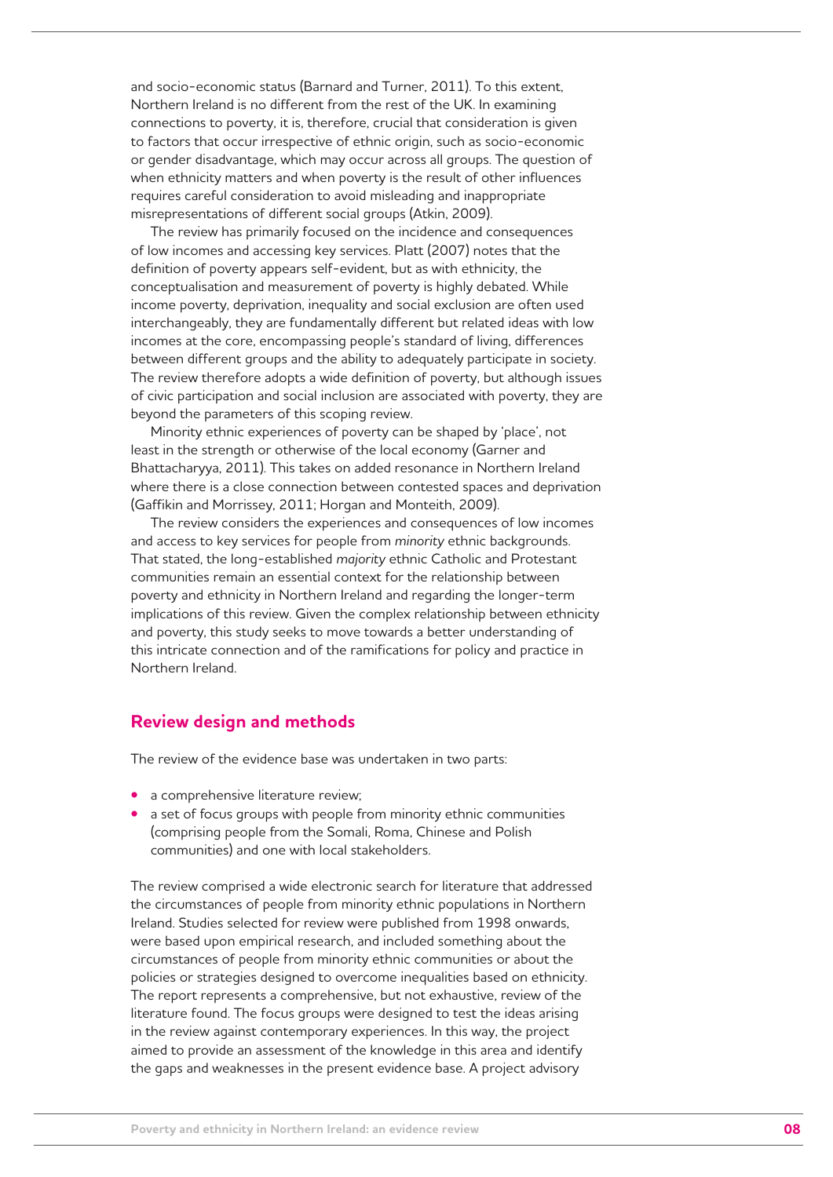and socio-economic status (Barnard and Turner, 2011). To this extent, Northern Ireland is no different from the rest of the UK. In examining connections to poverty, it is, therefore, crucial that consideration is given to factors that occur irrespective of ethnic origin, such as socio-economic or gender disadvantage, which may occur across all groups. The question of when ethnicity matters and when poverty is the result of other influences requires careful consideration to avoid misleading and inappropriate misrepresentations of different social groups (Atkin, 2009).

The review has primarily focused on the incidence and consequences of low incomes and accessing key services. Platt (2007) notes that the definition of poverty appears self-evident, but as with ethnicity, the conceptualisation and measurement of poverty is highly debated. While income poverty, deprivation, inequality and social exclusion are often used interchangeably, they are fundamentally different but related ideas with low incomes at the core, encompassing people's standard of living, differences between different groups and the ability to adequately participate in society. The review therefore adopts a wide definition of poverty, but although issues of civic participation and social inclusion are associated with poverty, they are beyond the parameters of this scoping review.

Minority ethnic experiences of poverty can be shaped by 'place', not least in the strength or otherwise of the local economy (Garner and Bhattacharyya, 2011). This takes on added resonance in Northern Ireland where there is a close connection between contested spaces and deprivation (Gaffikin and Morrissey, 2011; Horgan and Monteith, 2009).

The review considers the experiences and consequences of low incomes and access to key services for people from *minority* ethnic backgrounds. That stated, the long-established *majority* ethnic Catholic and Protestant communities remain an essential context for the relationship between poverty and ethnicity in Northern Ireland and regarding the longer-term implications of this review. Given the complex relationship between ethnicity and poverty, this study seeks to move towards a better understanding of this intricate connection and of the ramifications for policy and practice in Northern Ireland.

## Review design and methods

The review of the evidence base was undertaken in two parts:

- a comprehensive literature review;
- a set of focus groups with people from minority ethnic communities (comprising people from the Somali, Roma, Chinese and Polish communities) and one with local stakeholders.

The review comprised a wide electronic search for literature that addressed the circumstances of people from minority ethnic populations in Northern Ireland. Studies selected for review were published from 1998 onwards, were based upon empirical research, and included something about the circumstances of people from minority ethnic communities or about the policies or strategies designed to overcome inequalities based on ethnicity. The report represents a comprehensive, but not exhaustive, review of the literature found. The focus groups were designed to test the ideas arising in the review against contemporary experiences. In this way, the project aimed to provide an assessment of the knowledge in this area and identify the gaps and weaknesses in the present evidence base. A project advisory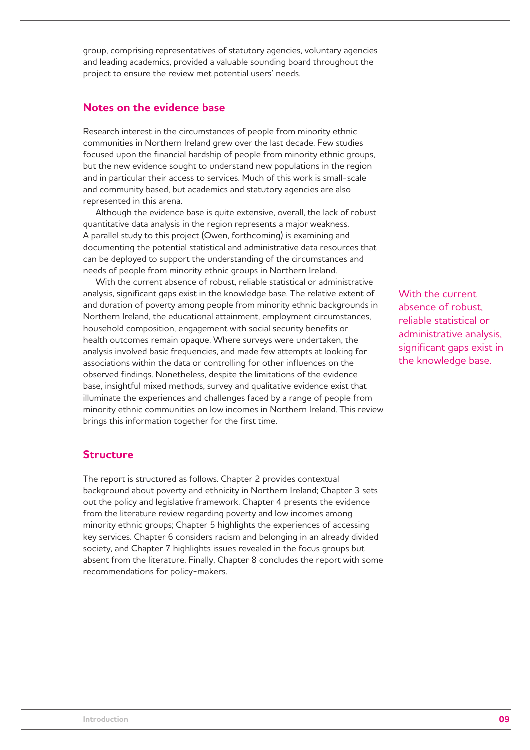group, comprising representatives of statutory agencies, voluntary agencies and leading academics, provided a valuable sounding board throughout the project to ensure the review met potential users' needs.

## Notes on the evidence base

Research interest in the circumstances of people from minority ethnic communities in Northern Ireland grew over the last decade. Few studies focused upon the financial hardship of people from minority ethnic groups, but the new evidence sought to understand new populations in the region and in particular their access to services. Much of this work is small-scale and community based, but academics and statutory agencies are also represented in this arena.

Although the evidence base is quite extensive, overall, the lack of robust quantitative data analysis in the region represents a major weakness. A parallel study to this project (Owen, forthcoming) is examining and documenting the potential statistical and administrative data resources that can be deployed to support the understanding of the circumstances and needs of people from minority ethnic groups in Northern Ireland.

With the current absence of robust, reliable statistical or administrative analysis, significant gaps exist in the knowledge base. The relative extent of and duration of poverty among people from minority ethnic backgrounds in Northern Ireland, the educational attainment, employment circumstances, household composition, engagement with social security benefits or health outcomes remain opaque. Where surveys were undertaken, the analysis involved basic frequencies, and made few attempts at looking for associations within the data or controlling for other influences on the observed findings. Nonetheless, despite the limitations of the evidence base, insightful mixed methods, survey and qualitative evidence exist that illuminate the experiences and challenges faced by a range of people from minority ethnic communities on low incomes in Northern Ireland. This review brings this information together for the first time.

> With the current absence of robust, reliable statistical or administrative analysis, significant gaps exist in the knowledge base.

## Structure

The report is structured as follows. Chapter 2 provides contextual background about poverty and ethnicity in Northern Ireland; Chapter 3 sets out the policy and legislative framework. Chapter 4 presents the evidence from the literature review regarding poverty and low incomes among minority ethnic groups; Chapter 5 highlights the experiences of accessing key services. Chapter 6 considers racism and belonging in an already divided society, and Chapter 7 highlights issues revealed in the focus groups but absent from the literature. Finally, Chapter 8 concludes the report with some recommendations for policy-makers.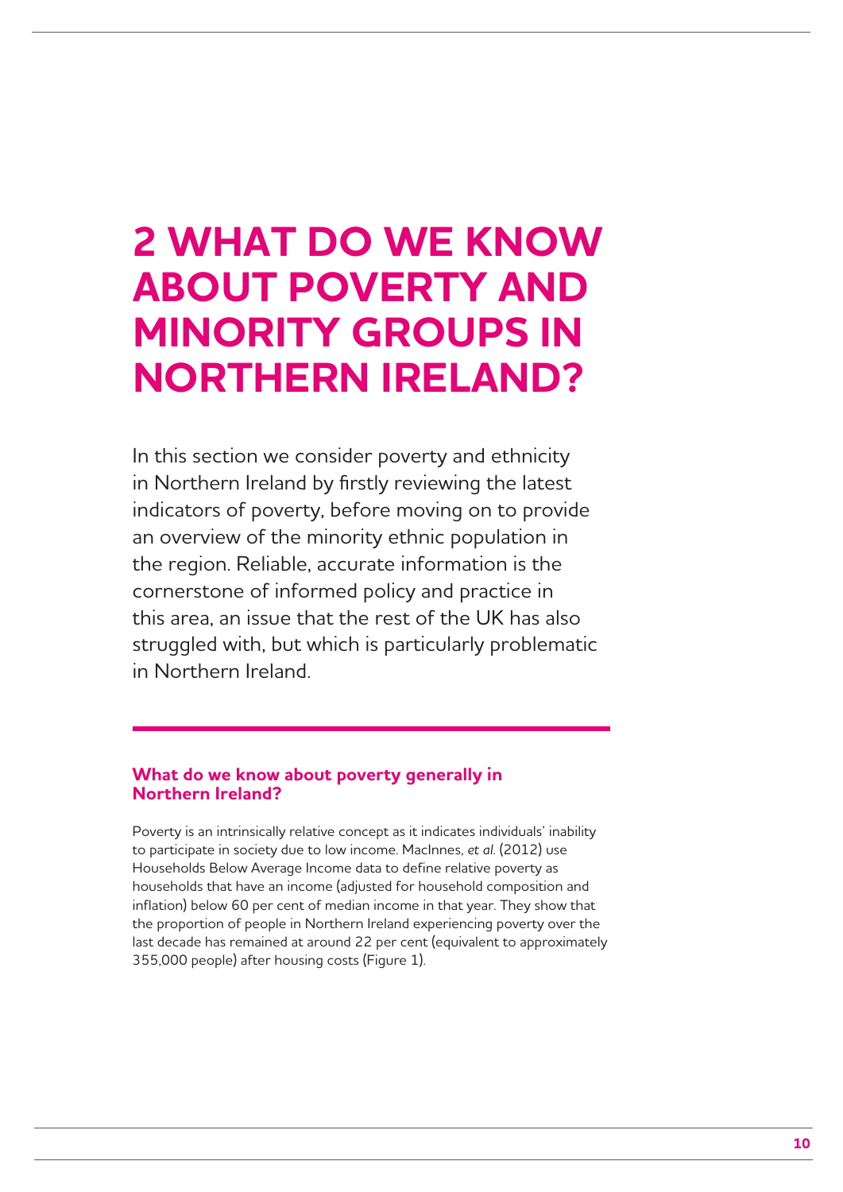# 2 WHAT DO WE KNOW ABOUT POVERTY AND MINORITY GROUPS IN NORTHERN IRELAND?

In this section we consider poverty and ethnicity in Northern Ireland by firstly reviewing the latest indicators of poverty, before moving on to provide an overview of the minority ethnic population in the region. Reliable, accurate information is the cornerstone of informed policy and practice in this area, an issue that the rest of the UK has also struggled with, but which is particularly problematic in Northern Ireland.

### What do we know about poverty generally in Northern Ireland?

Poverty is an intrinsically relative concept as it indicates individuals' inability to participate in society due to low income. MacInnes, *et al.* (2012) use Households Below Average Income data to define relative poverty as households that have an income (adjusted for household composition and inflation) below 60 per cent of median income in that year. They show that the proportion of people in Northern Ireland experiencing poverty over the last decade has remained at around 22 per cent (equivalent to approximately 355,000 people) after housing costs (Figure 1).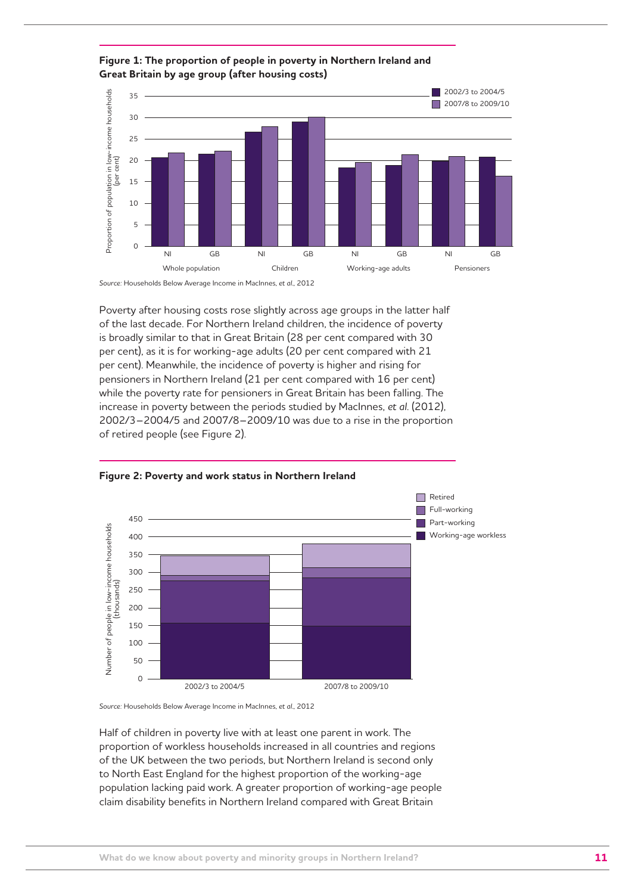**Figure 1: The proportion of people in poverty in Northern Ireland and Great Britain by age group (after housing costs)**

*Source:* Households Below Average Income in MacInnes, *et al.*, 2012

Poverty after housing costs rose slightly across age groups in the latter half of the last decade. For Northern Ireland children, the incidence of poverty is broadly similar to that in Great Britain (28 per cent compared with 30 per cent), as it is for working-age adults (20 per cent compared with 21 per cent). Meanwhile, the incidence of poverty is higher and rising for pensioners in Northern Ireland (21 per cent compared with 16 per cent) while the poverty rate for pensioners in Great Britain has been falling. The increase in poverty between the periods studied by MacInnes, *et al.* (2012), 2002/3–2004/5 and 2007/8–2009/10 was due to a rise in the proportion of retired people (see Figure 2).

**Figure 2: Poverty and work status in Northern Ireland**

*Source:* Households Below Average Income in MacInnes, *et al.*, 2012

Half of children in poverty live with at least one parent in work. The proportion of workless households increased in all countries and regions of the UK between the two periods, but Northern Ireland is second only to North East England for the highest proportion of the working-age population lacking paid work. A greater proportion of working-age people claim disability benefits in Northern Ireland compared with Great Britain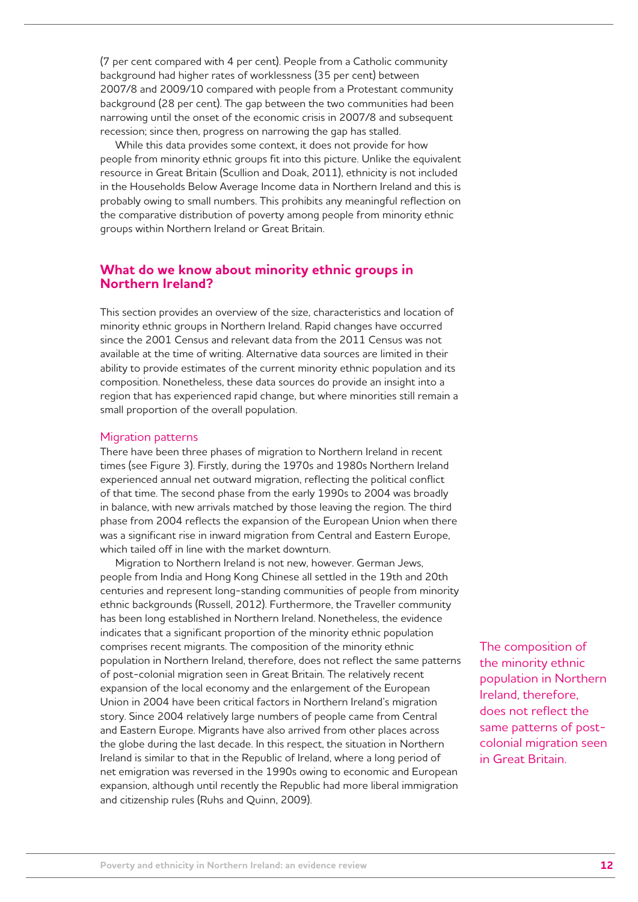(7 per cent compared with 4 per cent). People from a Catholic community background had higher rates of worklessness (35 per cent) between 2007/8 and 2009/10 compared with people from a Protestant community background (28 per cent). The gap between the two communities had been narrowing until the onset of the economic crisis in 2007/8 and subsequent recession; since then, progress on narrowing the gap has stalled.

While this data provides some context, it does not provide for how people from minority ethnic groups fit into this picture. Unlike the equivalent resource in Great Britain (Scullion and Doak, 2011), ethnicity is not included in the Households Below Average Income data in Northern Ireland and this is probably owing to small numbers. This prohibits any meaningful reflection on the comparative distribution of poverty among people from minority ethnic groups within Northern Ireland or Great Britain.

## What do we know about minority ethnic groups in Northern Ireland?

This section provides an overview of the size, characteristics and location of minority ethnic groups in Northern Ireland. Rapid changes have occurred since the 2001 Census and relevant data from the 2011 Census was not available at the time of writing. Alternative data sources are limited in their ability to provide estimates of the current minority ethnic population and its composition. Nonetheless, these data sources do provide an insight into a region that has experienced rapid change, but where minorities still remain a small proportion of the overall population.

### Migration patterns

There have been three phases of migration to Northern Ireland in recent times (see Figure 3). Firstly, during the 1970s and 1980s Northern Ireland experienced annual net outward migration, reflecting the political conflict of that time. The second phase from the early 1990s to 2004 was broadly in balance, with new arrivals matched by those leaving the region. The third phase from 2004 reflects the expansion of the European Union when there was a significant rise in inward migration from Central and Eastern Europe, which tailed off in line with the market downturn.

Migration to Northern Ireland is not new, however. German Jews, people from India and Hong Kong Chinese all settled in the 19th and 20th centuries and represent long-standing communities of people from minority ethnic backgrounds (Russell, 2012). Furthermore, the Traveller community has been long established in Northern Ireland. Nonetheless, the evidence indicates that a significant proportion of the minority ethnic population comprises recent migrants. The composition of the minority ethnic population in Northern Ireland, therefore, does not reflect the same patterns of post-colonial migration seen in Great Britain. The relatively recent expansion of the local economy and the enlargement of the European Union in 2004 have been critical factors in Northern Ireland's migration story. Since 2004 relatively large numbers of people came from Central and Eastern Europe. Migrants have also arrived from other places across the globe during the last decade. In this respect, the situation in Northern Ireland is similar to that in the Republic of Ireland, where a long period of net emigration was reversed in the 1990s owing to economic and European expansion, although until recently the Republic had more liberal immigration and citizenship rules (Ruhs and Quinn, 2009).

> The composition of the minority ethnic population in Northern Ireland, therefore, does not reflect the same patterns of post-colonial migration seen in Great Britain.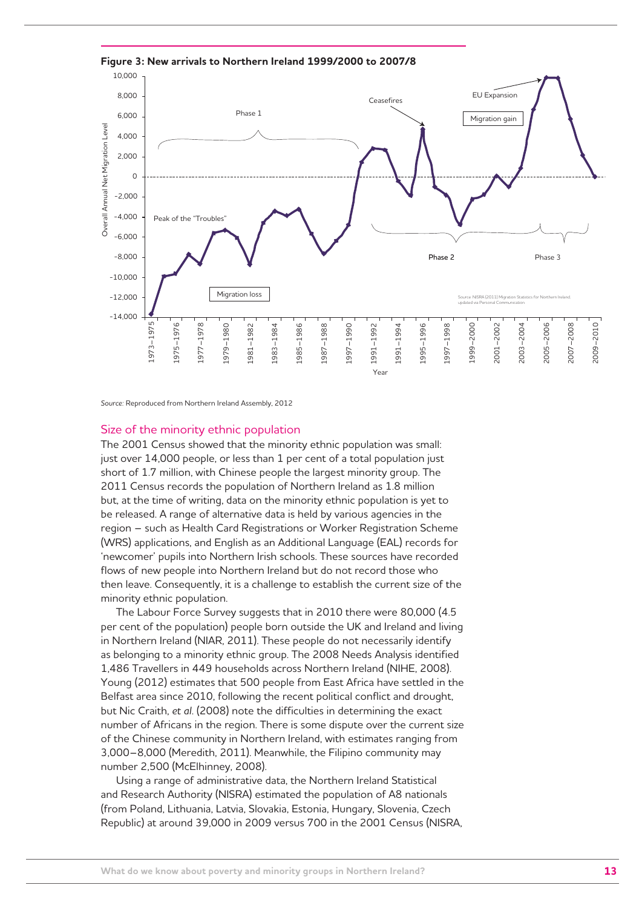**Figure 3: New arrivals to Northern Ireland 1999/2000 to 2007/8**

*Source:* Reproduced from Northern Ireland Assembly, 2012

## Size of the minority ethnic population

The 2001 Census showed that the minority ethnic population was small: just over 14,000 people, or less than 1 per cent of a total population just short of 1.7 million, with Chinese people the largest minority group. The 2011 Census records the population of Northern Ireland as 1.8 million but, at the time of writing, data on the minority ethnic population is yet to be released. A range of alternative data is held by various agencies in the region – such as Health Card Registrations or Worker Registration Scheme (WRS) applications, and English as an Additional Language (EAL) records for 'newcomer' pupils into Northern Irish schools. These sources have recorded flows of new people into Northern Ireland but do not record those who then leave. Consequently, it is a challenge to establish the current size of the minority ethnic population.

The Labour Force Survey suggests that in 2010 there were 80,000 (4.5 per cent of the population) people born outside the UK and Ireland and living in Northern Ireland (NIAR, 2011). These people do not necessarily identify as belonging to a minority ethnic group. The 2008 Needs Analysis identified 1,486 Travellers in 449 households across Northern Ireland (NIHE, 2008). Young (2012) estimates that 500 people from East Africa have settled in the Belfast area since 2010, following the recent political conflict and drought, but Nic Craith, *et al*. (2008) note the difficulties in determining the exact number of Africans in the region. There is some dispute over the current size of the Chinese community in Northern Ireland, with estimates ranging from 3,000–8,000 (Meredith, 2011). Meanwhile, the Filipino community may number 2,500 (McElhinney, 2008).

Using a range of administrative data, the Northern Ireland Statistical and Research Authority (NISRA) estimated the population of A8 nationals (from Poland, Lithuania, Latvia, Slovakia, Estonia, Hungary, Slovenia, Czech Republic) at around 39,000 in 2009 versus 700 in the 2001 Census (NISRA,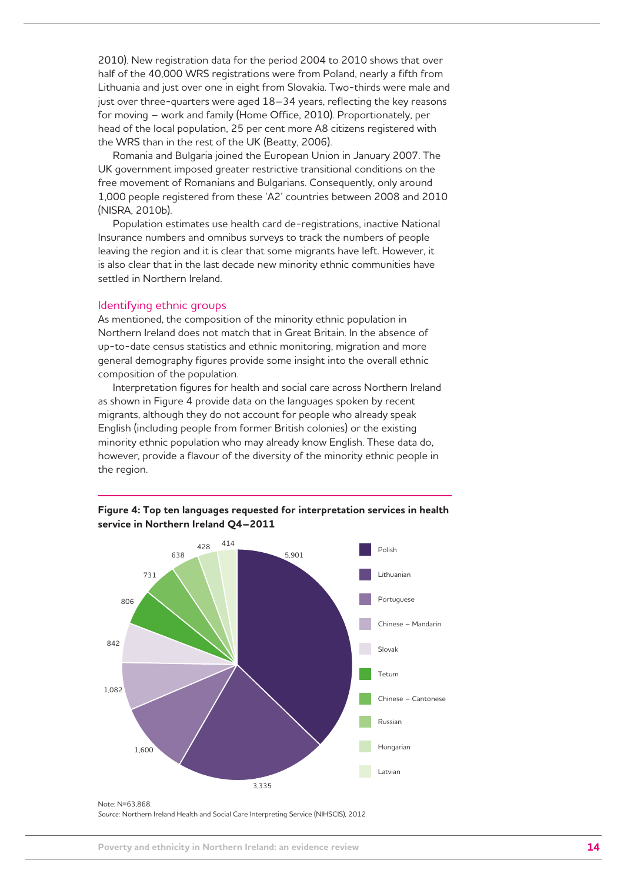2010). New registration data for the period 2004 to 2010 shows that over half of the 40,000 WRS registrations were from Poland, nearly a fifth from Lithuania and just over one in eight from Slovakia. Two-thirds were male and just over three-quarters were aged 18–34 years, reflecting the key reasons for moving – work and family (Home Office, 2010). Proportionately, per head of the local population, 25 per cent more A8 citizens registered with the WRS than in the rest of the UK (Beatty, 2006).

Romania and Bulgaria joined the European Union in January 2007. The UK government imposed greater restrictive transitional conditions on the free movement of Romanians and Bulgarians. Consequently, only around 1,000 people registered from these 'A2' countries between 2008 and 2010 (NISRA, 2010b).

Population estimates use health card de-registrations, inactive National Insurance numbers and omnibus surveys to track the numbers of people leaving the region and it is clear that some migrants have left. However, it is also clear that in the last decade new minority ethnic communities have settled in Northern Ireland.

## Identifying ethnic groups

As mentioned, the composition of the minority ethnic population in Northern Ireland does not match that in Great Britain. In the absence of up-to-date census statistics and ethnic monitoring, migration and more general demography figures provide some insight into the overall ethnic composition of the population.

Interpretation figures for health and social care across Northern Ireland as shown in Figure 4 provide data on the languages spoken by recent migrants, although they do not account for people who already speak English (including people from former British colonies) or the existing minority ethnic population who may already know English. These data do, however, provide a flavour of the diversity of the minority ethnic people in the region.

**Figure 4: Top ten languages requested for interpretation services in health service in Northern Ireland Q4–2011**

| Language | Requests |
|---|---|
| Polish | 5,901 |
| Lithuanian | 3,335 |
| Portuguese | 1,600 |
| Chinese – Mandarin | 1,082 |
| Slovak | 842 |
| Tetum | 806 |
| Chinese – Cantonese | 731 |
| Russian | 638 |
| Hungarian | 428 |
| Latvian | 414 |

Note: N=63,868.
*Source:* Northern Ireland Health and Social Care Interpreting Service (NIHSCIS), 2012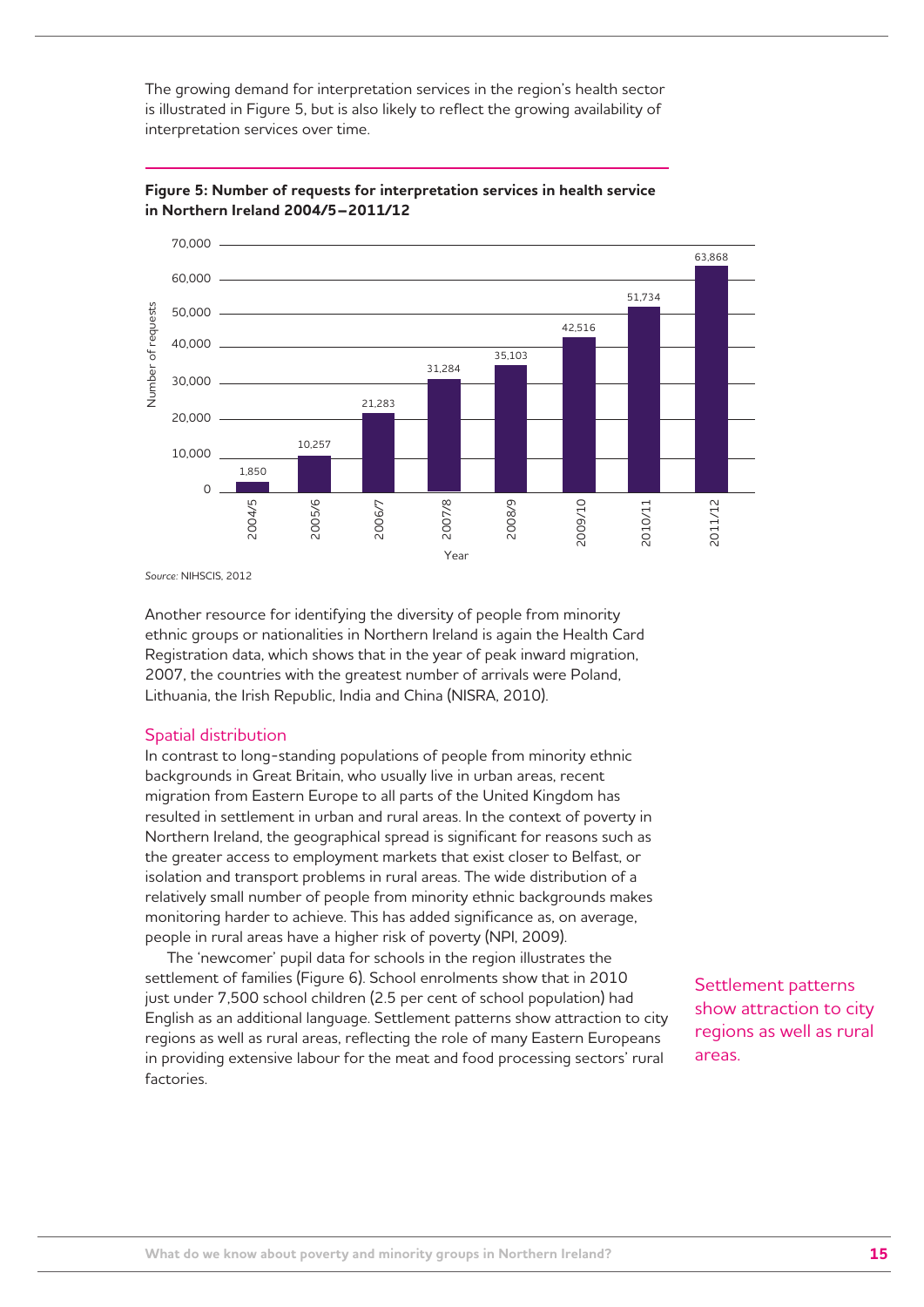The growing demand for interpretation services in the region's health sector is illustrated in Figure 5, but is also likely to reflect the growing availability of interpretation services over time.

**Figure 5: Number of requests for interpretation services in health service in Northern Ireland 2004/5–2011/12**

| Year | Number of requests |
| --- | --- |
| 2004/5 | 1,850 |
| 2005/6 | 10,257 |
| 2006/7 | 21,283 |
| 2007/8 | 31,284 |
| 2008/9 | 35,103 |
| 2009/10 | 42,516 |
| 2010/11 | 51,734 |
| 2011/12 | 63,868 |

*Source:* NIHSCIS, 2012

Another resource for identifying the diversity of people from minority ethnic groups or nationalities in Northern Ireland is again the Health Card Registration data, which shows that in the year of peak inward migration, 2007, the countries with the greatest number of arrivals were Poland, Lithuania, the Irish Republic, India and China (NISRA, 2010).

## Spatial distribution

In contrast to long-standing populations of people from minority ethnic backgrounds in Great Britain, who usually live in urban areas, recent migration from Eastern Europe to all parts of the United Kingdom has resulted in settlement in urban and rural areas. In the context of poverty in Northern Ireland, the geographical spread is significant for reasons such as the greater access to employment markets that exist closer to Belfast, or isolation and transport problems in rural areas. The wide distribution of a relatively small number of people from minority ethnic backgrounds makes monitoring harder to achieve. This has added significance as, on average, people in rural areas have a higher risk of poverty (NPI, 2009).

The 'newcomer' pupil data for schools in the region illustrates the settlement of families (Figure 6). School enrolments show that in 2010 just under 7,500 school children (2.5 per cent of school population) had English as an additional language. Settlement patterns show attraction to city regions as well as rural areas, reflecting the role of many Eastern Europeans in providing extensive labour for the meat and food processing sectors' rural factories.

Settlement patterns show attraction to city regions as well as rural areas.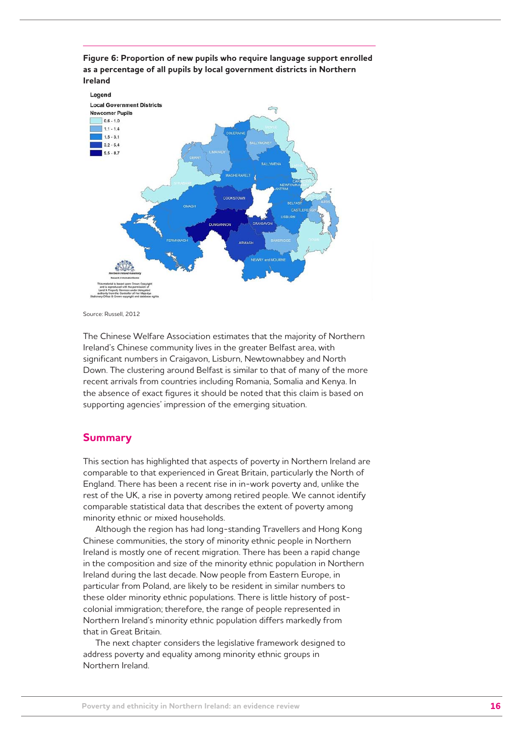**Figure 6: Proportion of new pupils who require language support enrolled as a percentage of all pupils by local government districts in Northern Ireland**

Source: Russell, 2012

The Chinese Welfare Association estimates that the majority of Northern Ireland's Chinese community lives in the greater Belfast area, with significant numbers in Craigavon, Lisburn, Newtownabbey and North Down. The clustering around Belfast is similar to that of many of the more recent arrivals from countries including Romania, Somalia and Kenya. In the absence of exact figures it should be noted that this claim is based on supporting agencies' impression of the emerging situation.

## Summary

This section has highlighted that aspects of poverty in Northern Ireland are comparable to that experienced in Great Britain, particularly the North of England. There has been a recent rise in in-work poverty and, unlike the rest of the UK, a rise in poverty among retired people. We cannot identify comparable statistical data that describes the extent of poverty among minority ethnic or mixed households.

Although the region has had long-standing Travellers and Hong Kong Chinese communities, the story of minority ethnic people in Northern Ireland is mostly one of recent migration. There has been a rapid change in the composition and size of the minority ethnic population in Northern Ireland during the last decade. Now people from Eastern Europe, in particular from Poland, are likely to be resident in similar numbers to these older minority ethnic populations. There is little history of post-colonial immigration; therefore, the range of people represented in Northern Ireland's minority ethnic population differs markedly from that in Great Britain.

The next chapter considers the legislative framework designed to address poverty and equality among minority ethnic groups in Northern Ireland.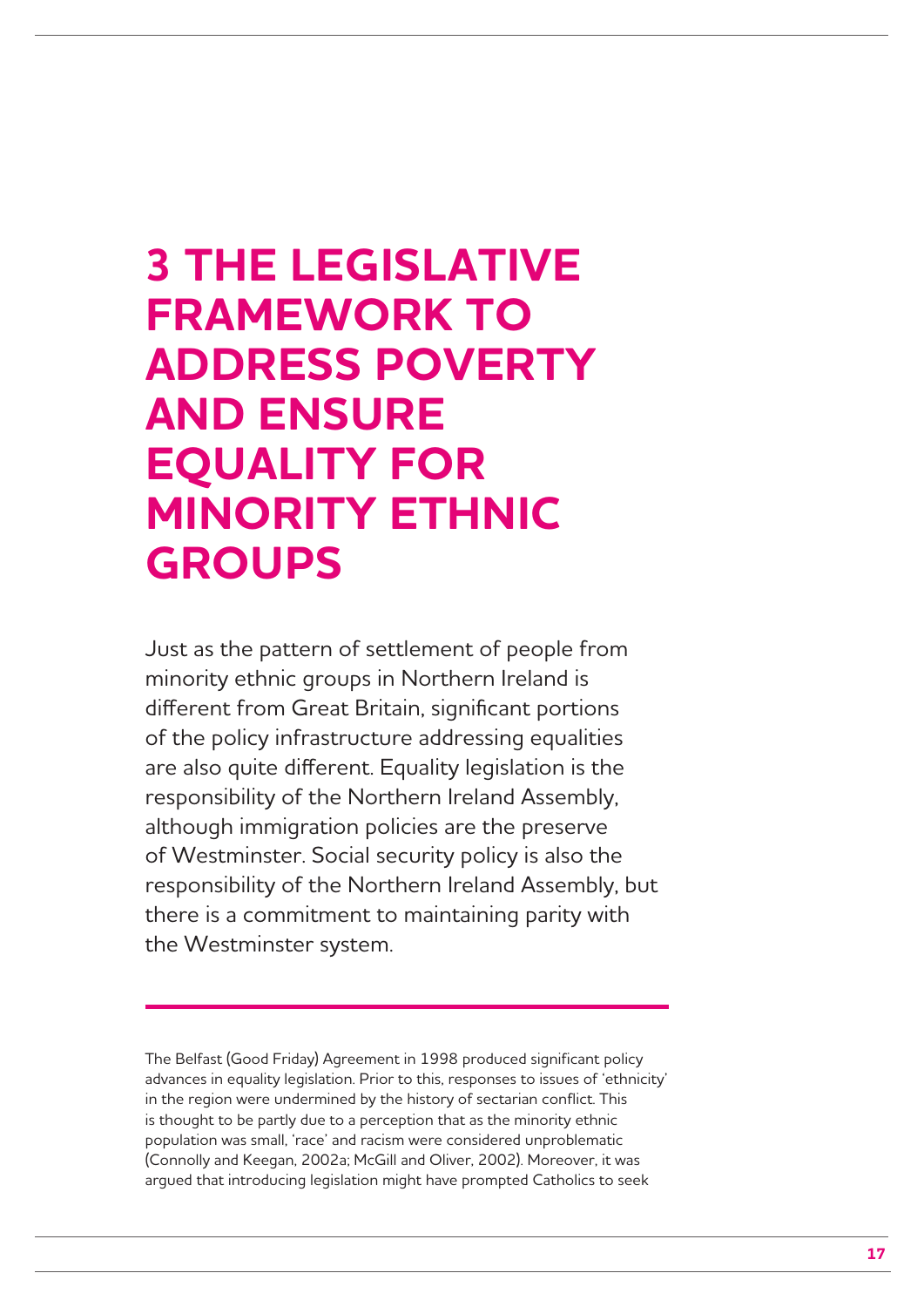# 3 THE LEGISLATIVE FRAMEWORK TO ADDRESS POVERTY AND ENSURE EQUALITY FOR MINORITY ETHNIC GROUPS

Just as the pattern of settlement of people from minority ethnic groups in Northern Ireland is different from Great Britain, significant portions of the policy infrastructure addressing equalities are also quite different. Equality legislation is the responsibility of the Northern Ireland Assembly, although immigration policies are the preserve of Westminster. Social security policy is also the responsibility of the Northern Ireland Assembly, but there is a commitment to maintaining parity with the Westminster system.

---

The Belfast (Good Friday) Agreement in 1998 produced significant policy advances in equality legislation. Prior to this, responses to issues of 'ethnicity' in the region were undermined by the history of sectarian conflict. This is thought to be partly due to a perception that as the minority ethnic population was small, 'race' and racism were considered unproblematic (Connolly and Keegan, 2002a; McGill and Oliver, 2002). Moreover, it was argued that introducing legislation might have prompted Catholics to seek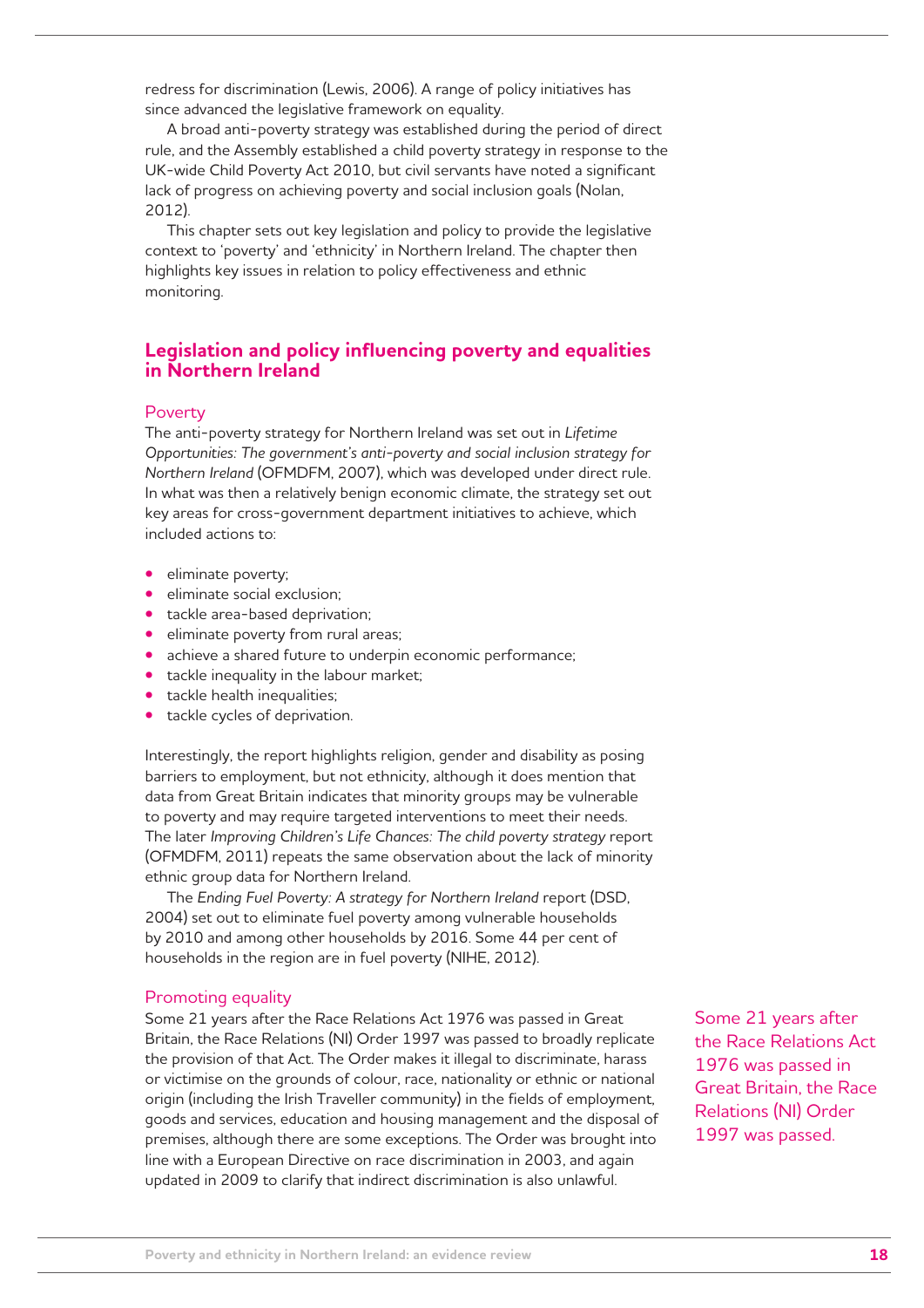redress for discrimination (Lewis, 2006). A range of policy initiatives has since advanced the legislative framework on equality.

A broad anti-poverty strategy was established during the period of direct rule, and the Assembly established a child poverty strategy in response to the UK-wide Child Poverty Act 2010, but civil servants have noted a significant lack of progress on achieving poverty and social inclusion goals (Nolan, 2012).

This chapter sets out key legislation and policy to provide the legislative context to 'poverty' and 'ethnicity' in Northern Ireland. The chapter then highlights key issues in relation to policy effectiveness and ethnic monitoring.

## Legislation and policy influencing poverty and equalities in Northern Ireland

### Poverty

The anti-poverty strategy for Northern Ireland was set out in *Lifetime Opportunities: The government's anti-poverty and social inclusion strategy for Northern Ireland* (OFMDFM, 2007), which was developed under direct rule. In what was then a relatively benign economic climate, the strategy set out key areas for cross-government department initiatives to achieve, which included actions to:

- eliminate poverty;
- eliminate social exclusion;
- tackle area-based deprivation;
- eliminate poverty from rural areas;
- achieve a shared future to underpin economic performance;
- tackle inequality in the labour market;
- tackle health inequalities;
- tackle cycles of deprivation.

Interestingly, the report highlights religion, gender and disability as posing barriers to employment, but not ethnicity, although it does mention that data from Great Britain indicates that minority groups may be vulnerable to poverty and may require targeted interventions to meet their needs. The later *Improving Children's Life Chances: The child poverty strategy* report (OFMDFM, 2011) repeats the same observation about the lack of minority ethnic group data for Northern Ireland.

The *Ending Fuel Poverty: A strategy for Northern Ireland* report (DSD, 2004) set out to eliminate fuel poverty among vulnerable households by 2010 and among other households by 2016. Some 44 per cent of households in the region are in fuel poverty (NIHE, 2012).

### Promoting equality

Some 21 years after the Race Relations Act 1976 was passed in Great Britain, the Race Relations (NI) Order 1997 was passed to broadly replicate the provision of that Act. The Order makes it illegal to discriminate, harass or victimise on the grounds of colour, race, nationality or ethnic or national origin (including the Irish Traveller community) in the fields of employment, goods and services, education and housing management and the disposal of premises, although there are some exceptions. The Order was brought into line with a European Directive on race discrimination in 2003, and again updated in 2009 to clarify that indirect discrimination is also unlawful.

Some 21 years after the Race Relations Act 1976 was passed in Great Britain, the Race Relations (NI) Order 1997 was passed.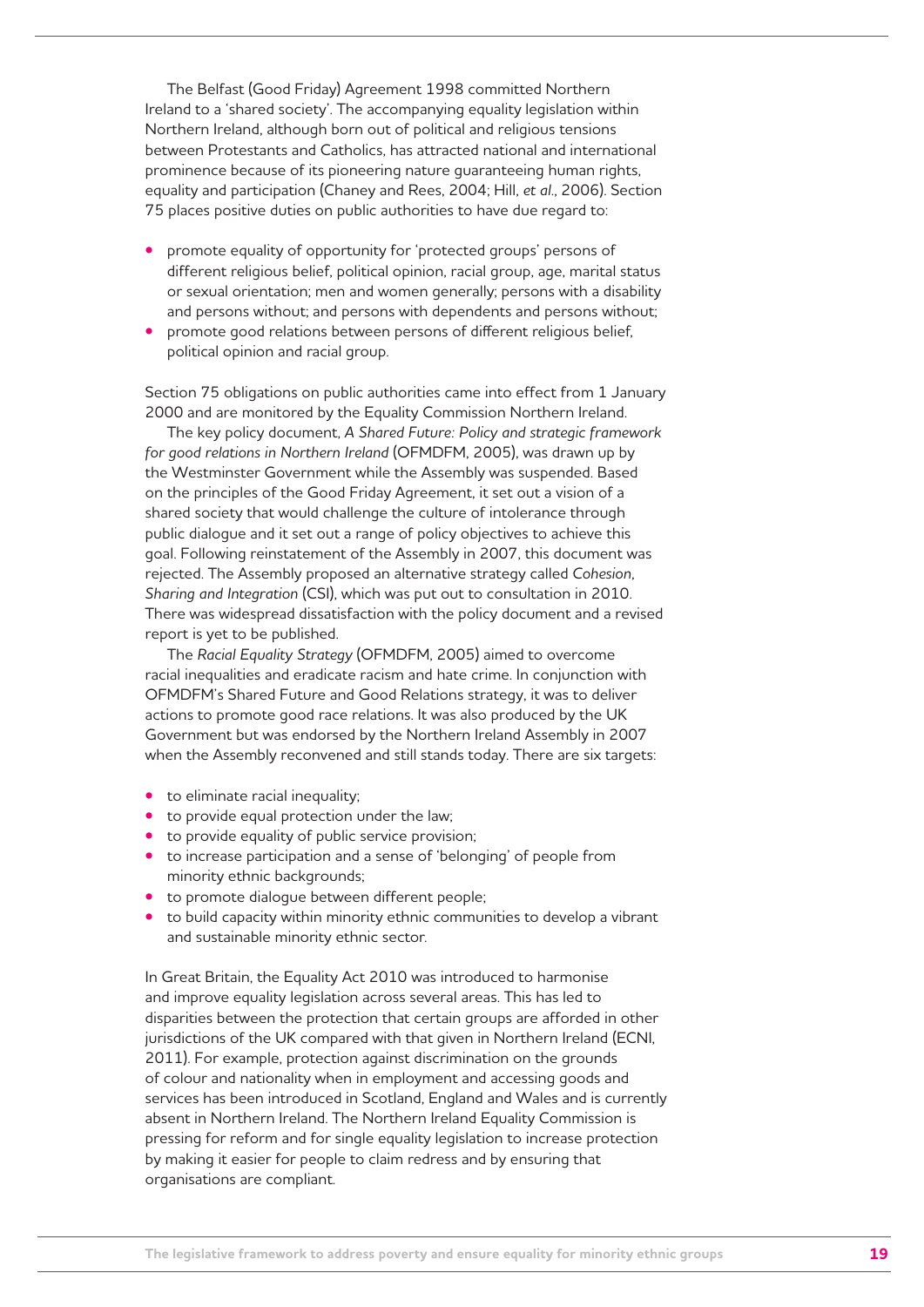The Belfast (Good Friday) Agreement 1998 committed Northern Ireland to a 'shared society'. The accompanying equality legislation within Northern Ireland, although born out of political and religious tensions between Protestants and Catholics, has attracted national and international prominence because of its pioneering nature guaranteeing human rights, equality and participation (Chaney and Rees, 2004; Hill, *et al*., 2006). Section 75 places positive duties on public authorities to have due regard to:

- promote equality of opportunity for 'protected groups' persons of different religious belief, political opinion, racial group, age, marital status or sexual orientation; men and women generally; persons with a disability and persons without; and persons with dependents and persons without;
- promote good relations between persons of different religious belief, political opinion and racial group.

Section 75 obligations on public authorities came into effect from 1 January 2000 and are monitored by the Equality Commission Northern Ireland.

The key policy document, *A Shared Future: Policy and strategic framework for good relations in Northern Ireland* (OFMDFM, 2005), was drawn up by the Westminster Government while the Assembly was suspended. Based on the principles of the Good Friday Agreement, it set out a vision of a shared society that would challenge the culture of intolerance through public dialogue and it set out a range of policy objectives to achieve this goal. Following reinstatement of the Assembly in 2007, this document was rejected. The Assembly proposed an alternative strategy called *Cohesion, Sharing and Integration* (CSI), which was put out to consultation in 2010. There was widespread dissatisfaction with the policy document and a revised report is yet to be published.

The *Racial Equality Strategy* (OFMDFM, 2005) aimed to overcome racial inequalities and eradicate racism and hate crime. In conjunction with OFMDFM's Shared Future and Good Relations strategy, it was to deliver actions to promote good race relations. It was also produced by the UK Government but was endorsed by the Northern Ireland Assembly in 2007 when the Assembly reconvened and still stands today. There are six targets:

- to eliminate racial inequality;
- to provide equal protection under the law;
- to provide equality of public service provision;
- to increase participation and a sense of 'belonging' of people from minority ethnic backgrounds;
- to promote dialogue between different people;
- to build capacity within minority ethnic communities to develop a vibrant and sustainable minority ethnic sector.

In Great Britain, the Equality Act 2010 was introduced to harmonise and improve equality legislation across several areas. This has led to disparities between the protection that certain groups are afforded in other jurisdictions of the UK compared with that given in Northern Ireland (ECNI, 2011). For example, protection against discrimination on the grounds of colour and nationality when in employment and accessing goods and services has been introduced in Scotland, England and Wales and is currently absent in Northern Ireland. The Northern Ireland Equality Commission is pressing for reform and for single equality legislation to increase protection by making it easier for people to claim redress and by ensuring that organisations are compliant.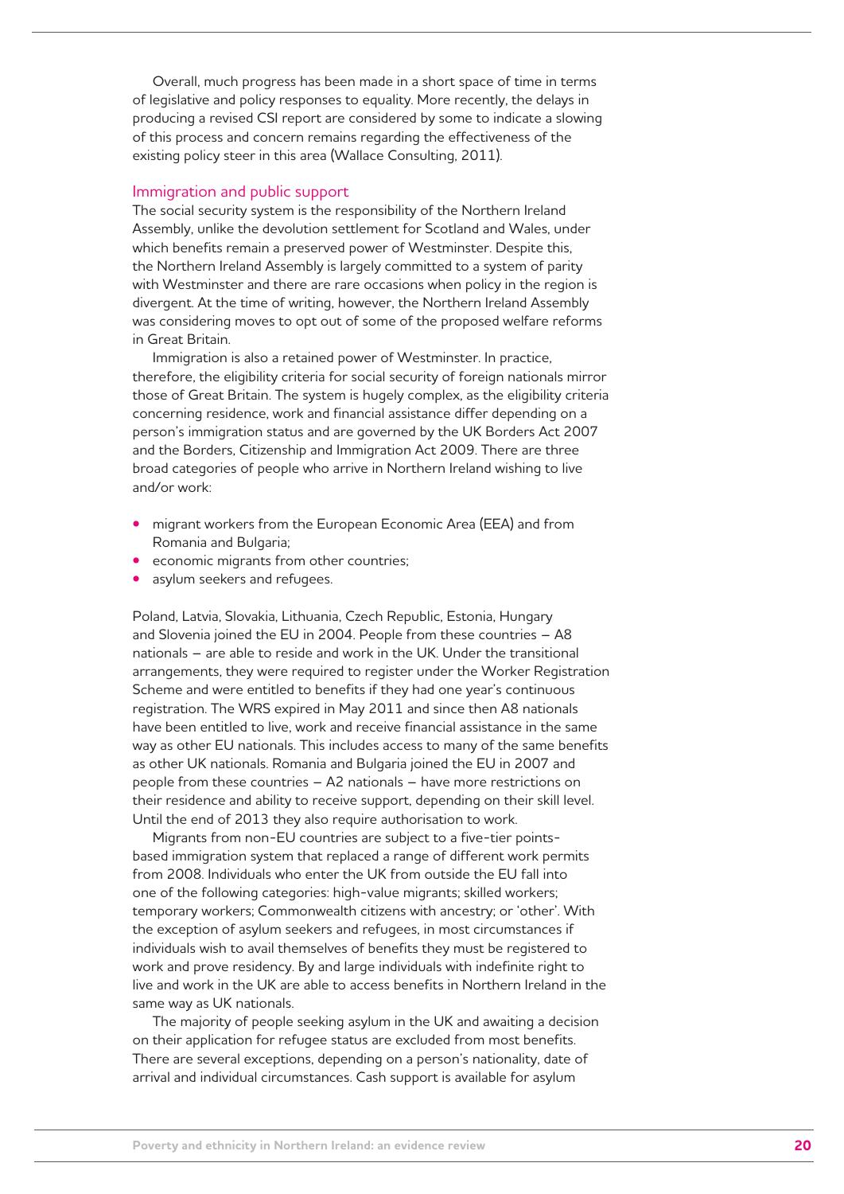Overall, much progress has been made in a short space of time in terms of legislative and policy responses to equality. More recently, the delays in producing a revised CSI report are considered by some to indicate a slowing of this process and concern remains regarding the effectiveness of the existing policy steer in this area (Wallace Consulting, 2011).

## Immigration and public support

The social security system is the responsibility of the Northern Ireland Assembly, unlike the devolution settlement for Scotland and Wales, under which benefits remain a preserved power of Westminster. Despite this, the Northern Ireland Assembly is largely committed to a system of parity with Westminster and there are rare occasions when policy in the region is divergent. At the time of writing, however, the Northern Ireland Assembly was considering moves to opt out of some of the proposed welfare reforms in Great Britain.

Immigration is also a retained power of Westminster. In practice, therefore, the eligibility criteria for social security of foreign nationals mirror those of Great Britain. The system is hugely complex, as the eligibility criteria concerning residence, work and financial assistance differ depending on a person's immigration status and are governed by the UK Borders Act 2007 and the Borders, Citizenship and Immigration Act 2009. There are three broad categories of people who arrive in Northern Ireland wishing to live and/or work:

- migrant workers from the European Economic Area (EEA) and from Romania and Bulgaria;
- economic migrants from other countries;
- asylum seekers and refugees.

Poland, Latvia, Slovakia, Lithuania, Czech Republic, Estonia, Hungary and Slovenia joined the EU in 2004. People from these countries – A8 nationals – are able to reside and work in the UK. Under the transitional arrangements, they were required to register under the Worker Registration Scheme and were entitled to benefits if they had one year's continuous registration. The WRS expired in May 2011 and since then A8 nationals have been entitled to live, work and receive financial assistance in the same way as other EU nationals. This includes access to many of the same benefits as other UK nationals. Romania and Bulgaria joined the EU in 2007 and people from these countries – A2 nationals – have more restrictions on their residence and ability to receive support, depending on their skill level. Until the end of 2013 they also require authorisation to work.

Migrants from non-EU countries are subject to a five-tier points-based immigration system that replaced a range of different work permits from 2008. Individuals who enter the UK from outside the EU fall into one of the following categories: high-value migrants; skilled workers; temporary workers; Commonwealth citizens with ancestry; or 'other'. With the exception of asylum seekers and refugees, in most circumstances if individuals wish to avail themselves of benefits they must be registered to work and prove residency. By and large individuals with indefinite right to live and work in the UK are able to access benefits in Northern Ireland in the same way as UK nationals.

The majority of people seeking asylum in the UK and awaiting a decision on their application for refugee status are excluded from most benefits. There are several exceptions, depending on a person's nationality, date of arrival and individual circumstances. Cash support is available for asylum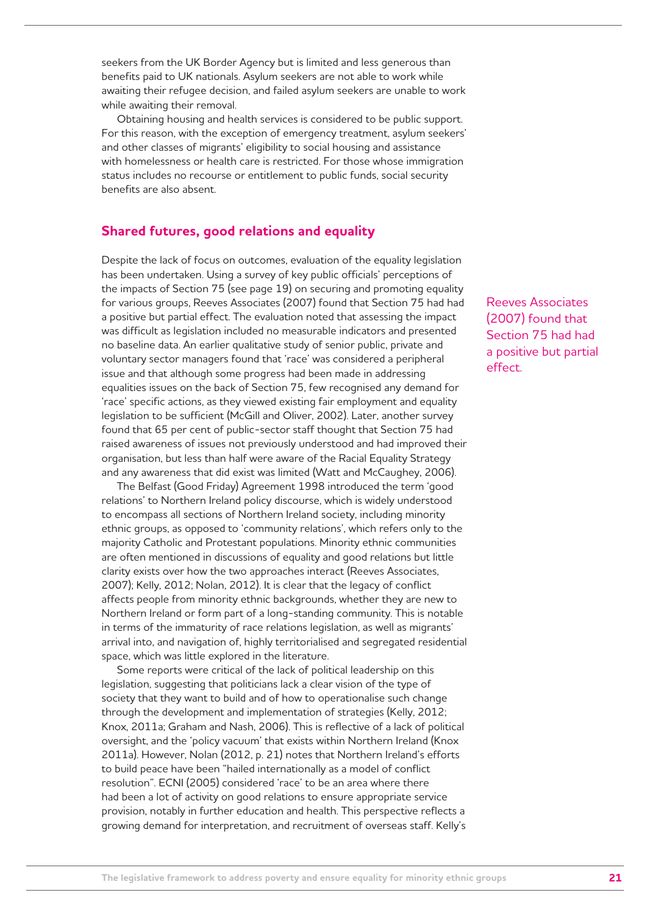seekers from the UK Border Agency but is limited and less generous than benefits paid to UK nationals. Asylum seekers are not able to work while awaiting their refugee decision, and failed asylum seekers are unable to work while awaiting their removal.

Obtaining housing and health services is considered to be public support. For this reason, with the exception of emergency treatment, asylum seekers' and other classes of migrants' eligibility to social housing and assistance with homelessness or health care is restricted. For those whose immigration status includes no recourse or entitlement to public funds, social security benefits are also absent.

## Shared futures, good relations and equality

Despite the lack of focus on outcomes, evaluation of the equality legislation has been undertaken. Using a survey of key public officials' perceptions of the impacts of Section 75 (see page 19) on securing and promoting equality for various groups, Reeves Associates (2007) found that Section 75 had had a positive but partial effect. The evaluation noted that assessing the impact was difficult as legislation included no measurable indicators and presented no baseline data. An earlier qualitative study of senior public, private and voluntary sector managers found that 'race' was considered a peripheral issue and that although some progress had been made in addressing equalities issues on the back of Section 75, few recognised any demand for 'race' specific actions, as they viewed existing fair employment and equality legislation to be sufficient (McGill and Oliver, 2002). Later, another survey found that 65 per cent of public-sector staff thought that Section 75 had raised awareness of issues not previously understood and had improved their organisation, but less than half were aware of the Racial Equality Strategy and any awareness that did exist was limited (Watt and McCaughey, 2006).

> Reeves Associates (2007) found that Section 75 had had a positive but partial effect.

The Belfast (Good Friday) Agreement 1998 introduced the term 'good relations' to Northern Ireland policy discourse, which is widely understood to encompass all sections of Northern Ireland society, including minority ethnic groups, as opposed to 'community relations', which refers only to the majority Catholic and Protestant populations. Minority ethnic communities are often mentioned in discussions of equality and good relations but little clarity exists over how the two approaches interact (Reeves Associates, 2007); Kelly, 2012; Nolan, 2012). It is clear that the legacy of conflict affects people from minority ethnic backgrounds, whether they are new to Northern Ireland or form part of a long-standing community. This is notable in terms of the immaturity of race relations legislation, as well as migrants' arrival into, and navigation of, highly territorialised and segregated residential space, which was little explored in the literature.

Some reports were critical of the lack of political leadership on this legislation, suggesting that politicians lack a clear vision of the type of society that they want to build and of how to operationalise such change through the development and implementation of strategies (Kelly, 2012; Knox, 2011a; Graham and Nash, 2006). This is reflective of a lack of political oversight, and the 'policy vacuum' that exists within Northern Ireland (Knox 2011a). However, Nolan (2012, p. 21) notes that Northern Ireland's efforts to build peace have been "hailed internationally as a model of conflict resolution". ECNI (2005) considered 'race' to be an area where there had been a lot of activity on good relations to ensure appropriate service provision, notably in further education and health. This perspective reflects a growing demand for interpretation, and recruitment of overseas staff. Kelly's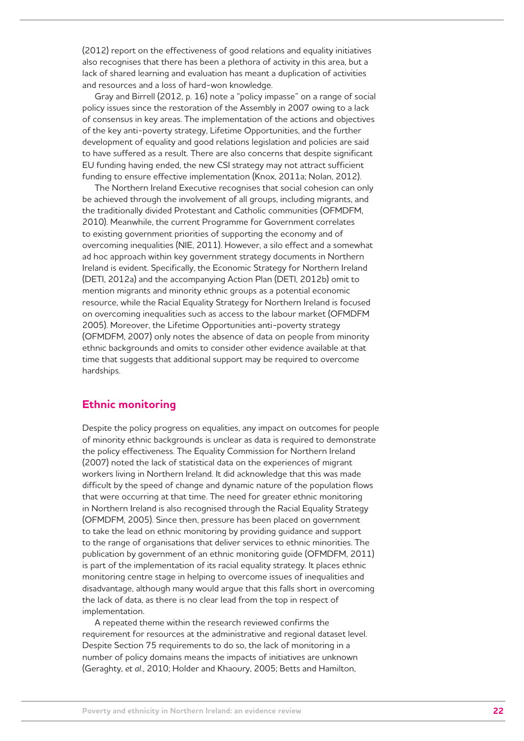(2012) report on the effectiveness of good relations and equality initiatives also recognises that there has been a plethora of activity in this area, but a lack of shared learning and evaluation has meant a duplication of activities and resources and a loss of hard-won knowledge.

Gray and Birrell (2012, p. 16) note a "policy impasse" on a range of social policy issues since the restoration of the Assembly in 2007 owing to a lack of consensus in key areas. The implementation of the actions and objectives of the key anti-poverty strategy, Lifetime Opportunities, and the further development of equality and good relations legislation and policies are said to have suffered as a result. There are also concerns that despite significant EU funding having ended, the new CSI strategy may not attract sufficient funding to ensure effective implementation (Knox, 2011a; Nolan, 2012).

The Northern Ireland Executive recognises that social cohesion can only be achieved through the involvement of all groups, including migrants, and the traditionally divided Protestant and Catholic communities (OFMDFM, 2010). Meanwhile, the current Programme for Government correlates to existing government priorities of supporting the economy and of overcoming inequalities (NIE, 2011). However, a silo effect and a somewhat ad hoc approach within key government strategy documents in Northern Ireland is evident. Specifically, the Economic Strategy for Northern Ireland (DETI, 2012a) and the accompanying Action Plan (DETI, 2012b) omit to mention migrants and minority ethnic groups as a potential economic resource, while the Racial Equality Strategy for Northern Ireland is focused on overcoming inequalities such as access to the labour market (OFMDFM 2005). Moreover, the Lifetime Opportunities anti-poverty strategy (OFMDFM, 2007) only notes the absence of data on people from minority ethnic backgrounds and omits to consider other evidence available at that time that suggests that additional support may be required to overcome hardships.

## Ethnic monitoring

Despite the policy progress on equalities, any impact on outcomes for people of minority ethnic backgrounds is unclear as data is required to demonstrate the policy effectiveness. The Equality Commission for Northern Ireland (2007) noted the lack of statistical data on the experiences of migrant workers living in Northern Ireland. It did acknowledge that this was made difficult by the speed of change and dynamic nature of the population flows that were occurring at that time. The need for greater ethnic monitoring in Northern Ireland is also recognised through the Racial Equality Strategy (OFMDFM, 2005). Since then, pressure has been placed on government to take the lead on ethnic monitoring by providing guidance and support to the range of organisations that deliver services to ethnic minorities. The publication by government of an ethnic monitoring guide (OFMDFM, 2011) is part of the implementation of its racial equality strategy. It places ethnic monitoring centre stage in helping to overcome issues of inequalities and disadvantage, although many would argue that this falls short in overcoming the lack of data, as there is no clear lead from the top in respect of implementation.

A repeated theme within the research reviewed confirms the requirement for resources at the administrative and regional dataset level. Despite Section 75 requirements to do so, the lack of monitoring in a number of policy domains means the impacts of initiatives are unknown (Geraghty, *et al.*, 2010; Holder and Khaoury, 2005; Betts and Hamilton,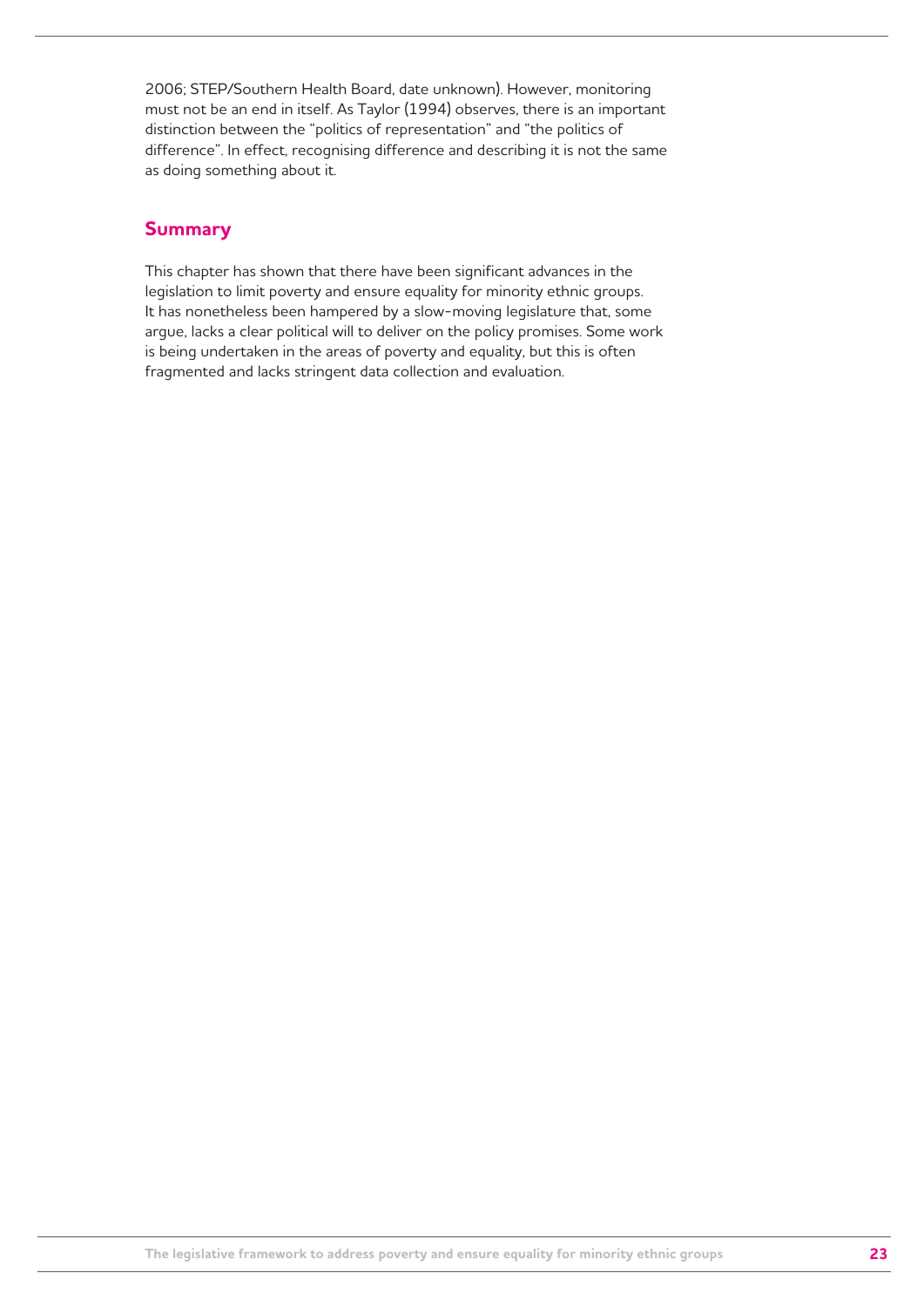2006; STEP/Southern Health Board, date unknown). However, monitoring must not be an end in itself. As Taylor (1994) observes, there is an important distinction between the "politics of representation" and "the politics of difference". In effect, recognising difference and describing it is not the same as doing something about it.

## Summary

This chapter has shown that there have been significant advances in the legislation to limit poverty and ensure equality for minority ethnic groups. It has nonetheless been hampered by a slow-moving legislature that, some argue, lacks a clear political will to deliver on the policy promises. Some work is being undertaken in the areas of poverty and equality, but this is often fragmented and lacks stringent data collection and evaluation.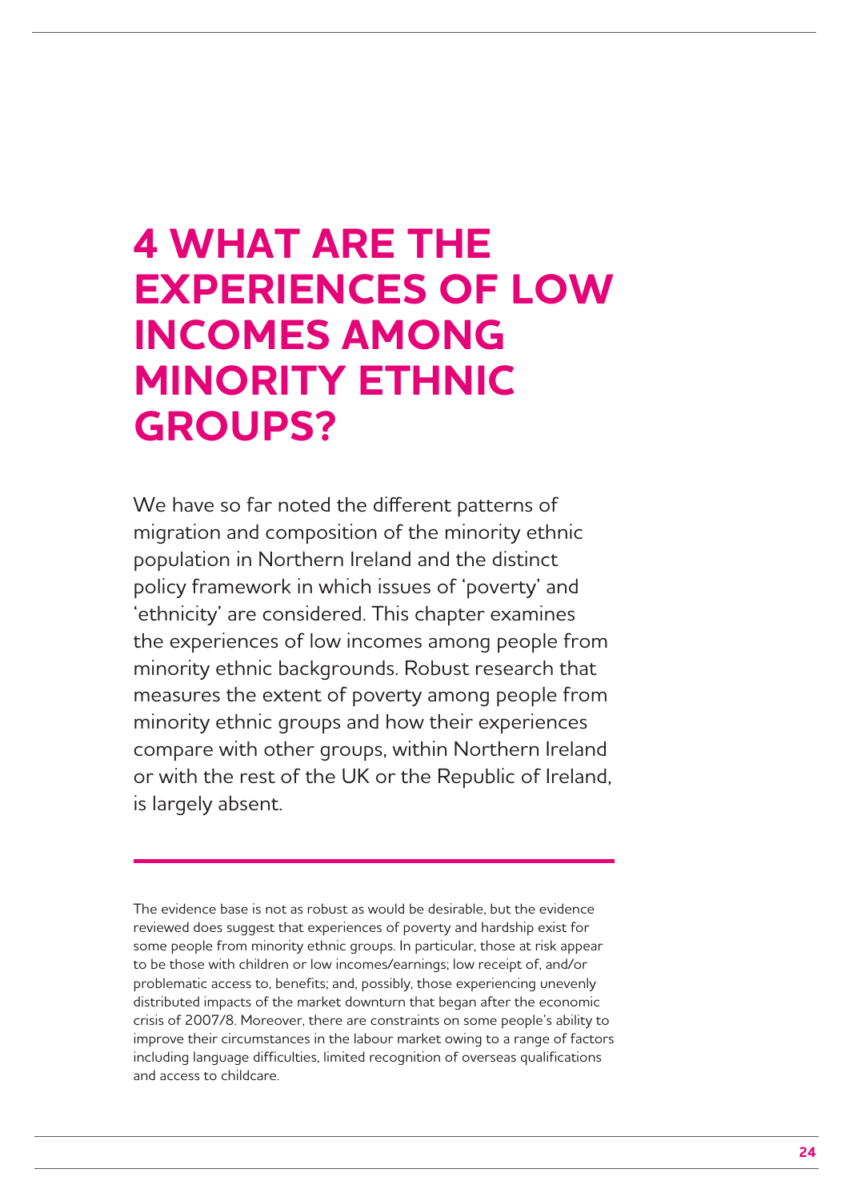# 4 WHAT ARE THE EXPERIENCES OF LOW INCOMES AMONG MINORITY ETHNIC GROUPS?

We have so far noted the different patterns of migration and composition of the minority ethnic population in Northern Ireland and the distinct policy framework in which issues of 'poverty' and 'ethnicity' are considered. This chapter examines the experiences of low incomes among people from minority ethnic backgrounds. Robust research that measures the extent of poverty among people from minority ethnic groups and how their experiences compare with other groups, within Northern Ireland or with the rest of the UK or the Republic of Ireland, is largely absent.

---

The evidence base is not as robust as would be desirable, but the evidence reviewed does suggest that experiences of poverty and hardship exist for some people from minority ethnic groups. In particular, those at risk appear to be those with children or low incomes/earnings; low receipt of, and/or problematic access to, benefits; and, possibly, those experiencing unevenly distributed impacts of the market downturn that began after the economic crisis of 2007/8. Moreover, there are constraints on some people's ability to improve their circumstances in the labour market owing to a range of factors including language difficulties, limited recognition of overseas qualifications and access to childcare.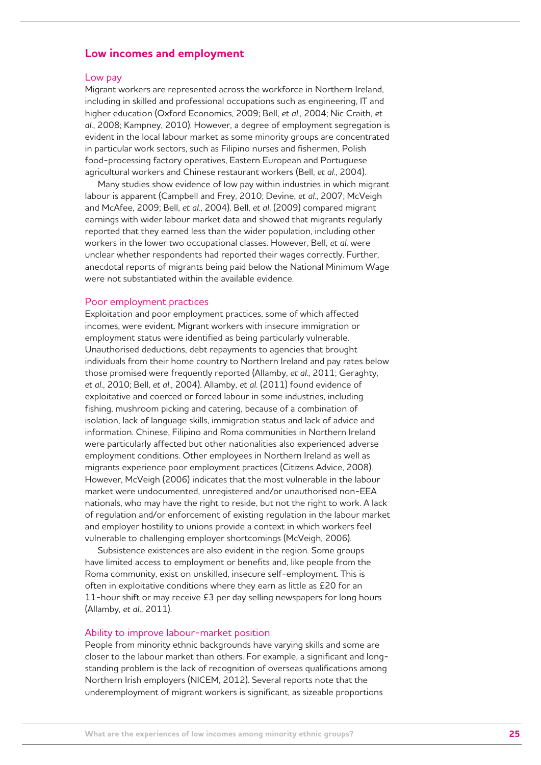## Low incomes and employment

### Low pay

Migrant workers are represented across the workforce in Northern Ireland, including in skilled and professional occupations such as engineering, IT and higher education (Oxford Economics, 2009; Bell, *et al.*, 2004; Nic Craith, *et al.*, 2008; Kampney, 2010). However, a degree of employment segregation is evident in the local labour market as some minority groups are concentrated in particular work sectors, such as Filipino nurses and fishermen, Polish food-processing factory operatives, Eastern European and Portuguese agricultural workers and Chinese restaurant workers (Bell, *et al.*, 2004).

Many studies show evidence of low pay within industries in which migrant labour is apparent (Campbell and Frey, 2010; Devine, *et al.*, 2007; McVeigh and McAfee, 2009; Bell, *et al.*, 2004). Bell, *et al.* (2009) compared migrant earnings with wider labour market data and showed that migrants regularly reported that they earned less than the wider population, including other workers in the lower two occupational classes. However, Bell, *et al.* were unclear whether respondents had reported their wages correctly. Further, anecdotal reports of migrants being paid below the National Minimum Wage were not substantiated within the available evidence.

### Poor employment practices

Exploitation and poor employment practices, some of which affected incomes, were evident. Migrant workers with insecure immigration or employment status were identified as being particularly vulnerable. Unauthorised deductions, debt repayments to agencies that brought individuals from their home country to Northern Ireland and pay rates below those promised were frequently reported (Allamby, *et al.*, 2011; Geraghty, *et al.*, 2010; Bell, *et al.*, 2004). Allamby, *et al.* (2011) found evidence of exploitative and coerced or forced labour in some industries, including fishing, mushroom picking and catering, because of a combination of isolation, lack of language skills, immigration status and lack of advice and information. Chinese, Filipino and Roma communities in Northern Ireland were particularly affected but other nationalities also experienced adverse employment conditions. Other employees in Northern Ireland as well as migrants experience poor employment practices (Citizens Advice, 2008). However, McVeigh (2006) indicates that the most vulnerable in the labour market were undocumented, unregistered and/or unauthorised non-EEA nationals, who may have the right to reside, but not the right to work. A lack of regulation and/or enforcement of existing regulation in the labour market and employer hostility to unions provide a context in which workers feel vulnerable to challenging employer shortcomings (McVeigh, 2006).

Subsistence existences are also evident in the region. Some groups have limited access to employment or benefits and, like people from the Roma community, exist on unskilled, insecure self-employment. This is often in exploitative conditions where they earn as little as £20 for an 11-hour shift or may receive £3 per day selling newspapers for long hours (Allamby, *et al.*, 2011).

### Ability to improve labour-market position

People from minority ethnic backgrounds have varying skills and some are closer to the labour market than others. For example, a significant and long-standing problem is the lack of recognition of overseas qualifications among Northern Irish employers (NICEM, 2012). Several reports note that the underemployment of migrant workers is significant, as sizeable proportions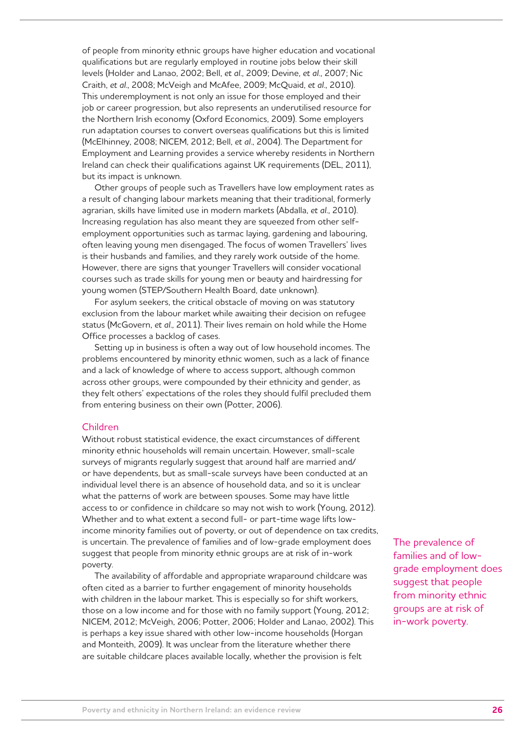of people from minority ethnic groups have higher education and vocational qualifications but are regularly employed in routine jobs below their skill levels (Holder and Lanao, 2002; Bell, *et al*., 2009; Devine, *et al*., 2007; Nic Craith, *et al*., 2008; McVeigh and McAfee, 2009; McQuaid, *et al*., 2010). This underemployment is not only an issue for those employed and their job or career progression, but also represents an underutilised resource for the Northern Irish economy (Oxford Economics, 2009). Some employers run adaptation courses to convert overseas qualifications but this is limited (McElhinney, 2008; NICEM, 2012; Bell, *et al*., 2004). The Department for Employment and Learning provides a service whereby residents in Northern Ireland can check their qualifications against UK requirements (DEL, 2011), but its impact is unknown.

Other groups of people such as Travellers have low employment rates as a result of changing labour markets meaning that their traditional, formerly agrarian, skills have limited use in modern markets (Abdalla, *et al*., 2010). Increasing regulation has also meant they are squeezed from other self-employment opportunities such as tarmac laying, gardening and labouring, often leaving young men disengaged. The focus of women Travellers' lives is their husbands and families, and they rarely work outside of the home. However, there are signs that younger Travellers will consider vocational courses such as trade skills for young men or beauty and hairdressing for young women (STEP/Southern Health Board, date unknown).

For asylum seekers, the critical obstacle of moving on was statutory exclusion from the labour market while awaiting their decision on refugee status (McGovern, *et al*., 2011). Their lives remain on hold while the Home Office processes a backlog of cases.

Setting up in business is often a way out of low household incomes. The problems encountered by minority ethnic women, such as a lack of finance and a lack of knowledge of where to access support, although common across other groups, were compounded by their ethnicity and gender, as they felt others' expectations of the roles they should fulfil precluded them from entering business on their own (Potter, 2006).

### Children

Without robust statistical evidence, the exact circumstances of different minority ethnic households will remain uncertain. However, small-scale surveys of migrants regularly suggest that around half are married and/or have dependents, but as small-scale surveys have been conducted at an individual level there is an absence of household data, and so it is unclear what the patterns of work are between spouses. Some may have little access to or confidence in childcare so may not wish to work (Young, 2012). Whether and to what extent a second full- or part-time wage lifts low-income minority families out of poverty, or out of dependence on tax credits, is uncertain. The prevalence of families and of low-grade employment does suggest that people from minority ethnic groups are at risk of in-work poverty.

> The prevalence of families and of low-grade employment does suggest that people from minority ethnic groups are at risk of in-work poverty.

The availability of affordable and appropriate wraparound childcare was often cited as a barrier to further engagement of minority households with children in the labour market. This is especially so for shift workers, those on a low income and for those with no family support (Young, 2012; NICEM, 2012; McVeigh, 2006; Potter, 2006; Holder and Lanao, 2002). This is perhaps a key issue shared with other low-income households (Horgan and Monteith, 2009). It was unclear from the literature whether there are suitable childcare places available locally, whether the provision is felt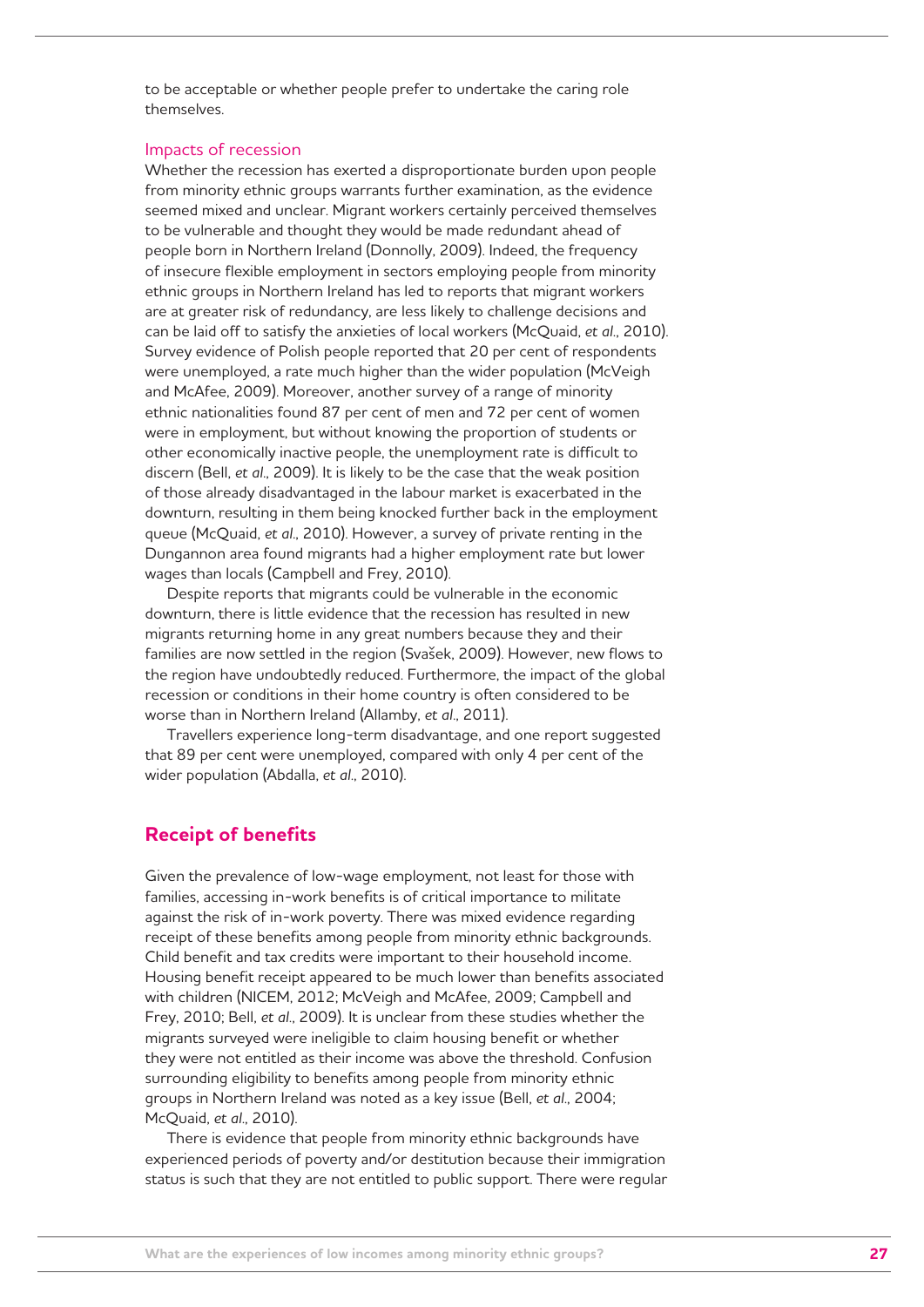to be acceptable or whether people prefer to undertake the caring role themselves.

### Impacts of recession

Whether the recession has exerted a disproportionate burden upon people from minority ethnic groups warrants further examination, as the evidence seemed mixed and unclear. Migrant workers certainly perceived themselves to be vulnerable and thought they would be made redundant ahead of people born in Northern Ireland (Donnolly, 2009). Indeed, the frequency of insecure flexible employment in sectors employing people from minority ethnic groups in Northern Ireland has led to reports that migrant workers are at greater risk of redundancy, are less likely to challenge decisions and can be laid off to satisfy the anxieties of local workers (McQuaid, *et al.*, 2010). Survey evidence of Polish people reported that 20 per cent of respondents were unemployed, a rate much higher than the wider population (McVeigh and McAfee, 2009). Moreover, another survey of a range of minority ethnic nationalities found 87 per cent of men and 72 per cent of women were in employment, but without knowing the proportion of students or other economically inactive people, the unemployment rate is difficult to discern (Bell, *et al.*, 2009). It is likely to be the case that the weak position of those already disadvantaged in the labour market is exacerbated in the downturn, resulting in them being knocked further back in the employment queue (McQuaid, *et al.*, 2010). However, a survey of private renting in the Dungannon area found migrants had a higher employment rate but lower wages than locals (Campbell and Frey, 2010).

Despite reports that migrants could be vulnerable in the economic downturn, there is little evidence that the recession has resulted in new migrants returning home in any great numbers because they and their families are now settled in the region (Svašek, 2009). However, new flows to the region have undoubtedly reduced. Furthermore, the impact of the global recession or conditions in their home country is often considered to be worse than in Northern Ireland (Allamby, *et al.*, 2011).

Travellers experience long-term disadvantage, and one report suggested that 89 per cent were unemployed, compared with only 4 per cent of the wider population (Abdalla, *et al.*, 2010).

## Receipt of benefits

Given the prevalence of low-wage employment, not least for those with families, accessing in-work benefits is of critical importance to militate against the risk of in-work poverty. There was mixed evidence regarding receipt of these benefits among people from minority ethnic backgrounds. Child benefit and tax credits were important to their household income. Housing benefit receipt appeared to be much lower than benefits associated with children (NICEM, 2012; McVeigh and McAfee, 2009; Campbell and Frey, 2010; Bell, *et al.*, 2009). It is unclear from these studies whether the migrants surveyed were ineligible to claim housing benefit or whether they were not entitled as their income was above the threshold. Confusion surrounding eligibility to benefits among people from minority ethnic groups in Northern Ireland was noted as a key issue (Bell, *et al.*, 2004; McQuaid, *et al.*, 2010).

There is evidence that people from minority ethnic backgrounds have experienced periods of poverty and/or destitution because their immigration status is such that they are not entitled to public support. There were regular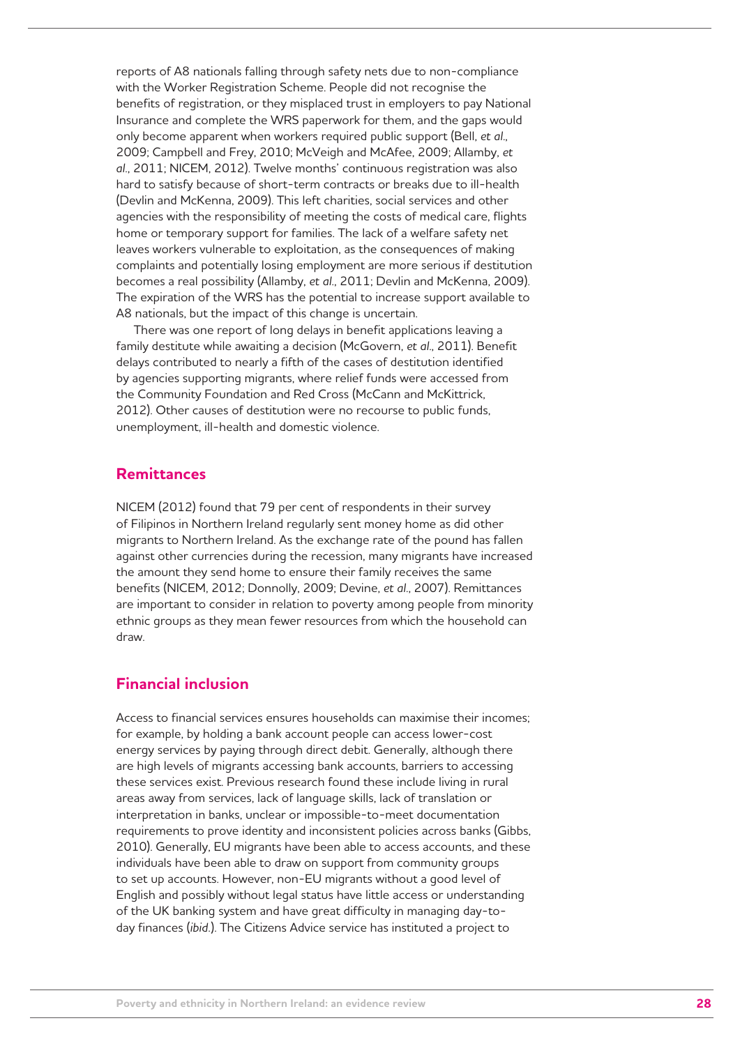reports of A8 nationals falling through safety nets due to non-compliance with the Worker Registration Scheme. People did not recognise the benefits of registration, or they misplaced trust in employers to pay National Insurance and complete the WRS paperwork for them, and the gaps would only become apparent when workers required public support (Bell, *et al*., 2009; Campbell and Frey, 2010; McVeigh and McAfee, 2009; Allamby, *et al*., 2011; NICEM, 2012). Twelve months' continuous registration was also hard to satisfy because of short-term contracts or breaks due to ill-health (Devlin and McKenna, 2009). This left charities, social services and other agencies with the responsibility of meeting the costs of medical care, flights home or temporary support for families. The lack of a welfare safety net leaves workers vulnerable to exploitation, as the consequences of making complaints and potentially losing employment are more serious if destitution becomes a real possibility (Allamby, *et al*., 2011; Devlin and McKenna, 2009). The expiration of the WRS has the potential to increase support available to A8 nationals, but the impact of this change is uncertain.

There was one report of long delays in benefit applications leaving a family destitute while awaiting a decision (McGovern, *et al*., 2011). Benefit delays contributed to nearly a fifth of the cases of destitution identified by agencies supporting migrants, where relief funds were accessed from the Community Foundation and Red Cross (McCann and McKittrick, 2012). Other causes of destitution were no recourse to public funds, unemployment, ill-health and domestic violence.

## Remittances

NICEM (2012) found that 79 per cent of respondents in their survey of Filipinos in Northern Ireland regularly sent money home as did other migrants to Northern Ireland. As the exchange rate of the pound has fallen against other currencies during the recession, many migrants have increased the amount they send home to ensure their family receives the same benefits (NICEM, 2012; Donnolly, 2009; Devine, *et al*., 2007). Remittances are important to consider in relation to poverty among people from minority ethnic groups as they mean fewer resources from which the household can draw.

## Financial inclusion

Access to financial services ensures households can maximise their incomes; for example, by holding a bank account people can access lower-cost energy services by paying through direct debit. Generally, although there are high levels of migrants accessing bank accounts, barriers to accessing these services exist. Previous research found these include living in rural areas away from services, lack of language skills, lack of translation or interpretation in banks, unclear or impossible-to-meet documentation requirements to prove identity and inconsistent policies across banks (Gibbs, 2010). Generally, EU migrants have been able to access accounts, and these individuals have been able to draw on support from community groups to set up accounts. However, non-EU migrants without a good level of English and possibly without legal status have little access or understanding of the UK banking system and have great difficulty in managing day-to-day finances (*ibid*.). The Citizens Advice service has instituted a project to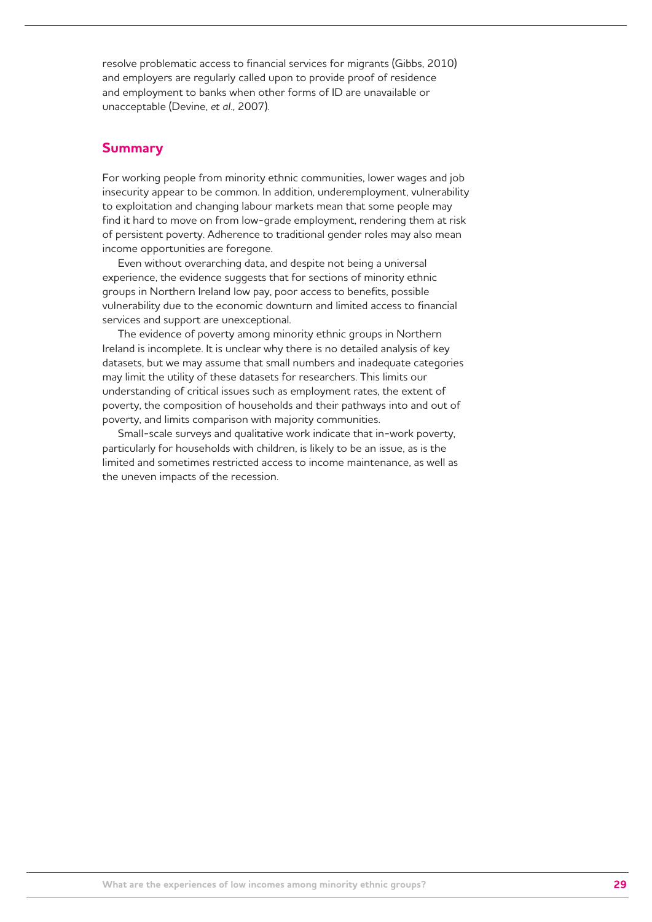resolve problematic access to financial services for migrants (Gibbs, 2010) and employers are regularly called upon to provide proof of residence and employment to banks when other forms of ID are unavailable or unacceptable (Devine, *et al.*, 2007).

## Summary

For working people from minority ethnic communities, lower wages and job insecurity appear to be common. In addition, underemployment, vulnerability to exploitation and changing labour markets mean that some people may find it hard to move on from low-grade employment, rendering them at risk of persistent poverty. Adherence to traditional gender roles may also mean income opportunities are foregone.

Even without overarching data, and despite not being a universal experience, the evidence suggests that for sections of minority ethnic groups in Northern Ireland low pay, poor access to benefits, possible vulnerability due to the economic downturn and limited access to financial services and support are unexceptional.

The evidence of poverty among minority ethnic groups in Northern Ireland is incomplete. It is unclear why there is no detailed analysis of key datasets, but we may assume that small numbers and inadequate categories may limit the utility of these datasets for researchers. This limits our understanding of critical issues such as employment rates, the extent of poverty, the composition of households and their pathways into and out of poverty, and limits comparison with majority communities.

Small-scale surveys and qualitative work indicate that in-work poverty, particularly for households with children, is likely to be an issue, as is the limited and sometimes restricted access to income maintenance, as well as the uneven impacts of the recession.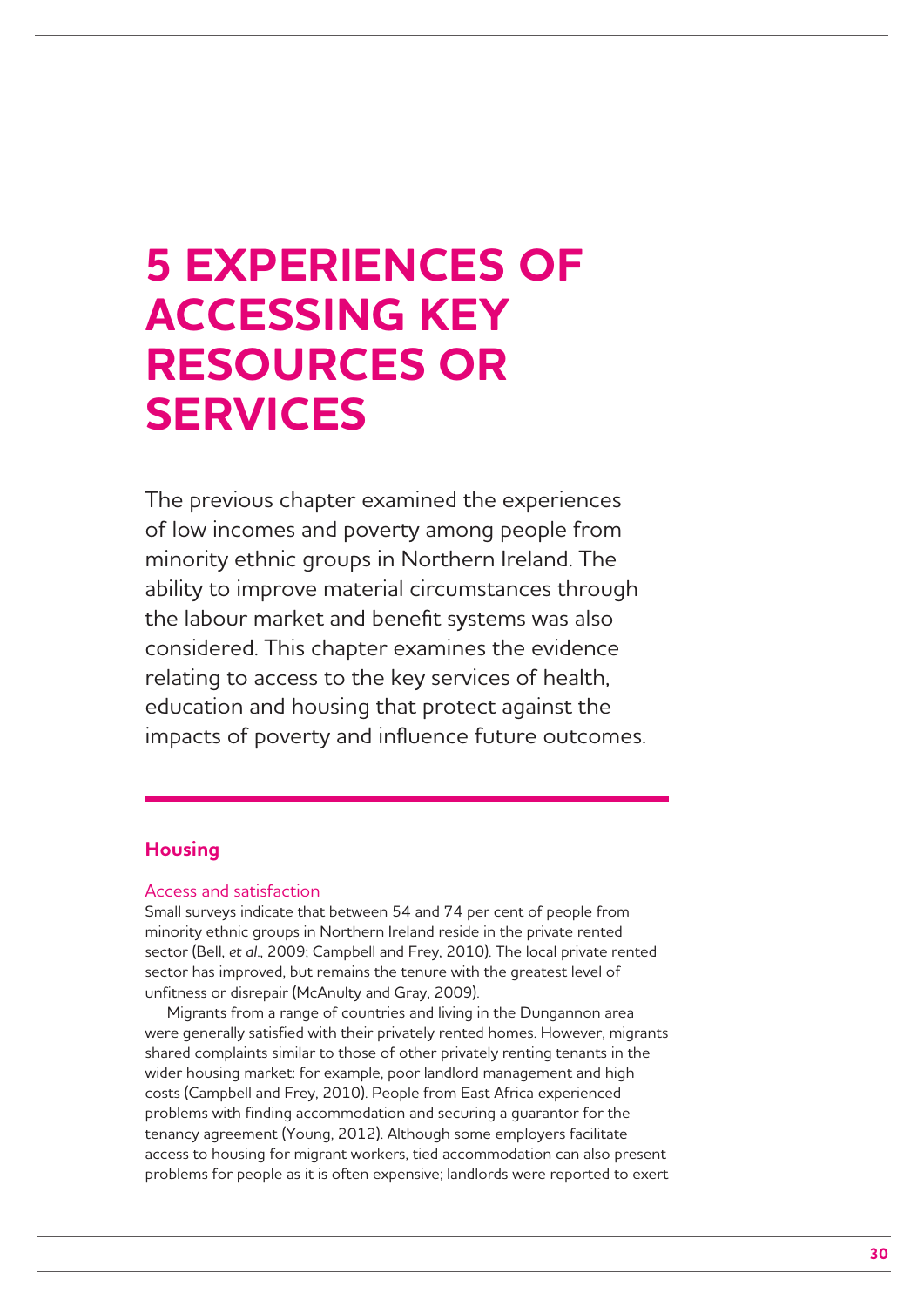# 5 EXPERIENCES OF ACCESSING KEY RESOURCES OR SERVICES

The previous chapter examined the experiences of low incomes and poverty among people from minority ethnic groups in Northern Ireland. The ability to improve material circumstances through the labour market and benefit systems was also considered. This chapter examines the evidence relating to access to the key services of health, education and housing that protect against the impacts of poverty and influence future outcomes.

## Housing

### Access and satisfaction

Small surveys indicate that between 54 and 74 per cent of people from minority ethnic groups in Northern Ireland reside in the private rented sector (Bell, *et al.*, 2009; Campbell and Frey, 2010). The local private rented sector has improved, but remains the tenure with the greatest level of unfitness or disrepair (McAnulty and Gray, 2009).

Migrants from a range of countries and living in the Dungannon area were generally satisfied with their privately rented homes. However, migrants shared complaints similar to those of other privately renting tenants in the wider housing market: for example, poor landlord management and high costs (Campbell and Frey, 2010). People from East Africa experienced problems with finding accommodation and securing a guarantor for the tenancy agreement (Young, 2012). Although some employers facilitate access to housing for migrant workers, tied accommodation can also present problems for people as it is often expensive; landlords were reported to exert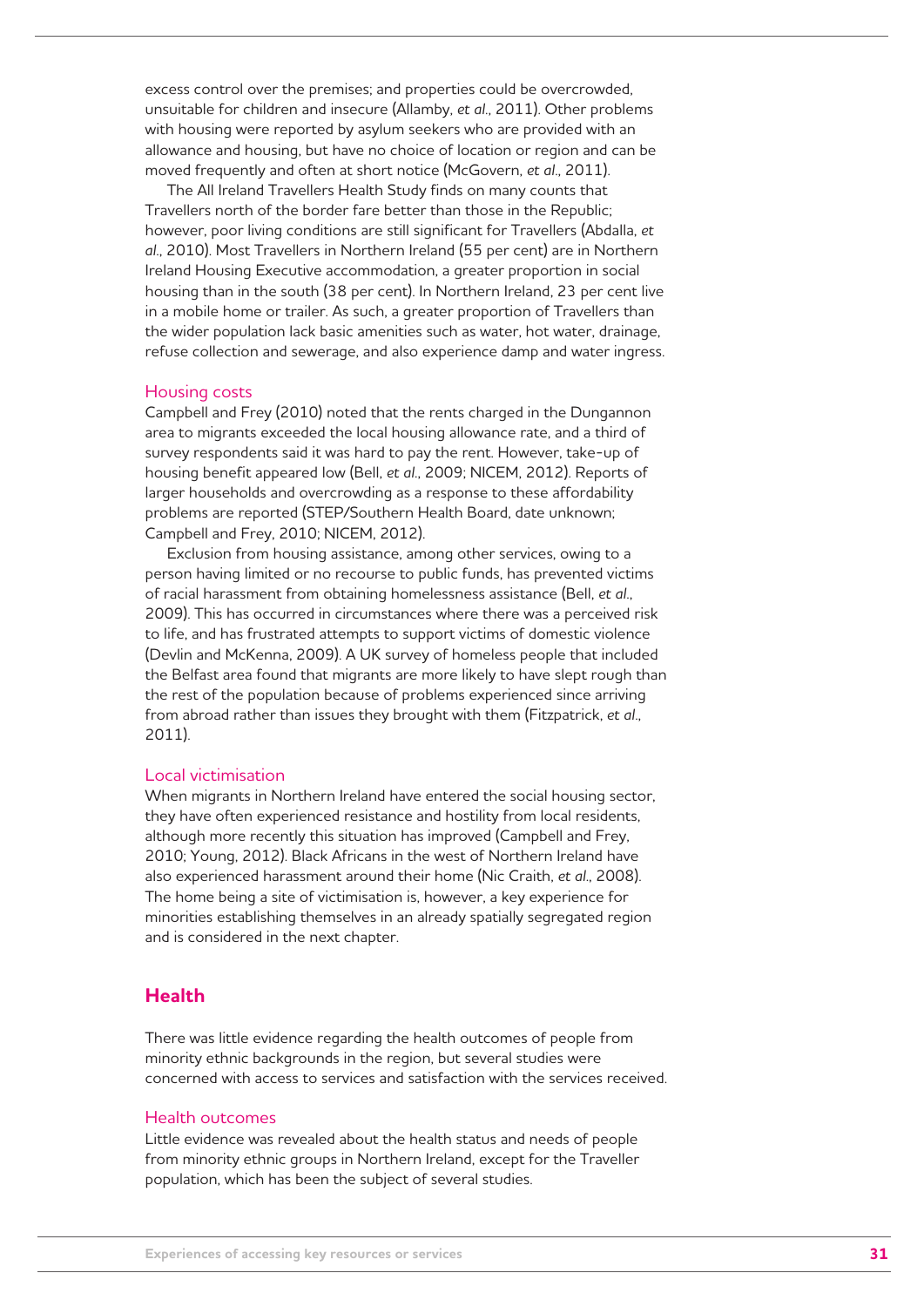excess control over the premises; and properties could be overcrowded, unsuitable for children and insecure (Allamby, *et al*., 2011). Other problems with housing were reported by asylum seekers who are provided with an allowance and housing, but have no choice of location or region and can be moved frequently and often at short notice (McGovern, *et al*., 2011).

The All Ireland Travellers Health Study finds on many counts that Travellers north of the border fare better than those in the Republic; however, poor living conditions are still significant for Travellers (Abdalla, *et al*., 2010). Most Travellers in Northern Ireland (55 per cent) are in Northern Ireland Housing Executive accommodation, a greater proportion in social housing than in the south (38 per cent). In Northern Ireland, 23 per cent live in a mobile home or trailer. As such, a greater proportion of Travellers than the wider population lack basic amenities such as water, hot water, drainage, refuse collection and sewerage, and also experience damp and water ingress.

### Housing costs

Campbell and Frey (2010) noted that the rents charged in the Dungannon area to migrants exceeded the local housing allowance rate, and a third of survey respondents said it was hard to pay the rent. However, take-up of housing benefit appeared low (Bell, *et al*., 2009; NICEM, 2012). Reports of larger households and overcrowding as a response to these affordability problems are reported (STEP/Southern Health Board, date unknown; Campbell and Frey, 2010; NICEM, 2012).

Exclusion from housing assistance, among other services, owing to a person having limited or no recourse to public funds, has prevented victims of racial harassment from obtaining homelessness assistance (Bell, *et al*., 2009). This has occurred in circumstances where there was a perceived risk to life, and has frustrated attempts to support victims of domestic violence (Devlin and McKenna, 2009). A UK survey of homeless people that included the Belfast area found that migrants are more likely to have slept rough than the rest of the population because of problems experienced since arriving from abroad rather than issues they brought with them (Fitzpatrick, *et al*., 2011).

### Local victimisation

When migrants in Northern Ireland have entered the social housing sector, they have often experienced resistance and hostility from local residents, although more recently this situation has improved (Campbell and Frey, 2010; Young, 2012). Black Africans in the west of Northern Ireland have also experienced harassment around their home (Nic Craith, *et al*., 2008). The home being a site of victimisation is, however, a key experience for minorities establishing themselves in an already spatially segregated region and is considered in the next chapter.

## Health

There was little evidence regarding the health outcomes of people from minority ethnic backgrounds in the region, but several studies were concerned with access to services and satisfaction with the services received.

### Health outcomes

Little evidence was revealed about the health status and needs of people from minority ethnic groups in Northern Ireland, except for the Traveller population, which has been the subject of several studies.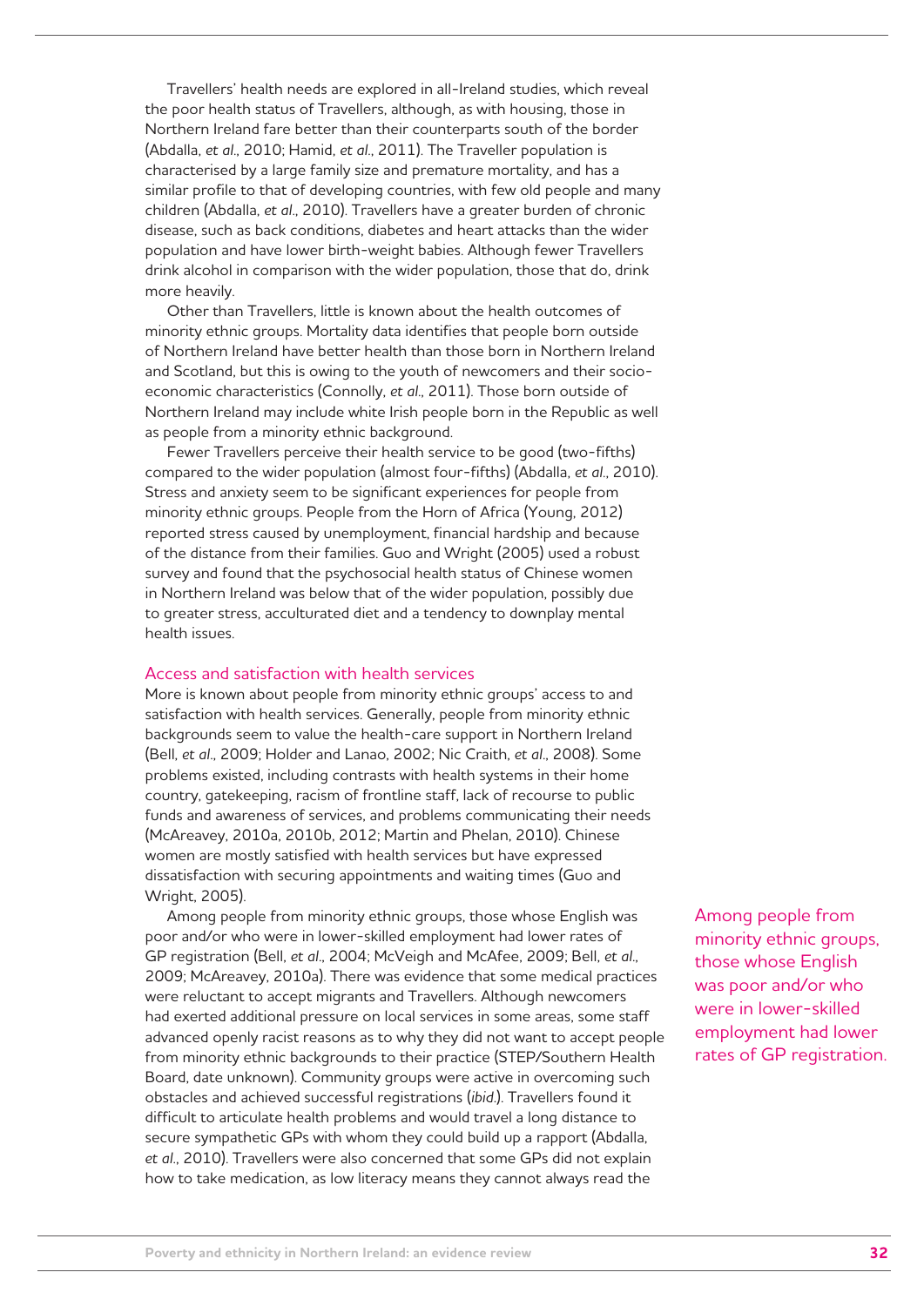Travellers' health needs are explored in all-Ireland studies, which reveal the poor health status of Travellers, although, as with housing, those in Northern Ireland fare better than their counterparts south of the border (Abdalla, *et al*., 2010; Hamid, *et al*., 2011). The Traveller population is characterised by a large family size and premature mortality, and has a similar profile to that of developing countries, with few old people and many children (Abdalla, *et al*., 2010). Travellers have a greater burden of chronic disease, such as back conditions, diabetes and heart attacks than the wider population and have lower birth-weight babies. Although fewer Travellers drink alcohol in comparison with the wider population, those that do, drink more heavily.

Other than Travellers, little is known about the health outcomes of minority ethnic groups. Mortality data identifies that people born outside of Northern Ireland have better health than those born in Northern Ireland and Scotland, but this is owing to the youth of newcomers and their socio-economic characteristics (Connolly, *et al*., 2011). Those born outside of Northern Ireland may include white Irish people born in the Republic as well as people from a minority ethnic background.

Fewer Travellers perceive their health service to be good (two-fifths) compared to the wider population (almost four-fifths) (Abdalla, *et al*., 2010). Stress and anxiety seem to be significant experiences for people from minority ethnic groups. People from the Horn of Africa (Young, 2012) reported stress caused by unemployment, financial hardship and because of the distance from their families. Guo and Wright (2005) used a robust survey and found that the psychosocial health status of Chinese women in Northern Ireland was below that of the wider population, possibly due to greater stress, acculturated diet and a tendency to downplay mental health issues.

### Access and satisfaction with health services

More is known about people from minority ethnic groups' access to and satisfaction with health services. Generally, people from minority ethnic backgrounds seem to value the health-care support in Northern Ireland (Bell, *et al*., 2009; Holder and Lanao, 2002; Nic Craith, *et al*., 2008). Some problems existed, including contrasts with health systems in their home country, gatekeeping, racism of frontline staff, lack of recourse to public funds and awareness of services, and problems communicating their needs (McAreavey, 2010a, 2010b, 2012; Martin and Phelan, 2010). Chinese women are mostly satisfied with health services but have expressed dissatisfaction with securing appointments and waiting times (Guo and Wright, 2005).

Among people from minority ethnic groups, those whose English was poor and/or who were in lower-skilled employment had lower rates of GP registration (Bell, *et al*., 2004; McVeigh and McAfee, 2009; Bell, *et al*., 2009; McAreavey, 2010a). There was evidence that some medical practices were reluctant to accept migrants and Travellers. Although newcomers had exerted additional pressure on local services in some areas, some staff advanced openly racist reasons as to why they did not want to accept people from minority ethnic backgrounds to their practice (STEP/Southern Health Board, date unknown). Community groups were active in overcoming such obstacles and achieved successful registrations (*ibid*.). Travellers found it difficult to articulate health problems and would travel a long distance to secure sympathetic GPs with whom they could build up a rapport (Abdalla, *et al*., 2010). Travellers were also concerned that some GPs did not explain how to take medication, as low literacy means they cannot always read the

> Among people from minority ethnic groups, those whose English was poor and/or who were in lower-skilled employment had lower rates of GP registration.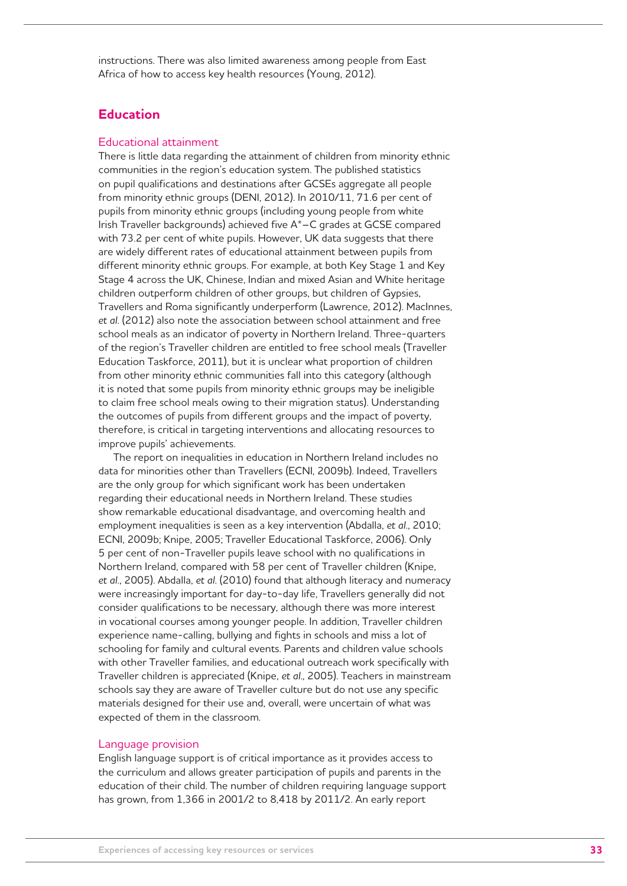instructions. There was also limited awareness among people from East Africa of how to access key health resources (Young, 2012).

## Education

### Educational attainment

There is little data regarding the attainment of children from minority ethnic communities in the region's education system. The published statistics on pupil qualifications and destinations after GCSEs aggregate all people from minority ethnic groups (DENI, 2012). In 2010/11, 71.6 per cent of pupils from minority ethnic groups (including young people from white Irish Traveller backgrounds) achieved five A*–C grades at GCSE compared with 73.2 per cent of white pupils. However, UK data suggests that there are widely different rates of educational attainment between pupils from different minority ethnic groups. For example, at both Key Stage 1 and Key Stage 4 across the UK, Chinese, Indian and mixed Asian and White heritage children outperform children of other groups, but children of Gypsies, Travellers and Roma significantly underperform (Lawrence, 2012). MacInnes, *et al.* (2012) also note the association between school attainment and free school meals as an indicator of poverty in Northern Ireland. Three-quarters of the region's Traveller children are entitled to free school meals (Traveller Education Taskforce, 2011), but it is unclear what proportion of children from other minority ethnic communities fall into this category (although it is noted that some pupils from minority ethnic groups may be ineligible to claim free school meals owing to their migration status). Understanding the outcomes of pupils from different groups and the impact of poverty, therefore, is critical in targeting interventions and allocating resources to improve pupils' achievements.

The report on inequalities in education in Northern Ireland includes no data for minorities other than Travellers (ECNI, 2009b). Indeed, Travellers are the only group for which significant work has been undertaken regarding their educational needs in Northern Ireland. These studies show remarkable educational disadvantage, and overcoming health and employment inequalities is seen as a key intervention (Abdalla, *et al.*, 2010; ECNI, 2009b; Knipe, 2005; Traveller Educational Taskforce, 2006). Only 5 per cent of non-Traveller pupils leave school with no qualifications in Northern Ireland, compared with 58 per cent of Traveller children (Knipe, *et al.*, 2005). Abdalla, *et al.* (2010) found that although literacy and numeracy were increasingly important for day-to-day life, Travellers generally did not consider qualifications to be necessary, although there was more interest in vocational courses among younger people. In addition, Traveller children experience name-calling, bullying and fights in schools and miss a lot of schooling for family and cultural events. Parents and children value schools with other Traveller families, and educational outreach work specifically with Traveller children is appreciated (Knipe, *et al.*, 2005). Teachers in mainstream schools say they are aware of Traveller culture but do not use any specific materials designed for their use and, overall, were uncertain of what was expected of them in the classroom.

### Language provision

English language support is of critical importance as it provides access to the curriculum and allows greater participation of pupils and parents in the education of their child. The number of children requiring language support has grown, from 1,366 in 2001/2 to 8,418 by 2011/2. An early report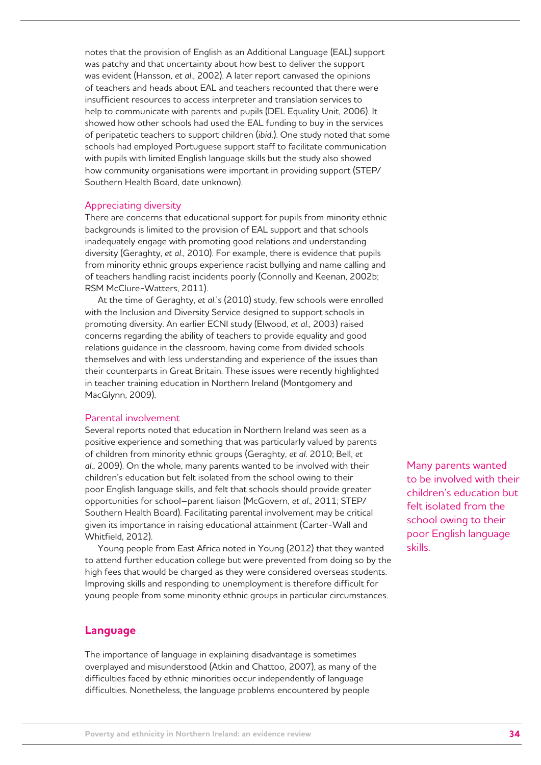notes that the provision of English as an Additional Language (EAL) support was patchy and that uncertainty about how best to deliver the support was evident (Hansson, *et al*., 2002). A later report canvased the opinions of teachers and heads about EAL and teachers recounted that there were insufficient resources to access interpreter and translation services to help to communicate with parents and pupils (DEL Equality Unit, 2006). It showed how other schools had used the EAL funding to buy in the services of peripatetic teachers to support children (*ibid*.). One study noted that some schools had employed Portuguese support staff to facilitate communication with pupils with limited English language skills but the study also showed how community organisations were important in providing support (STEP/Southern Health Board, date unknown).

### Appreciating diversity

There are concerns that educational support for pupils from minority ethnic backgrounds is limited to the provision of EAL support and that schools inadequately engage with promoting good relations and understanding diversity (Geraghty, *et al*., 2010). For example, there is evidence that pupils from minority ethnic groups experience racist bullying and name calling and of teachers handling racist incidents poorly (Connolly and Keenan, 2002b; RSM McClure-Watters, 2011).

At the time of Geraghty, *et al*.'s (2010) study, few schools were enrolled with the Inclusion and Diversity Service designed to support schools in promoting diversity. An earlier ECNI study (Elwood, *et al*., 2003) raised concerns regarding the ability of teachers to provide equality and good relations guidance in the classroom, having come from divided schools themselves and with less understanding and experience of the issues than their counterparts in Great Britain. These issues were recently highlighted in teacher training education in Northern Ireland (Montgomery and MacGlynn, 2009).

### Parental involvement

Several reports noted that education in Northern Ireland was seen as a positive experience and something that was particularly valued by parents of children from minority ethnic groups (Geraghty, *et al*. 2010; Bell, *et al*., 2009). On the whole, many parents wanted to be involved with their children's education but felt isolated from the school owing to their poor English language skills, and felt that schools should provide greater opportunities for school–parent liaison (McGovern, *et al*., 2011; STEP/Southern Health Board). Facilitating parental involvement may be critical given its importance in raising educational attainment (Carter-Wall and Whitfield, 2012).

Young people from East Africa noted in Young (2012) that they wanted to attend further education college but were prevented from doing so by the high fees that would be charged as they were considered overseas students. Improving skills and responding to unemployment is therefore difficult for young people from some minority ethnic groups in particular circumstances.

> Many parents wanted to be involved with their children's education but felt isolated from the school owing to their poor English language skills.

## Language

The importance of language in explaining disadvantage is sometimes overplayed and misunderstood (Atkin and Chattoo, 2007), as many of the difficulties faced by ethnic minorities occur independently of language difficulties. Nonetheless, the language problems encountered by people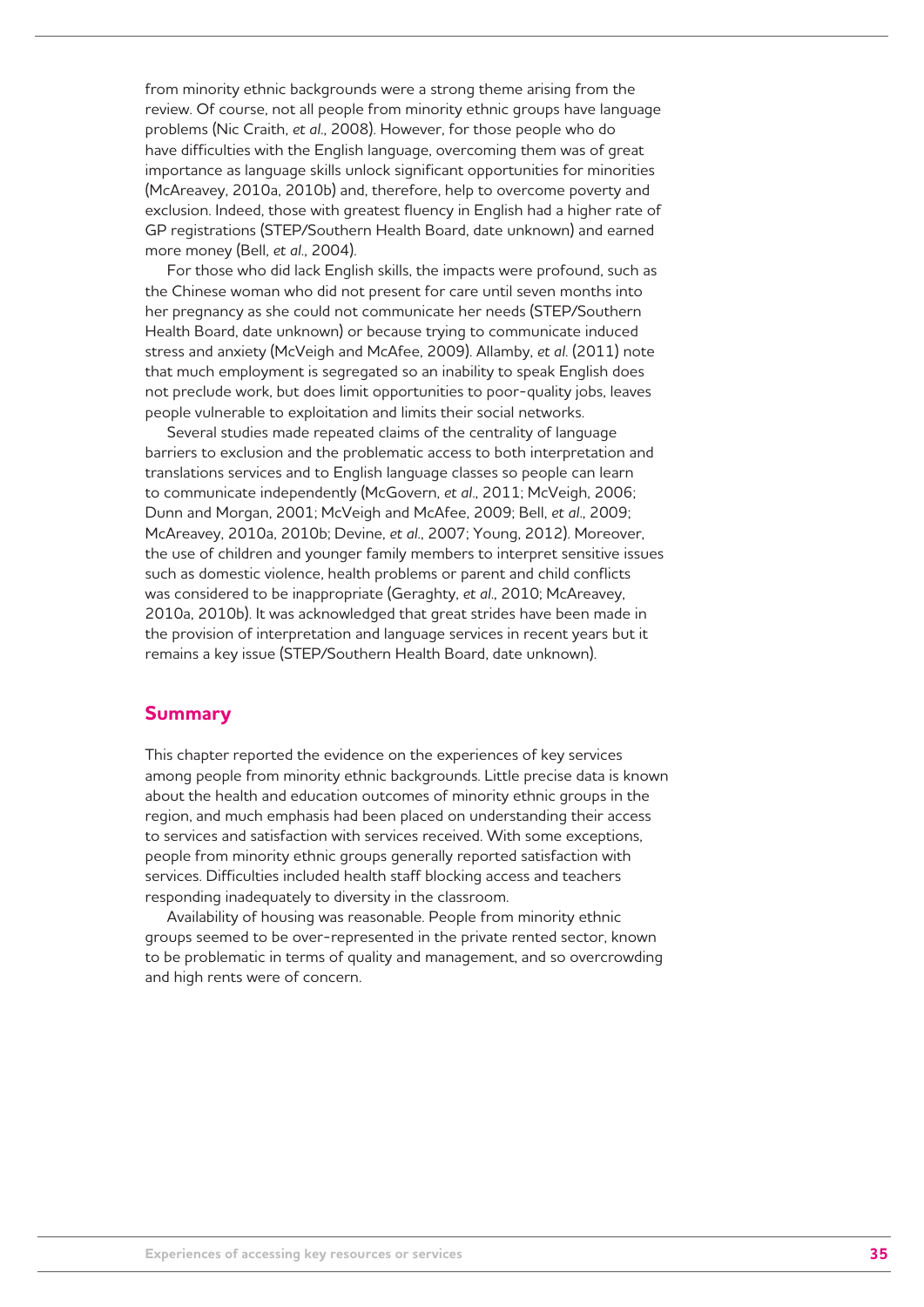from minority ethnic backgrounds were a strong theme arising from the review. Of course, not all people from minority ethnic groups have language problems (Nic Craith, *et al*., 2008). However, for those people who do have difficulties with the English language, overcoming them was of great importance as language skills unlock significant opportunities for minorities (McAreavey, 2010a, 2010b) and, therefore, help to overcome poverty and exclusion. Indeed, those with greatest fluency in English had a higher rate of GP registrations (STEP/Southern Health Board, date unknown) and earned more money (Bell, *et al*., 2004).

For those who did lack English skills, the impacts were profound, such as the Chinese woman who did not present for care until seven months into her pregnancy as she could not communicate her needs (STEP/Southern Health Board, date unknown) or because trying to communicate induced stress and anxiety (McVeigh and McAfee, 2009). Allamby, *et al.* (2011) note that much employment is segregated so an inability to speak English does not preclude work, but does limit opportunities to poor-quality jobs, leaves people vulnerable to exploitation and limits their social networks.

Several studies made repeated claims of the centrality of language barriers to exclusion and the problematic access to both interpretation and translations services and to English language classes so people can learn to communicate independently (McGovern, *et al*., 2011; McVeigh, 2006; Dunn and Morgan, 2001; McVeigh and McAfee, 2009; Bell, *et al*., 2009; McAreavey, 2010a, 2010b; Devine, *et al*., 2007; Young, 2012). Moreover, the use of children and younger family members to interpret sensitive issues such as domestic violence, health problems or parent and child conflicts was considered to be inappropriate (Geraghty, *et al*., 2010; McAreavey, 2010a, 2010b). It was acknowledged that great strides have been made in the provision of interpretation and language services in recent years but it remains a key issue (STEP/Southern Health Board, date unknown).

## Summary

This chapter reported the evidence on the experiences of key services among people from minority ethnic backgrounds. Little precise data is known about the health and education outcomes of minority ethnic groups in the region, and much emphasis had been placed on understanding their access to services and satisfaction with services received. With some exceptions, people from minority ethnic groups generally reported satisfaction with services. Difficulties included health staff blocking access and teachers responding inadequately to diversity in the classroom.

Availability of housing was reasonable. People from minority ethnic groups seemed to be over-represented in the private rented sector, known to be problematic in terms of quality and management, and so overcrowding and high rents were of concern.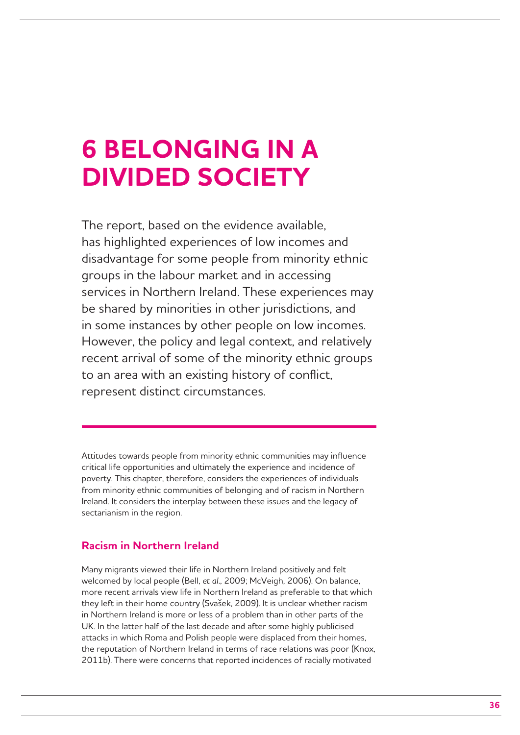# 6 BELONGING IN A DIVIDED SOCIETY

The report, based on the evidence available, has highlighted experiences of low incomes and disadvantage for some people from minority ethnic groups in the labour market and in accessing services in Northern Ireland. These experiences may be shared by minorities in other jurisdictions, and in some instances by other people on low incomes. However, the policy and legal context, and relatively recent arrival of some of the minority ethnic groups to an area with an existing history of conflict, represent distinct circumstances.

---

Attitudes towards people from minority ethnic communities may influence critical life opportunities and ultimately the experience and incidence of poverty. This chapter, therefore, considers the experiences of individuals from minority ethnic communities of belonging and of racism in Northern Ireland. It considers the interplay between these issues and the legacy of sectarianism in the region.

## Racism in Northern Ireland

Many migrants viewed their life in Northern Ireland positively and felt welcomed by local people (Bell, *et al.*, 2009; McVeigh, 2006). On balance, more recent arrivals view life in Northern Ireland as preferable to that which they left in their home country (Svašek, 2009). It is unclear whether racism in Northern Ireland is more or less of a problem than in other parts of the UK. In the latter half of the last decade and after some highly publicised attacks in which Roma and Polish people were displaced from their homes, the reputation of Northern Ireland in terms of race relations was poor (Knox, 2011b). There were concerns that reported incidences of racially motivated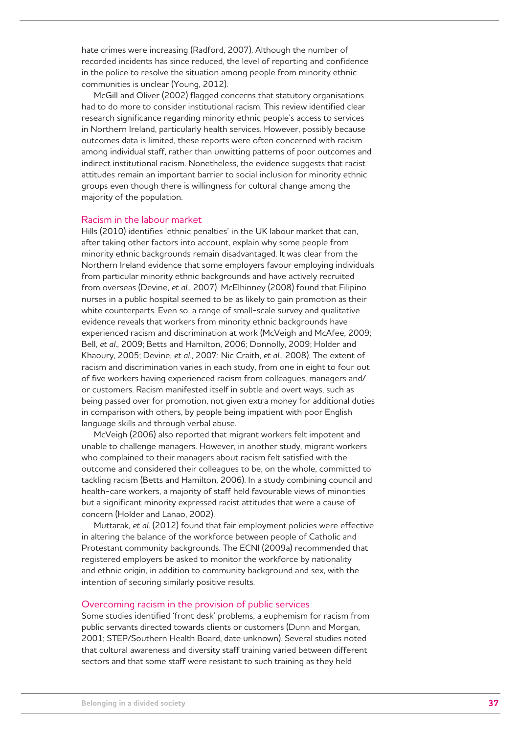hate crimes were increasing (Radford, 2007). Although the number of recorded incidents has since reduced, the level of reporting and confidence in the police to resolve the situation among people from minority ethnic communities is unclear (Young, 2012).

McGill and Oliver (2002) flagged concerns that statutory organisations had to do more to consider institutional racism. This review identified clear research significance regarding minority ethnic people's access to services in Northern Ireland, particularly health services. However, possibly because outcomes data is limited, these reports were often concerned with racism among individual staff, rather than unwitting patterns of poor outcomes and indirect institutional racism. Nonetheless, the evidence suggests that racist attitudes remain an important barrier to social inclusion for minority ethnic groups even though there is willingness for cultural change among the majority of the population.

### Racism in the labour market

Hills (2010) identifies 'ethnic penalties' in the UK labour market that can, after taking other factors into account, explain why some people from minority ethnic backgrounds remain disadvantaged. It was clear from the Northern Ireland evidence that some employers favour employing individuals from particular minority ethnic backgrounds and have actively recruited from overseas (Devine, *et al*., 2007). McElhinney (2008) found that Filipino nurses in a public hospital seemed to be as likely to gain promotion as their white counterparts. Even so, a range of small-scale survey and qualitative evidence reveals that workers from minority ethnic backgrounds have experienced racism and discrimination at work (McVeigh and McAfee, 2009; Bell, *et al*., 2009; Betts and Hamilton, 2006; Donnolly, 2009; Holder and Khaoury, 2005; Devine, *et al*., 2007: Nic Craith, *et al*., 2008). The extent of racism and discrimination varies in each study, from one in eight to four out of five workers having experienced racism from colleagues, managers and/or customers. Racism manifested itself in subtle and overt ways, such as being passed over for promotion, not given extra money for additional duties in comparison with others, by people being impatient with poor English language skills and through verbal abuse.

McVeigh (2006) also reported that migrant workers felt impotent and unable to challenge managers. However, in another study, migrant workers who complained to their managers about racism felt satisfied with the outcome and considered their colleagues to be, on the whole, committed to tackling racism (Betts and Hamilton, 2006). In a study combining council and health-care workers, a majority of staff held favourable views of minorities but a significant minority expressed racist attitudes that were a cause of concern (Holder and Lanao, 2002).

Muttarak, *et al*. (2012) found that fair employment policies were effective in altering the balance of the workforce between people of Catholic and Protestant community backgrounds. The ECNI (2009a) recommended that registered employers be asked to monitor the workforce by nationality and ethnic origin, in addition to community background and sex, with the intention of securing similarly positive results.

### Overcoming racism in the provision of public services

Some studies identified 'front desk' problems, a euphemism for racism from public servants directed towards clients or customers (Dunn and Morgan, 2001; STEP/Southern Health Board, date unknown). Several studies noted that cultural awareness and diversity staff training varied between different sectors and that some staff were resistant to such training as they held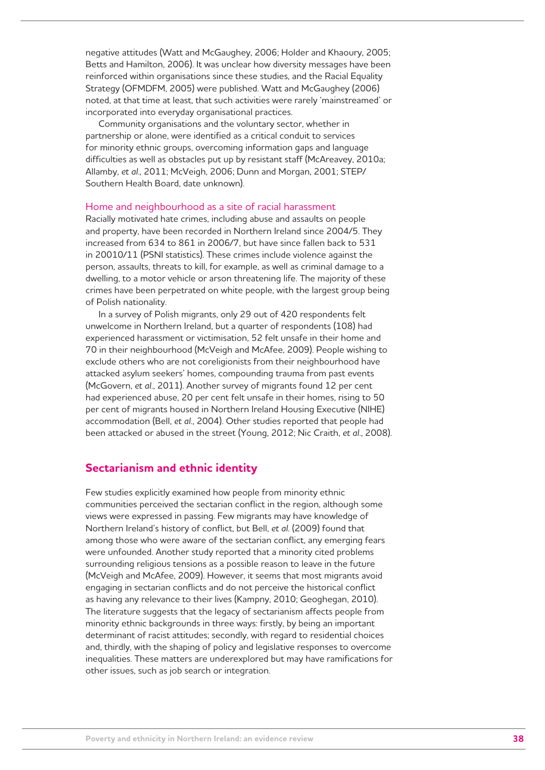negative attitudes (Watt and McGaughey, 2006; Holder and Khaoury, 2005; Betts and Hamilton, 2006). It was unclear how diversity messages have been reinforced within organisations since these studies, and the Racial Equality Strategy (OFMDFM, 2005) were published. Watt and McGaughey (2006) noted, at that time at least, that such activities were rarely 'mainstreamed' or incorporated into everyday organisational practices.

Community organisations and the voluntary sector, whether in partnership or alone, were identified as a critical conduit to services for minority ethnic groups, overcoming information gaps and language difficulties as well as obstacles put up by resistant staff (McAreavey, 2010a; Allamby, *et al*., 2011; McVeigh, 2006; Dunn and Morgan, 2001; STEP/Southern Health Board, date unknown).

### Home and neighbourhood as a site of racial harassment

Racially motivated hate crimes, including abuse and assaults on people and property, have been recorded in Northern Ireland since 2004/5. They increased from 634 to 861 in 2006/7, but have since fallen back to 531 in 20010/11 (PSNI statistics). These crimes include violence against the person, assaults, threats to kill, for example, as well as criminal damage to a dwelling, to a motor vehicle or arson threatening life. The majority of these crimes have been perpetrated on white people, with the largest group being of Polish nationality.

In a survey of Polish migrants, only 29 out of 420 respondents felt unwelcome in Northern Ireland, but a quarter of respondents (108) had experienced harassment or victimisation, 52 felt unsafe in their home and 70 in their neighbourhood (McVeigh and McAfee, 2009). People wishing to exclude others who are not coreligionists from their neighbourhood have attacked asylum seekers' homes, compounding trauma from past events (McGovern, *et al*., 2011). Another survey of migrants found 12 per cent had experienced abuse, 20 per cent felt unsafe in their homes, rising to 50 per cent of migrants housed in Northern Ireland Housing Executive (NIHE) accommodation (Bell, *et al*., 2004). Other studies reported that people had been attacked or abused in the street (Young, 2012; Nic Craith, *et al*., 2008).

## Sectarianism and ethnic identity

Few studies explicitly examined how people from minority ethnic communities perceived the sectarian conflict in the region, although some views were expressed in passing. Few migrants may have knowledge of Northern Ireland's history of conflict, but Bell, *et al.* (2009) found that among those who were aware of the sectarian conflict, any emerging fears were unfounded. Another study reported that a minority cited problems surrounding religious tensions as a possible reason to leave in the future (McVeigh and McAfee, 2009). However, it seems that most migrants avoid engaging in sectarian conflicts and do not perceive the historical conflict as having any relevance to their lives (Kampny, 2010; Geoghegan, 2010). The literature suggests that the legacy of sectarianism affects people from minority ethnic backgrounds in three ways: firstly, by being an important determinant of racist attitudes; secondly, with regard to residential choices and, thirdly, with the shaping of policy and legislative responses to overcome inequalities. These matters are underexplored but may have ramifications for other issues, such as job search or integration.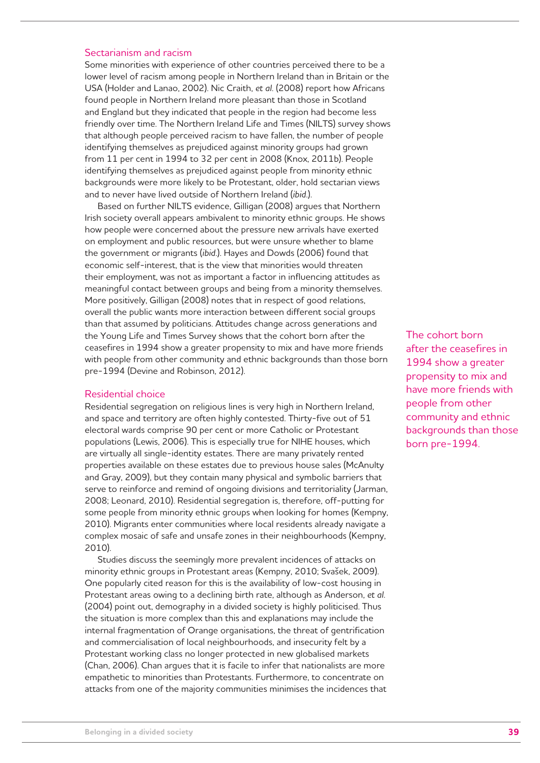## Sectarianism and racism

Some minorities with experience of other countries perceived there to be a lower level of racism among people in Northern Ireland than in Britain or the USA (Holder and Lanao, 2002). Nic Craith, *et al.* (2008) report how Africans found people in Northern Ireland more pleasant than those in Scotland and England but they indicated that people in the region had become less friendly over time. The Northern Ireland Life and Times (NILTS) survey shows that although people perceived racism to have fallen, the number of people identifying themselves as prejudiced against minority groups had grown from 11 per cent in 1994 to 32 per cent in 2008 (Knox, 2011b). People identifying themselves as prejudiced against people from minority ethnic backgrounds were more likely to be Protestant, older, hold sectarian views and to never have lived outside of Northern Ireland (*ibid.*).

Based on further NILTS evidence, Gilligan (2008) argues that Northern Irish society overall appears ambivalent to minority ethnic groups. He shows how people were concerned about the pressure new arrivals have exerted on employment and public resources, but were unsure whether to blame the government or migrants (*ibid.*). Hayes and Dowds (2006) found that economic self-interest, that is the view that minorities would threaten their employment, was not as important a factor in influencing attitudes as meaningful contact between groups and being from a minority themselves. More positively, Gilligan (2008) notes that in respect of good relations, overall the public wants more interaction between different social groups than that assumed by politicians. Attitudes change across generations and the Young Life and Times Survey shows that the cohort born after the ceasefires in 1994 show a greater propensity to mix and have more friends with people from other community and ethnic backgrounds than those born pre-1994 (Devine and Robinson, 2012).

> The cohort born after the ceasefires in 1994 show a greater propensity to mix and have more friends with people from other community and ethnic backgrounds than those born pre-1994.

## Residential choice

Residential segregation on religious lines is very high in Northern Ireland, and space and territory are often highly contested. Thirty-five out of 51 electoral wards comprise 90 per cent or more Catholic or Protestant populations (Lewis, 2006). This is especially true for NIHE houses, which are virtually all single-identity estates. There are many privately rented properties available on these estates due to previous house sales (McAnulty and Gray, 2009), but they contain many physical and symbolic barriers that serve to reinforce and remind of ongoing divisions and territoriality (Jarman, 2008; Leonard, 2010). Residential segregation is, therefore, off-putting for some people from minority ethnic groups when looking for homes (Kempny, 2010). Migrants enter communities where local residents already navigate a complex mosaic of safe and unsafe zones in their neighbourhoods (Kempny, 2010).

Studies discuss the seemingly more prevalent incidences of attacks on minority ethnic groups in Protestant areas (Kempny, 2010; Svašek, 2009). One popularly cited reason for this is the availability of low-cost housing in Protestant areas owing to a declining birth rate, although as Anderson, *et al.* (2004) point out, demography in a divided society is highly politicised. Thus the situation is more complex than this and explanations may include the internal fragmentation of Orange organisations, the threat of gentrification and commercialisation of local neighbourhoods, and insecurity felt by a Protestant working class no longer protected in new globalised markets (Chan, 2006). Chan argues that it is facile to infer that nationalists are more empathetic to minorities than Protestants. Furthermore, to concentrate on attacks from one of the majority communities minimises the incidences that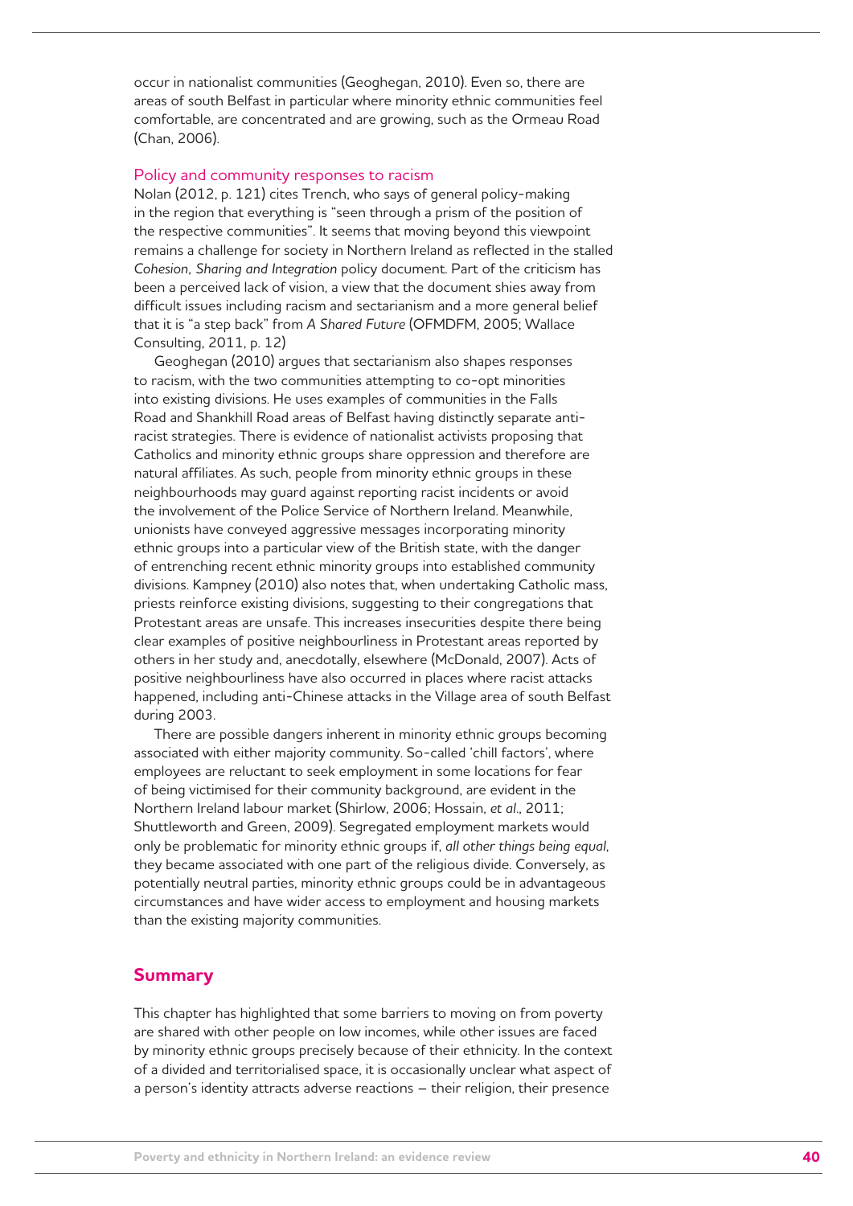occur in nationalist communities (Geoghegan, 2010). Even so, there are areas of south Belfast in particular where minority ethnic communities feel comfortable, are concentrated and are growing, such as the Ormeau Road (Chan, 2006).

### Policy and community responses to racism

Nolan (2012, p. 121) cites Trench, who says of general policy-making in the region that everything is "seen through a prism of the position of the respective communities". It seems that moving beyond this viewpoint remains a challenge for society in Northern Ireland as reflected in the stalled *Cohesion, Sharing and Integration* policy document. Part of the criticism has been a perceived lack of vision, a view that the document shies away from difficult issues including racism and sectarianism and a more general belief that it is "a step back" from *A Shared Future* (OFMDFM, 2005; Wallace Consulting, 2011, p. 12)

Geoghegan (2010) argues that sectarianism also shapes responses to racism, with the two communities attempting to co-opt minorities into existing divisions. He uses examples of communities in the Falls Road and Shankhill Road areas of Belfast having distinctly separate anti-racist strategies. There is evidence of nationalist activists proposing that Catholics and minority ethnic groups share oppression and therefore are natural affiliates. As such, people from minority ethnic groups in these neighbourhoods may guard against reporting racist incidents or avoid the involvement of the Police Service of Northern Ireland. Meanwhile, unionists have conveyed aggressive messages incorporating minority ethnic groups into a particular view of the British state, with the danger of entrenching recent ethnic minority groups into established community divisions. Kampney (2010) also notes that, when undertaking Catholic mass, priests reinforce existing divisions, suggesting to their congregations that Protestant areas are unsafe. This increases insecurities despite there being clear examples of positive neighbourliness in Protestant areas reported by others in her study and, anecdotally, elsewhere (McDonald, 2007). Acts of positive neighbourliness have also occurred in places where racist attacks happened, including anti-Chinese attacks in the Village area of south Belfast during 2003.

There are possible dangers inherent in minority ethnic groups becoming associated with either majority community. So-called 'chill factors', where employees are reluctant to seek employment in some locations for fear of being victimised for their community background, are evident in the Northern Ireland labour market (Shirlow, 2006; Hossain, *et al*., 2011; Shuttleworth and Green, 2009). Segregated employment markets would only be problematic for minority ethnic groups if, *all other things being equal*, they became associated with one part of the religious divide. Conversely, as potentially neutral parties, minority ethnic groups could be in advantageous circumstances and have wider access to employment and housing markets than the existing majority communities.

## Summary

This chapter has highlighted that some barriers to moving on from poverty are shared with other people on low incomes, while other issues are faced by minority ethnic groups precisely because of their ethnicity. In the context of a divided and territorialised space, it is occasionally unclear what aspect of a person's identity attracts adverse reactions – their religion, their presence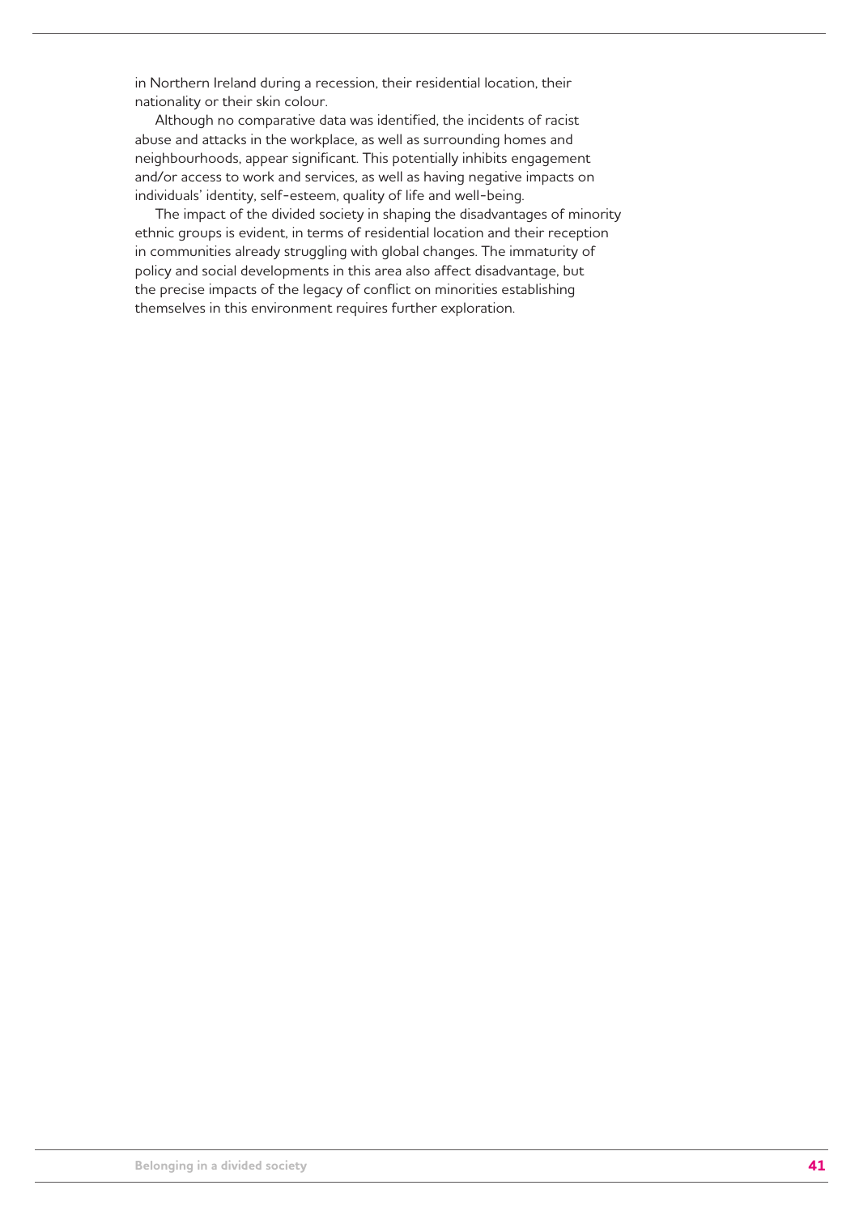in Northern Ireland during a recession, their residential location, their nationality or their skin colour.

Although no comparative data was identified, the incidents of racist abuse and attacks in the workplace, as well as surrounding homes and neighbourhoods, appear significant. This potentially inhibits engagement and/or access to work and services, as well as having negative impacts on individuals' identity, self-esteem, quality of life and well-being.

The impact of the divided society in shaping the disadvantages of minority ethnic groups is evident, in terms of residential location and their reception in communities already struggling with global changes. The immaturity of policy and social developments in this area also affect disadvantage, but the precise impacts of the legacy of conflict on minorities establishing themselves in this environment requires further exploration.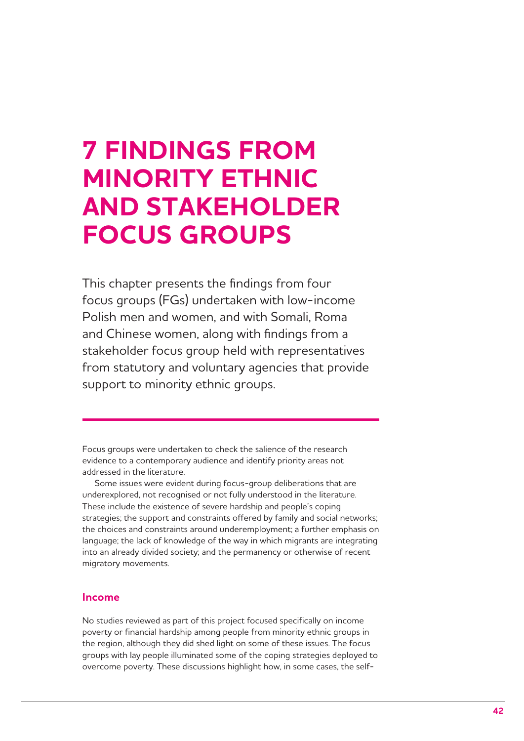# 7 FINDINGS FROM MINORITY ETHNIC AND STAKEHOLDER FOCUS GROUPS

This chapter presents the findings from four focus groups (FGs) undertaken with low-income Polish men and women, and with Somali, Roma and Chinese women, along with findings from a stakeholder focus group held with representatives from statutory and voluntary agencies that provide support to minority ethnic groups.

Focus groups were undertaken to check the salience of the research evidence to a contemporary audience and identify priority areas not addressed in the literature.

Some issues were evident during focus-group deliberations that are underexplored, not recognised or not fully understood in the literature. These include the existence of severe hardship and people's coping strategies; the support and constraints offered by family and social networks; the choices and constraints around underemployment; a further emphasis on language; the lack of knowledge of the way in which migrants are integrating into an already divided society; and the permanency or otherwise of recent migratory movements.

## Income

No studies reviewed as part of this project focused specifically on income poverty or financial hardship among people from minority ethnic groups in the region, although they did shed light on some of these issues. The focus groups with lay people illuminated some of the coping strategies deployed to overcome poverty. These discussions highlight how, in some cases, the self-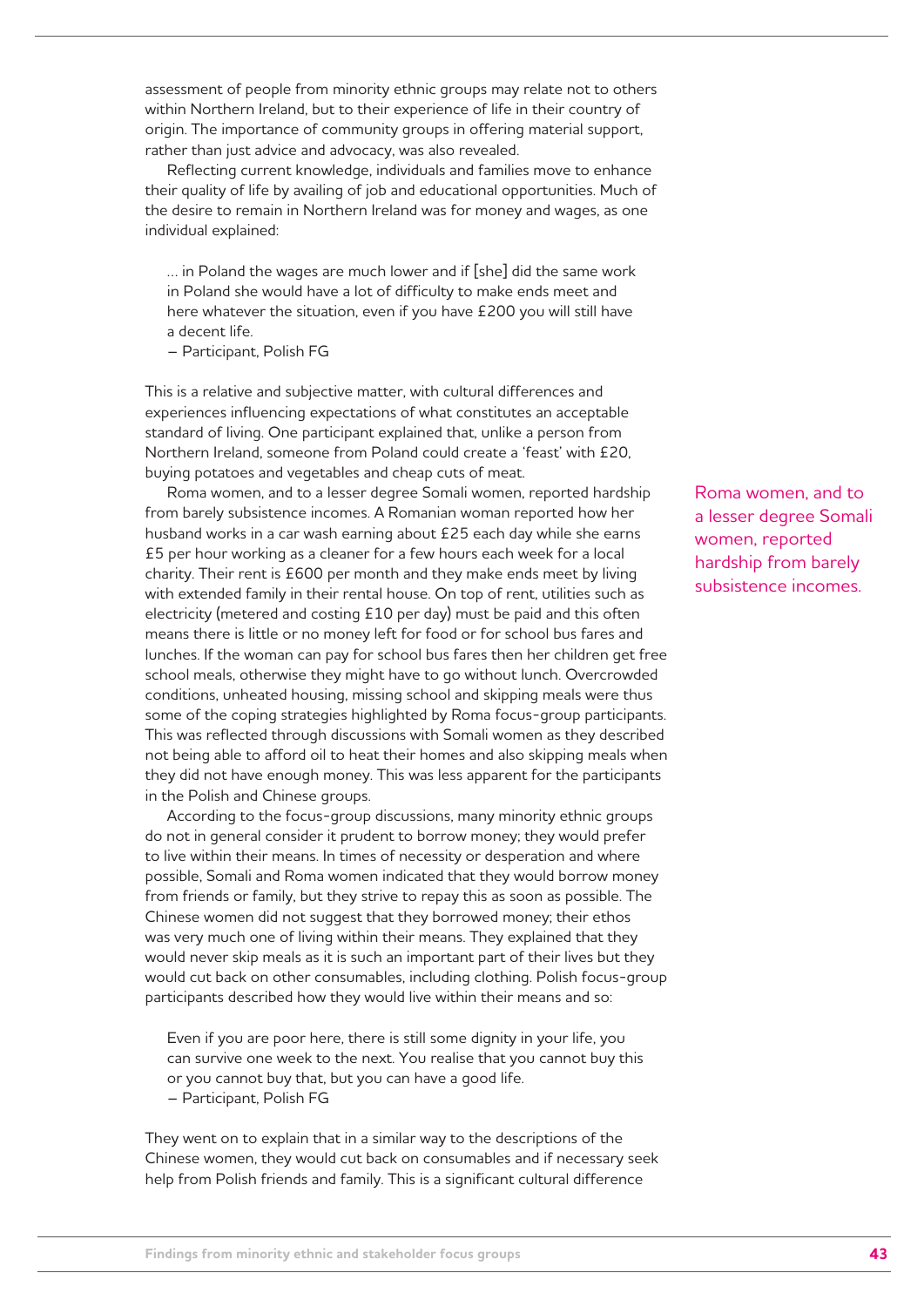assessment of people from minority ethnic groups may relate not to others within Northern Ireland, but to their experience of life in their country of origin. The importance of community groups in offering material support, rather than just advice and advocacy, was also revealed.

Reflecting current knowledge, individuals and families move to enhance their quality of life by availing of job and educational opportunities. Much of the desire to remain in Northern Ireland was for money and wages, as one individual explained:

> … in Poland the wages are much lower and if [she] did the same work in Poland she would have a lot of difficulty to make ends meet and here whatever the situation, even if you have £200 you will still have a decent life.
>
> – Participant, Polish FG

This is a relative and subjective matter, with cultural differences and experiences influencing expectations of what constitutes an acceptable standard of living. One participant explained that, unlike a person from Northern Ireland, someone from Poland could create a 'feast' with £20, buying potatoes and vegetables and cheap cuts of meat.

Roma women, and to a lesser degree Somali women, reported hardship from barely subsistence incomes. A Romanian woman reported how her husband works in a car wash earning about £25 each day while she earns £5 per hour working as a cleaner for a few hours each week for a local charity. Their rent is £600 per month and they make ends meet by living with extended family in their rental house. On top of rent, utilities such as electricity (metered and costing £10 per day) must be paid and this often means there is little or no money left for food or for school bus fares and lunches. If the woman can pay for school bus fares then her children get free school meals, otherwise they might have to go without lunch. Overcrowded conditions, unheated housing, missing school and skipping meals were thus some of the coping strategies highlighted by Roma focus-group participants. This was reflected through discussions with Somali women as they described not being able to afford oil to heat their homes and also skipping meals when they did not have enough money. This was less apparent for the participants in the Polish and Chinese groups.

> Roma women, and to a lesser degree Somali women, reported hardship from barely subsistence incomes.

According to the focus-group discussions, many minority ethnic groups do not in general consider it prudent to borrow money; they would prefer to live within their means. In times of necessity or desperation and where possible, Somali and Roma women indicated that they would borrow money from friends or family, but they strive to repay this as soon as possible. The Chinese women did not suggest that they borrowed money; their ethos was very much one of living within their means. They explained that they would never skip meals as it is such an important part of their lives but they would cut back on other consumables, including clothing. Polish focus-group participants described how they would live within their means and so:

> Even if you are poor here, there is still some dignity in your life, you can survive one week to the next. You realise that you cannot buy this or you cannot buy that, but you can have a good life.
>
> – Participant, Polish FG

They went on to explain that in a similar way to the descriptions of the Chinese women, they would cut back on consumables and if necessary seek help from Polish friends and family. This is a significant cultural difference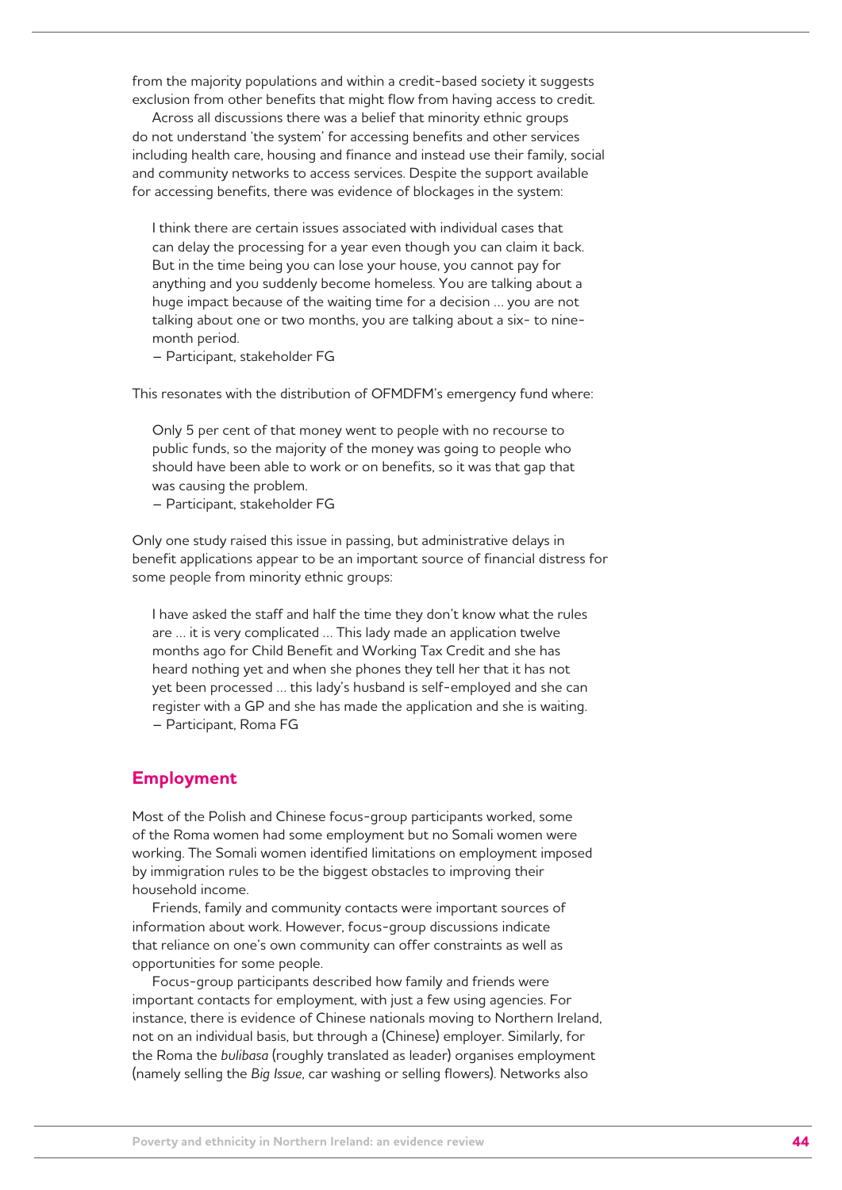from the majority populations and within a credit-based society it suggests exclusion from other benefits that might flow from having access to credit.

Across all discussions there was a belief that minority ethnic groups do not understand 'the system' for accessing benefits and other services including health care, housing and finance and instead use their family, social and community networks to access services. Despite the support available for accessing benefits, there was evidence of blockages in the system:

> I think there are certain issues associated with individual cases that can delay the processing for a year even though you can claim it back. But in the time being you can lose your house, you cannot pay for anything and you suddenly become homeless. You are talking about a huge impact because of the waiting time for a decision … you are not talking about one or two months, you are talking about a six- to nine-month period.
>
> – Participant, stakeholder FG

This resonates with the distribution of OFMDFM's emergency fund where:

> Only 5 per cent of that money went to people with no recourse to public funds, so the majority of the money was going to people who should have been able to work or on benefits, so it was that gap that was causing the problem.
>
> – Participant, stakeholder FG

Only one study raised this issue in passing, but administrative delays in benefit applications appear to be an important source of financial distress for some people from minority ethnic groups:

> I have asked the staff and half the time they don't know what the rules are … it is very complicated … This lady made an application twelve months ago for Child Benefit and Working Tax Credit and she has heard nothing yet and when she phones they tell her that it has not yet been processed … this lady's husband is self-employed and she can register with a GP and she has made the application and she is waiting.
>
> – Participant, Roma FG

## Employment

Most of the Polish and Chinese focus-group participants worked, some of the Roma women had some employment but no Somali women were working. The Somali women identified limitations on employment imposed by immigration rules to be the biggest obstacles to improving their household income.

Friends, family and community contacts were important sources of information about work. However, focus-group discussions indicate that reliance on one's own community can offer constraints as well as opportunities for some people.

Focus-group participants described how family and friends were important contacts for employment, with just a few using agencies. For instance, there is evidence of Chinese nationals moving to Northern Ireland, not on an individual basis, but through a (Chinese) employer. Similarly, for the Roma the *bulibasa* (roughly translated as leader) organises employment (namely selling the *Big Issue*, car washing or selling flowers). Networks also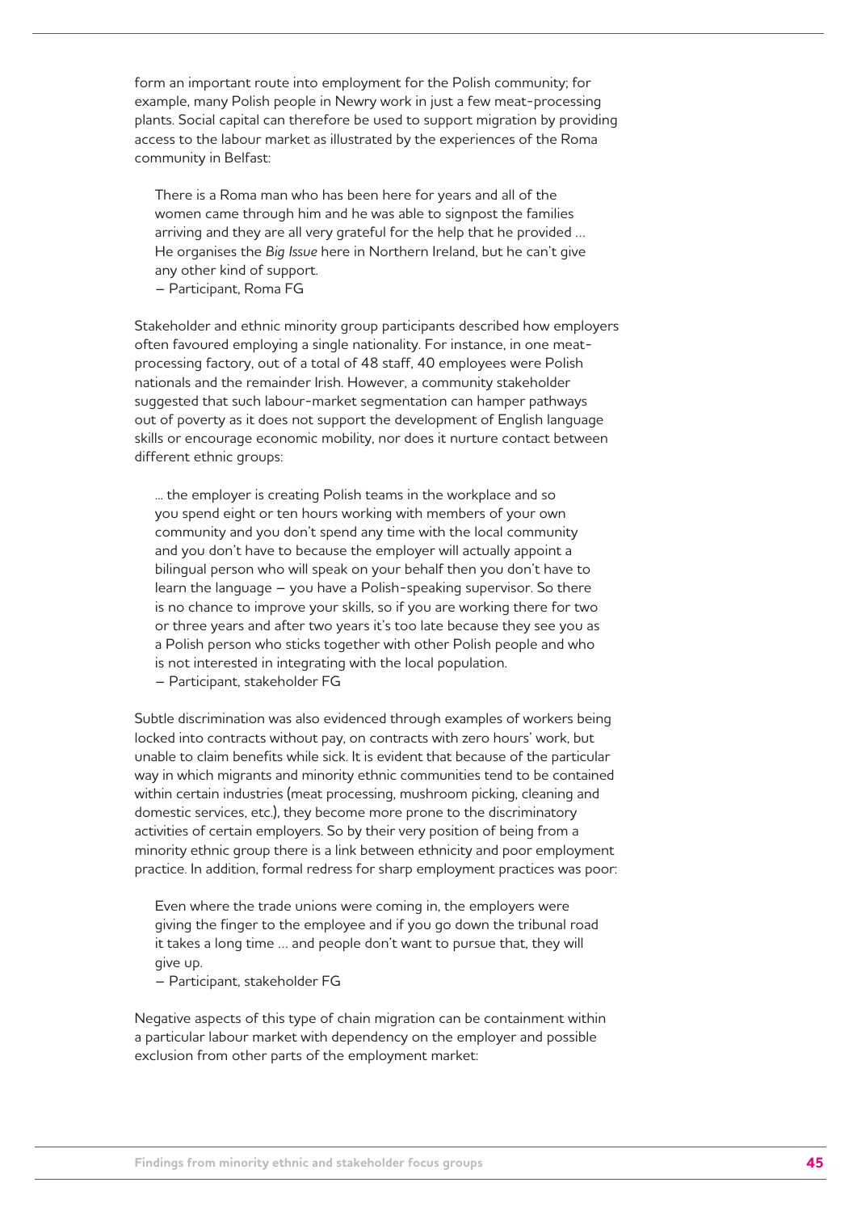form an important route into employment for the Polish community; for example, many Polish people in Newry work in just a few meat-processing plants. Social capital can therefore be used to support migration by providing access to the labour market as illustrated by the experiences of the Roma community in Belfast:

> There is a Roma man who has been here for years and all of the women came through him and he was able to signpost the families arriving and they are all very grateful for the help that he provided … He organises the *Big Issue* here in Northern Ireland, but he can't give any other kind of support.
> – Participant, Roma FG

Stakeholder and ethnic minority group participants described how employers often favoured employing a single nationality. For instance, in one meat-processing factory, out of a total of 48 staff, 40 employees were Polish nationals and the remainder Irish. However, a community stakeholder suggested that such labour-market segmentation can hamper pathways out of poverty as it does not support the development of English language skills or encourage economic mobility, nor does it nurture contact between different ethnic groups:

> … the employer is creating Polish teams in the workplace and so you spend eight or ten hours working with members of your own community and you don't spend any time with the local community and you don't have to because the employer will actually appoint a bilingual person who will speak on your behalf then you don't have to learn the language – you have a Polish-speaking supervisor. So there is no chance to improve your skills, so if you are working there for two or three years and after two years it's too late because they see you as a Polish person who sticks together with other Polish people and who is not interested in integrating with the local population.
> – Participant, stakeholder FG

Subtle discrimination was also evidenced through examples of workers being locked into contracts without pay, on contracts with zero hours' work, but unable to claim benefits while sick. It is evident that because of the particular way in which migrants and minority ethnic communities tend to be contained within certain industries (meat processing, mushroom picking, cleaning and domestic services, etc.), they become more prone to the discriminatory activities of certain employers. So by their very position of being from a minority ethnic group there is a link between ethnicity and poor employment practice. In addition, formal redress for sharp employment practices was poor:

> Even where the trade unions were coming in, the employers were giving the finger to the employee and if you go down the tribunal road it takes a long time … and people don't want to pursue that, they will give up.
> – Participant, stakeholder FG

Negative aspects of this type of chain migration can be containment within a particular labour market with dependency on the employer and possible exclusion from other parts of the employment market: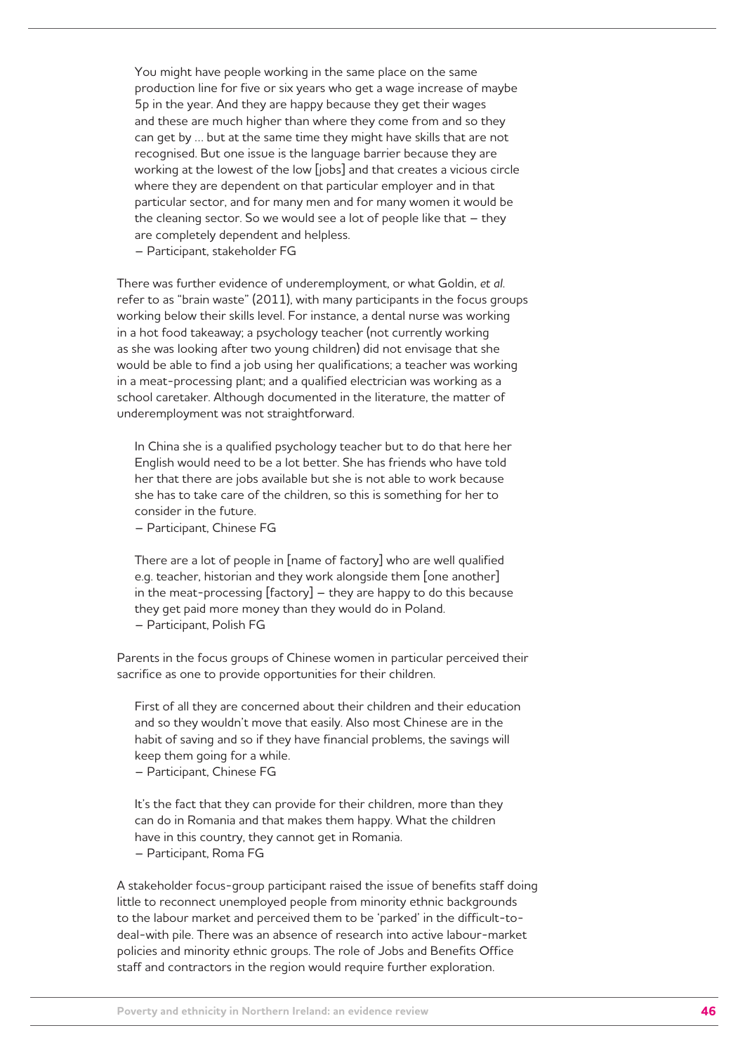> You might have people working in the same place on the same production line for five or six years who get a wage increase of maybe 5p in the year. And they are happy because they get their wages and these are much higher than where they come from and so they can get by … but at the same time they might have skills that are not recognised. But one issue is the language barrier because they are working at the lowest of the low [jobs] and that creates a vicious circle where they are dependent on that particular employer and in that particular sector, and for many men and for many women it would be the cleaning sector. So we would see a lot of people like that – they are completely dependent and helpless.
> – Participant, stakeholder FG

There was further evidence of underemployment, or what Goldin, *et al.* refer to as "brain waste" (2011), with many participants in the focus groups working below their skills level. For instance, a dental nurse was working in a hot food takeaway; a psychology teacher (not currently working as she was looking after two young children) did not envisage that she would be able to find a job using her qualifications; a teacher was working in a meat-processing plant; and a qualified electrician was working as a school caretaker. Although documented in the literature, the matter of underemployment was not straightforward.

> In China she is a qualified psychology teacher but to do that here her English would need to be a lot better. She has friends who have told her that there are jobs available but she is not able to work because she has to take care of the children, so this is something for her to consider in the future.
> – Participant, Chinese FG

> There are a lot of people in [name of factory] who are well qualified e.g. teacher, historian and they work alongside them [one another] in the meat-processing [factory] – they are happy to do this because they get paid more money than they would do in Poland.
> – Participant, Polish FG

Parents in the focus groups of Chinese women in particular perceived their sacrifice as one to provide opportunities for their children.

> First of all they are concerned about their children and their education and so they wouldn't move that easily. Also most Chinese are in the habit of saving and so if they have financial problems, the savings will keep them going for a while.
> – Participant, Chinese FG

> It's the fact that they can provide for their children, more than they can do in Romania and that makes them happy. What the children have in this country, they cannot get in Romania.
> – Participant, Roma FG

A stakeholder focus-group participant raised the issue of benefits staff doing little to reconnect unemployed people from minority ethnic backgrounds to the labour market and perceived them to be 'parked' in the difficult-to-deal-with pile. There was an absence of research into active labour-market policies and minority ethnic groups. The role of Jobs and Benefits Office staff and contractors in the region would require further exploration.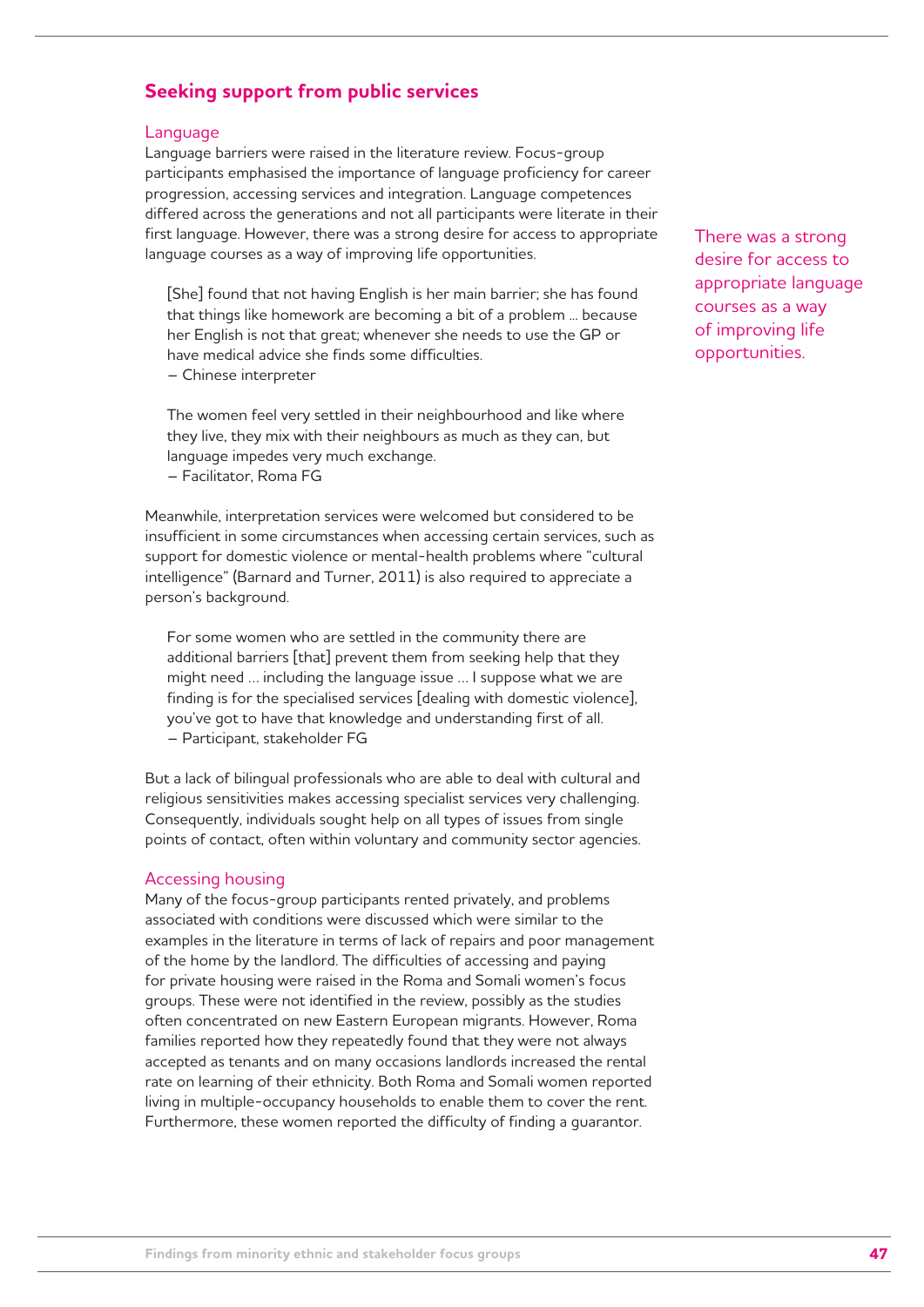## Seeking support from public services

### Language

Language barriers were raised in the literature review. Focus-group participants emphasised the importance of language proficiency for career progression, accessing services and integration. Language competences differed across the generations and not all participants were literate in their first language. However, there was a strong desire for access to appropriate language courses as a way of improving life opportunities.

> [She] found that not having English is her main barrier; she has found that things like homework are becoming a bit of a problem … because her English is not that great; whenever she needs to use the GP or have medical advice she finds some difficulties.
> – Chinese interpreter

> The women feel very settled in their neighbourhood and like where they live, they mix with their neighbours as much as they can, but language impedes very much exchange.
> – Facilitator, Roma FG

There was a strong desire for access to appropriate language courses as a way of improving life opportunities.

Meanwhile, interpretation services were welcomed but considered to be insufficient in some circumstances when accessing certain services, such as support for domestic violence or mental-health problems where "cultural intelligence" (Barnard and Turner, 2011) is also required to appreciate a person's background.

> For some women who are settled in the community there are additional barriers [that] prevent them from seeking help that they might need … including the language issue … I suppose what we are finding is for the specialised services [dealing with domestic violence], you've got to have that knowledge and understanding first of all.
> – Participant, stakeholder FG

But a lack of bilingual professionals who are able to deal with cultural and religious sensitivities makes accessing specialist services very challenging. Consequently, individuals sought help on all types of issues from single points of contact, often within voluntary and community sector agencies.

### Accessing housing

Many of the focus-group participants rented privately, and problems associated with conditions were discussed which were similar to the examples in the literature in terms of lack of repairs and poor management of the home by the landlord. The difficulties of accessing and paying for private housing were raised in the Roma and Somali women's focus groups. These were not identified in the review, possibly as the studies often concentrated on new Eastern European migrants. However, Roma families reported how they repeatedly found that they were not always accepted as tenants and on many occasions landlords increased the rental rate on learning of their ethnicity. Both Roma and Somali women reported living in multiple-occupancy households to enable them to cover the rent. Furthermore, these women reported the difficulty of finding a guarantor.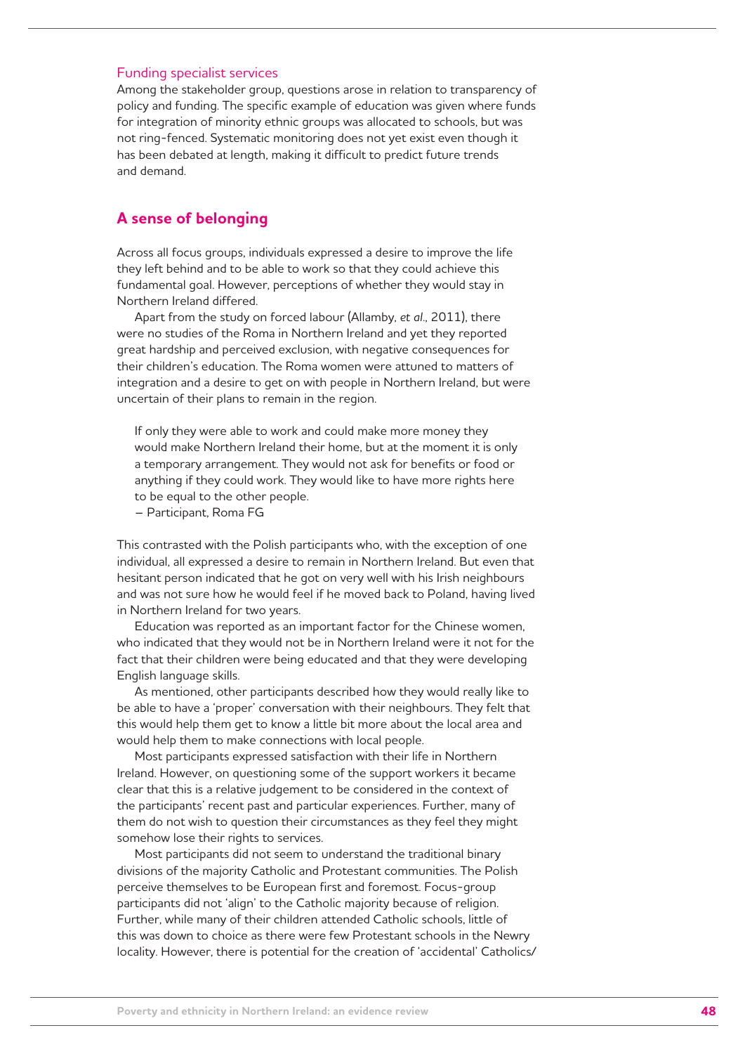### Funding specialist services

Among the stakeholder group, questions arose in relation to transparency of policy and funding. The specific example of education was given where funds for integration of minority ethnic groups was allocated to schools, but was not ring-fenced. Systematic monitoring does not yet exist even though it has been debated at length, making it difficult to predict future trends and demand.

## A sense of belonging

Across all focus groups, individuals expressed a desire to improve the life they left behind and to be able to work so that they could achieve this fundamental goal. However, perceptions of whether they would stay in Northern Ireland differed.

Apart from the study on forced labour (Allamby, *et al*., 2011), there were no studies of the Roma in Northern Ireland and yet they reported great hardship and perceived exclusion, with negative consequences for their children's education. The Roma women were attuned to matters of integration and a desire to get on with people in Northern Ireland, but were uncertain of their plans to remain in the region.

> If only they were able to work and could make more money they would make Northern Ireland their home, but at the moment it is only a temporary arrangement. They would not ask for benefits or food or anything if they could work. They would like to have more rights here to be equal to the other people.
>
> – Participant, Roma FG

This contrasted with the Polish participants who, with the exception of one individual, all expressed a desire to remain in Northern Ireland. But even that hesitant person indicated that he got on very well with his Irish neighbours and was not sure how he would feel if he moved back to Poland, having lived in Northern Ireland for two years.

Education was reported as an important factor for the Chinese women, who indicated that they would not be in Northern Ireland were it not for the fact that their children were being educated and that they were developing English language skills.

As mentioned, other participants described how they would really like to be able to have a 'proper' conversation with their neighbours. They felt that this would help them get to know a little bit more about the local area and would help them to make connections with local people.

Most participants expressed satisfaction with their life in Northern Ireland. However, on questioning some of the support workers it became clear that this is a relative judgement to be considered in the context of the participants' recent past and particular experiences. Further, many of them do not wish to question their circumstances as they feel they might somehow lose their rights to services.

Most participants did not seem to understand the traditional binary divisions of the majority Catholic and Protestant communities. The Polish perceive themselves to be European first and foremost. Focus-group participants did not 'align' to the Catholic majority because of religion. Further, while many of their children attended Catholic schools, little of this was down to choice as there were few Protestant schools in the Newry locality. However, there is potential for the creation of 'accidental' Catholics/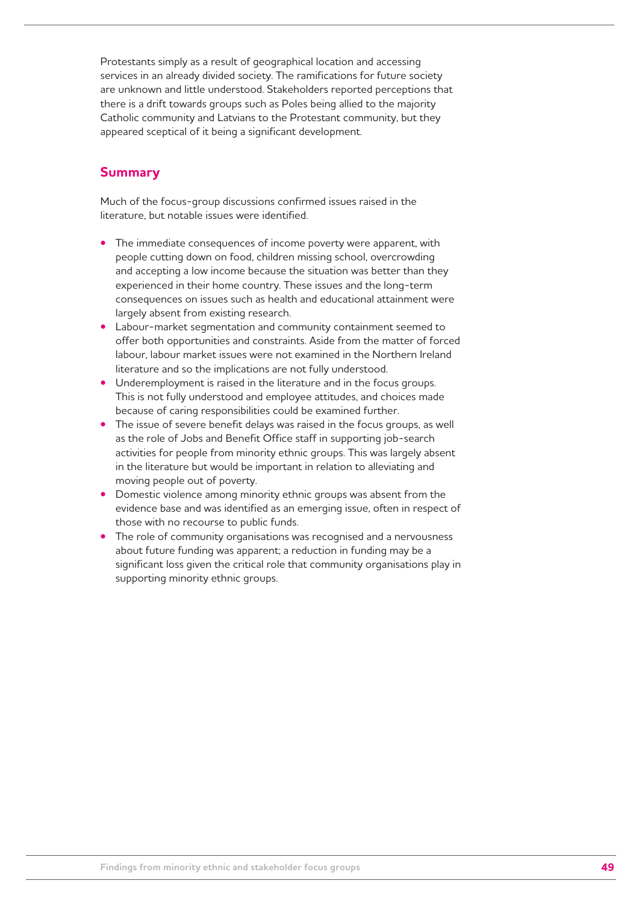Protestants simply as a result of geographical location and accessing services in an already divided society. The ramifications for future society are unknown and little understood. Stakeholders reported perceptions that there is a drift towards groups such as Poles being allied to the majority Catholic community and Latvians to the Protestant community, but they appeared sceptical of it being a significant development.

## Summary

Much of the focus-group discussions confirmed issues raised in the literature, but notable issues were identified.

- The immediate consequences of income poverty were apparent, with people cutting down on food, children missing school, overcrowding and accepting a low income because the situation was better than they experienced in their home country. These issues and the long-term consequences on issues such as health and educational attainment were largely absent from existing research.
- Labour-market segmentation and community containment seemed to offer both opportunities and constraints. Aside from the matter of forced labour, labour market issues were not examined in the Northern Ireland literature and so the implications are not fully understood.
- Underemployment is raised in the literature and in the focus groups. This is not fully understood and employee attitudes, and choices made because of caring responsibilities could be examined further.
- The issue of severe benefit delays was raised in the focus groups, as well as the role of Jobs and Benefit Office staff in supporting job-search activities for people from minority ethnic groups. This was largely absent in the literature but would be important in relation to alleviating and moving people out of poverty.
- Domestic violence among minority ethnic groups was absent from the evidence base and was identified as an emerging issue, often in respect of those with no recourse to public funds.
- The role of community organisations was recognised and a nervousness about future funding was apparent; a reduction in funding may be a significant loss given the critical role that community organisations play in supporting minority ethnic groups.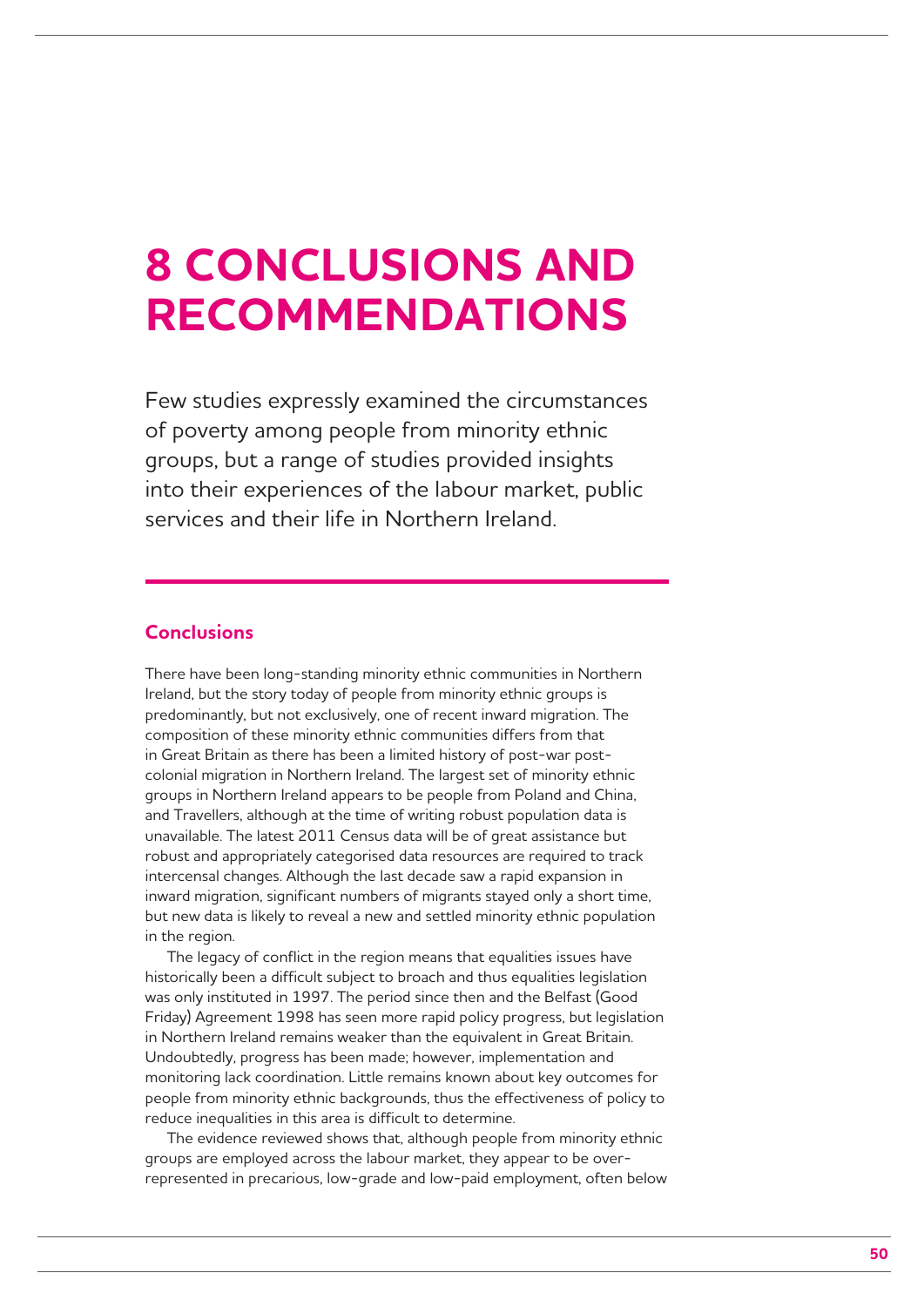# 8 CONCLUSIONS AND RECOMMENDATIONS

Few studies expressly examined the circumstances of poverty among people from minority ethnic groups, but a range of studies provided insights into their experiences of the labour market, public services and their life in Northern Ireland.

## Conclusions

There have been long-standing minority ethnic communities in Northern Ireland, but the story today of people from minority ethnic groups is predominantly, but not exclusively, one of recent inward migration. The composition of these minority ethnic communities differs from that in Great Britain as there has been a limited history of post-war post-colonial migration in Northern Ireland. The largest set of minority ethnic groups in Northern Ireland appears to be people from Poland and China, and Travellers, although at the time of writing robust population data is unavailable. The latest 2011 Census data will be of great assistance but robust and appropriately categorised data resources are required to track intercensal changes. Although the last decade saw a rapid expansion in inward migration, significant numbers of migrants stayed only a short time, but new data is likely to reveal a new and settled minority ethnic population in the region.

The legacy of conflict in the region means that equalities issues have historically been a difficult subject to broach and thus equalities legislation was only instituted in 1997. The period since then and the Belfast (Good Friday) Agreement 1998 has seen more rapid policy progress, but legislation in Northern Ireland remains weaker than the equivalent in Great Britain. Undoubtedly, progress has been made; however, implementation and monitoring lack coordination. Little remains known about key outcomes for people from minority ethnic backgrounds, thus the effectiveness of policy to reduce inequalities in this area is difficult to determine.

The evidence reviewed shows that, although people from minority ethnic groups are employed across the labour market, they appear to be over-represented in precarious, low-grade and low-paid employment, often below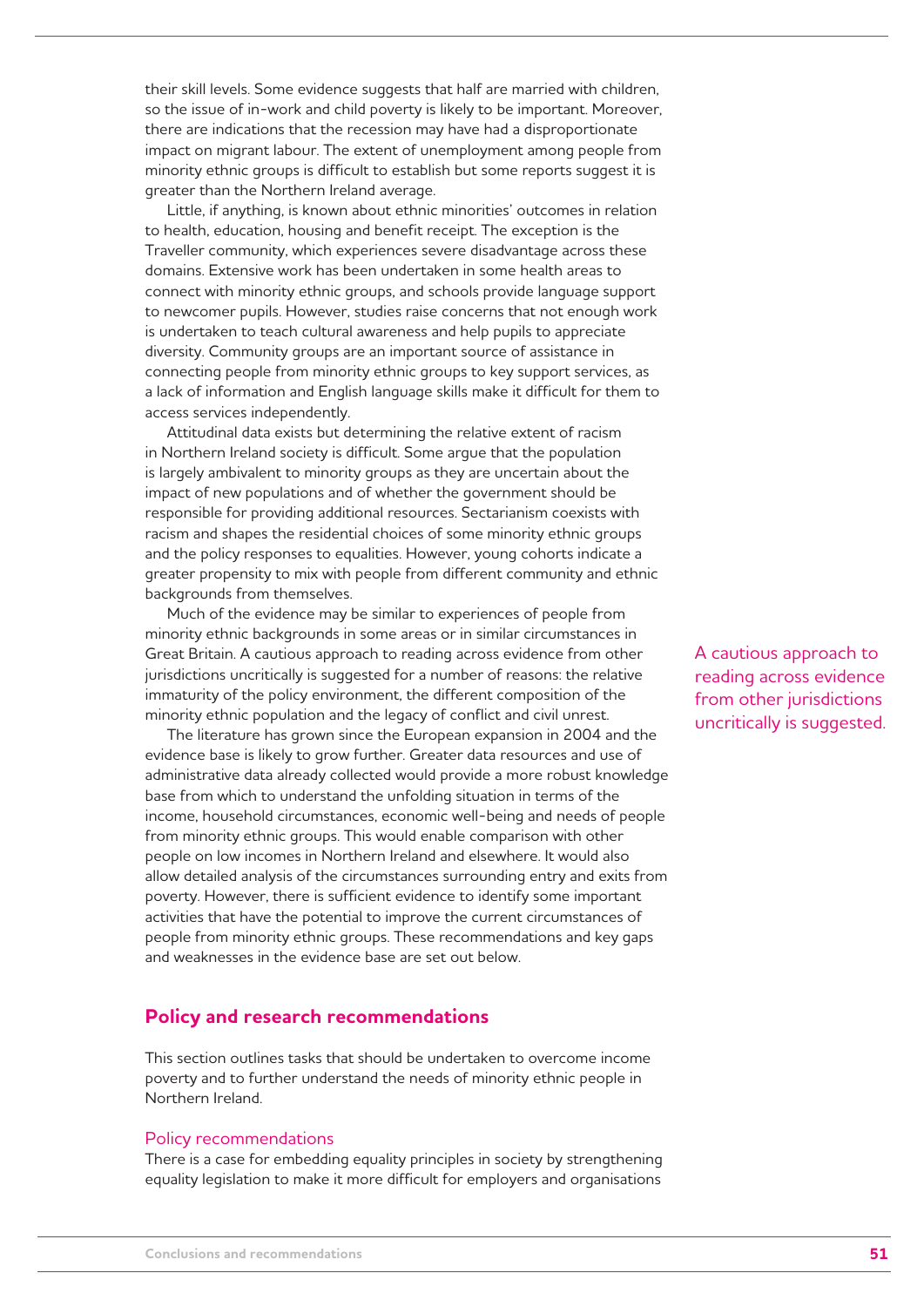their skill levels. Some evidence suggests that half are married with children, so the issue of in-work and child poverty is likely to be important. Moreover, there are indications that the recession may have had a disproportionate impact on migrant labour. The extent of unemployment among people from minority ethnic groups is difficult to establish but some reports suggest it is greater than the Northern Ireland average.

Little, if anything, is known about ethnic minorities' outcomes in relation to health, education, housing and benefit receipt. The exception is the Traveller community, which experiences severe disadvantage across these domains. Extensive work has been undertaken in some health areas to connect with minority ethnic groups, and schools provide language support to newcomer pupils. However, studies raise concerns that not enough work is undertaken to teach cultural awareness and help pupils to appreciate diversity. Community groups are an important source of assistance in connecting people from minority ethnic groups to key support services, as a lack of information and English language skills make it difficult for them to access services independently.

Attitudinal data exists but determining the relative extent of racism in Northern Ireland society is difficult. Some argue that the population is largely ambivalent to minority groups as they are uncertain about the impact of new populations and of whether the government should be responsible for providing additional resources. Sectarianism coexists with racism and shapes the residential choices of some minority ethnic groups and the policy responses to equalities. However, young cohorts indicate a greater propensity to mix with people from different community and ethnic backgrounds from themselves.

Much of the evidence may be similar to experiences of people from minority ethnic backgrounds in some areas or in similar circumstances in Great Britain. A cautious approach to reading across evidence from other jurisdictions uncritically is suggested for a number of reasons: the relative immaturity of the policy environment, the different composition of the minority ethnic population and the legacy of conflict and civil unrest.

> A cautious approach to reading across evidence from other jurisdictions uncritically is suggested.

The literature has grown since the European expansion in 2004 and the evidence base is likely to grow further. Greater data resources and use of administrative data already collected would provide a more robust knowledge base from which to understand the unfolding situation in terms of the income, household circumstances, economic well-being and needs of people from minority ethnic groups. This would enable comparison with other people on low incomes in Northern Ireland and elsewhere. It would also allow detailed analysis of the circumstances surrounding entry and exits from poverty. However, there is sufficient evidence to identify some important activities that have the potential to improve the current circumstances of people from minority ethnic groups. These recommendations and key gaps and weaknesses in the evidence base are set out below.

## Policy and research recommendations

This section outlines tasks that should be undertaken to overcome income poverty and to further understand the needs of minority ethnic people in Northern Ireland.

### Policy recommendations

There is a case for embedding equality principles in society by strengthening equality legislation to make it more difficult for employers and organisations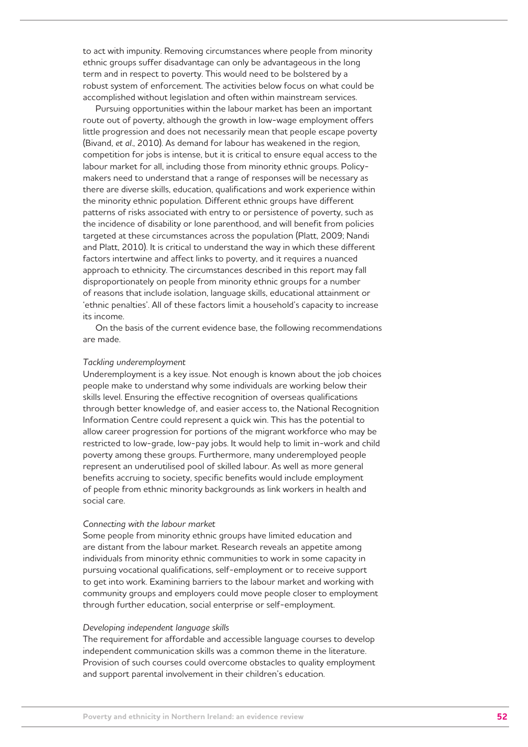to act with impunity. Removing circumstances where people from minority ethnic groups suffer disadvantage can only be advantageous in the long term and in respect to poverty. This would need to be bolstered by a robust system of enforcement. The activities below focus on what could be accomplished without legislation and often within mainstream services.

Pursuing opportunities within the labour market has been an important route out of poverty, although the growth in low-wage employment offers little progression and does not necessarily mean that people escape poverty (Bivand, *et al.*, 2010). As demand for labour has weakened in the region, competition for jobs is intense, but it is critical to ensure equal access to the labour market for all, including those from minority ethnic groups. Policy-makers need to understand that a range of responses will be necessary as there are diverse skills, education, qualifications and work experience within the minority ethnic population. Different ethnic groups have different patterns of risks associated with entry to or persistence of poverty, such as the incidence of disability or lone parenthood, and will benefit from policies targeted at these circumstances across the population (Platt, 2009; Nandi and Platt, 2010). It is critical to understand the way in which these different factors intertwine and affect links to poverty, and it requires a nuanced approach to ethnicity. The circumstances described in this report may fall disproportionately on people from minority ethnic groups for a number of reasons that include isolation, language skills, educational attainment or 'ethnic penalties'. All of these factors limit a household's capacity to increase its income.

On the basis of the current evidence base, the following recommendations are made.

*Tackling underemployment*

Underemployment is a key issue. Not enough is known about the job choices people make to understand why some individuals are working below their skills level. Ensuring the effective recognition of overseas qualifications through better knowledge of, and easier access to, the National Recognition Information Centre could represent a quick win. This has the potential to allow career progression for portions of the migrant workforce who may be restricted to low-grade, low-pay jobs. It would help to limit in-work and child poverty among these groups. Furthermore, many underemployed people represent an underutilised pool of skilled labour. As well as more general benefits accruing to society, specific benefits would include employment of people from ethnic minority backgrounds as link workers in health and social care.

*Connecting with the labour market*

Some people from minority ethnic groups have limited education and are distant from the labour market. Research reveals an appetite among individuals from minority ethnic communities to work in some capacity in pursuing vocational qualifications, self-employment or to receive support to get into work. Examining barriers to the labour market and working with community groups and employers could move people closer to employment through further education, social enterprise or self-employment.

*Developing independent language skills*

The requirement for affordable and accessible language courses to develop independent communication skills was a common theme in the literature. Provision of such courses could overcome obstacles to quality employment and support parental involvement in their children's education.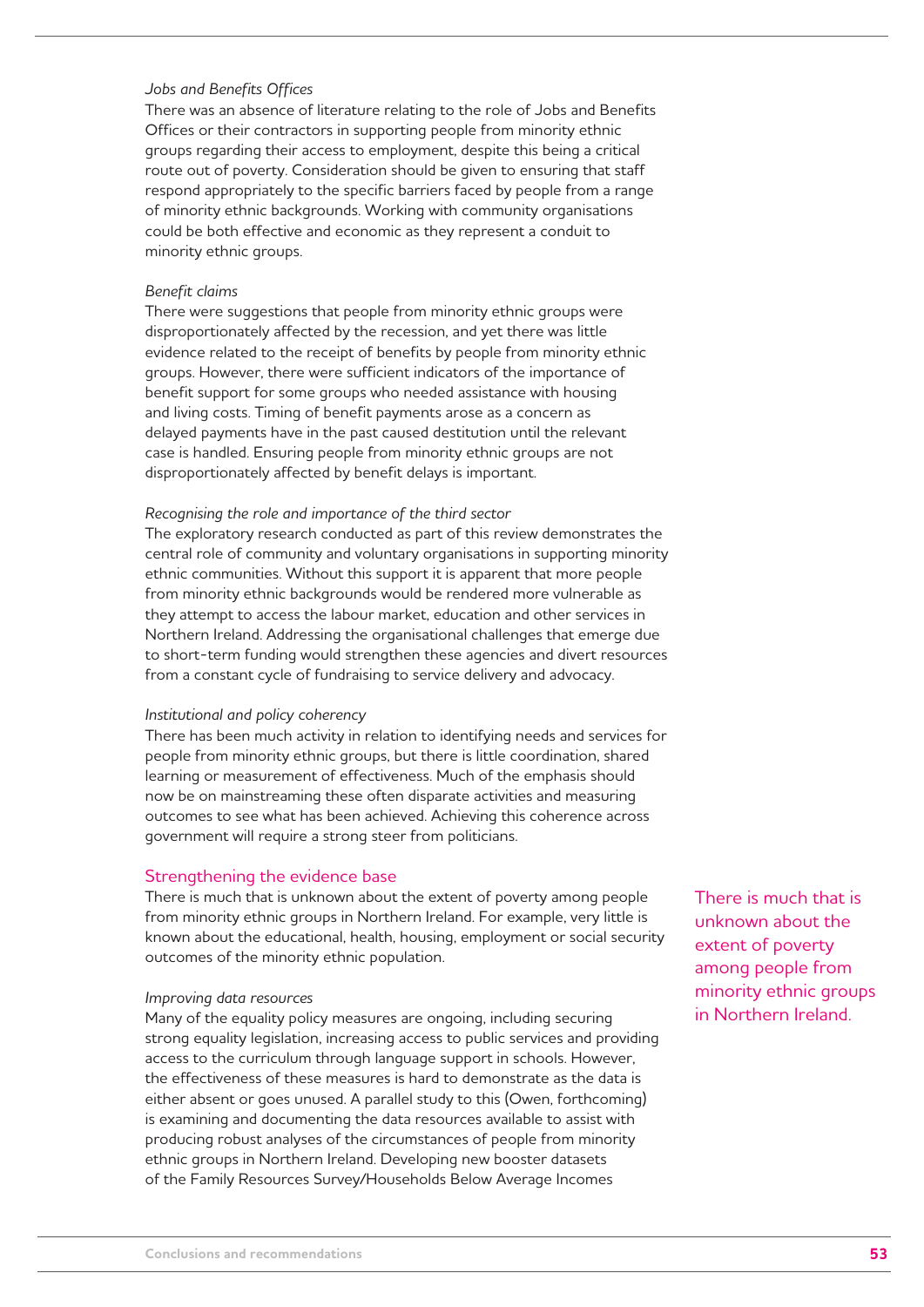*Jobs and Benefits Offices*

There was an absence of literature relating to the role of Jobs and Benefits Offices or their contractors in supporting people from minority ethnic groups regarding their access to employment, despite this being a critical route out of poverty. Consideration should be given to ensuring that staff respond appropriately to the specific barriers faced by people from a range of minority ethnic backgrounds. Working with community organisations could be both effective and economic as they represent a conduit to minority ethnic groups.

*Benefit claims*

There were suggestions that people from minority ethnic groups were disproportionately affected by the recession, and yet there was little evidence related to the receipt of benefits by people from minority ethnic groups. However, there were sufficient indicators of the importance of benefit support for some groups who needed assistance with housing and living costs. Timing of benefit payments arose as a concern as delayed payments have in the past caused destitution until the relevant case is handled. Ensuring people from minority ethnic groups are not disproportionately affected by benefit delays is important.

*Recognising the role and importance of the third sector*

The exploratory research conducted as part of this review demonstrates the central role of community and voluntary organisations in supporting minority ethnic communities. Without this support it is apparent that more people from minority ethnic backgrounds would be rendered more vulnerable as they attempt to access the labour market, education and other services in Northern Ireland. Addressing the organisational challenges that emerge due to short-term funding would strengthen these agencies and divert resources from a constant cycle of fundraising to service delivery and advocacy.

*Institutional and policy coherency*

There has been much activity in relation to identifying needs and services for people from minority ethnic groups, but there is little coordination, shared learning or measurement of effectiveness. Much of the emphasis should now be on mainstreaming these often disparate activities and measuring outcomes to see what has been achieved. Achieving this coherence across government will require a strong steer from politicians.

## Strengthening the evidence base

There is much that is unknown about the extent of poverty among people from minority ethnic groups in Northern Ireland. For example, very little is known about the educational, health, housing, employment or social security outcomes of the minority ethnic population.

> There is much that is unknown about the extent of poverty among people from minority ethnic groups in Northern Ireland.

*Improving data resources*

Many of the equality policy measures are ongoing, including securing strong equality legislation, increasing access to public services and providing access to the curriculum through language support in schools. However, the effectiveness of these measures is hard to demonstrate as the data is either absent or goes unused. A parallel study to this (Owen, forthcoming) is examining and documenting the data resources available to assist with producing robust analyses of the circumstances of people from minority ethnic groups in Northern Ireland. Developing new booster datasets of the Family Resources Survey/Households Below Average Incomes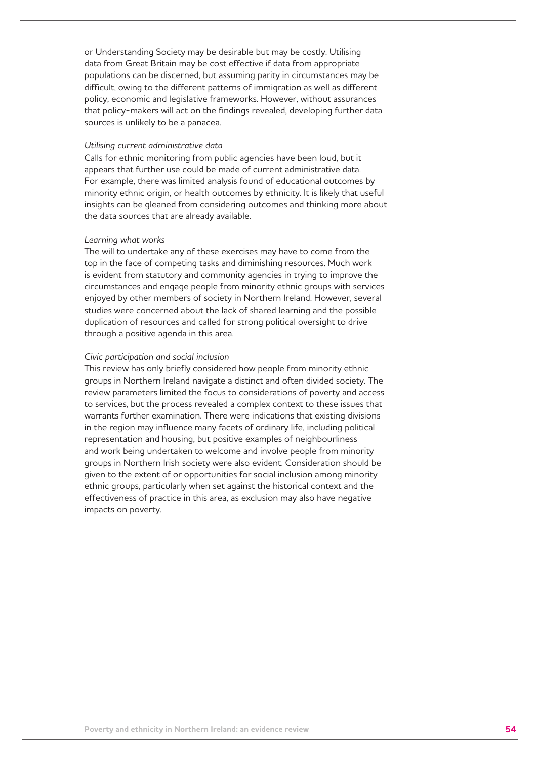or Understanding Society may be desirable but may be costly. Utilising data from Great Britain may be cost effective if data from appropriate populations can be discerned, but assuming parity in circumstances may be difficult, owing to the different patterns of immigration as well as different policy, economic and legislative frameworks. However, without assurances that policy-makers will act on the findings revealed, developing further data sources is unlikely to be a panacea.

*Utilising current administrative data*

Calls for ethnic monitoring from public agencies have been loud, but it appears that further use could be made of current administrative data. For example, there was limited analysis found of educational outcomes by minority ethnic origin, or health outcomes by ethnicity. It is likely that useful insights can be gleaned from considering outcomes and thinking more about the data sources that are already available.

*Learning what works*

The will to undertake any of these exercises may have to come from the top in the face of competing tasks and diminishing resources. Much work is evident from statutory and community agencies in trying to improve the circumstances and engage people from minority ethnic groups with services enjoyed by other members of society in Northern Ireland. However, several studies were concerned about the lack of shared learning and the possible duplication of resources and called for strong political oversight to drive through a positive agenda in this area.

*Civic participation and social inclusion*

This review has only briefly considered how people from minority ethnic groups in Northern Ireland navigate a distinct and often divided society. The review parameters limited the focus to considerations of poverty and access to services, but the process revealed a complex context to these issues that warrants further examination. There were indications that existing divisions in the region may influence many facets of ordinary life, including political representation and housing, but positive examples of neighbourliness and work being undertaken to welcome and involve people from minority groups in Northern Irish society were also evident. Consideration should be given to the extent of or opportunities for social inclusion among minority ethnic groups, particularly when set against the historical context and the effectiveness of practice in this area, as exclusion may also have negative impacts on poverty.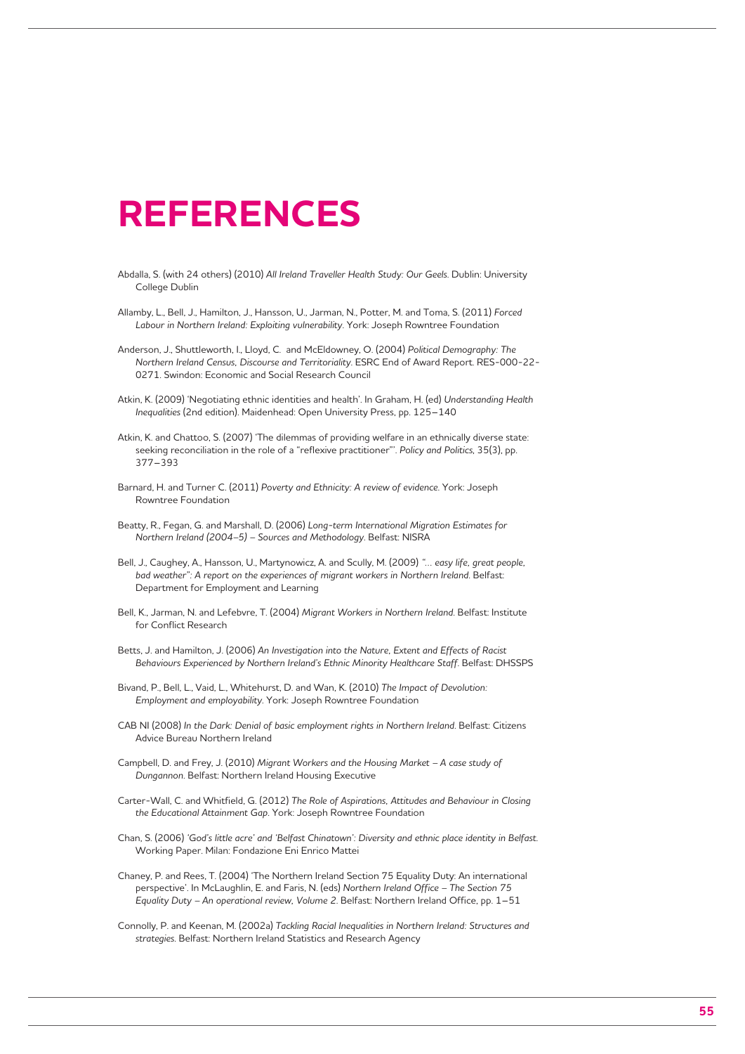# REFERENCES

Abdalla, S. (with 24 others) (2010) *All Ireland Traveller Health Study: Our Geels*. Dublin: University College Dublin

Allamby, L., Bell, J., Hamilton, J., Hansson, U., Jarman, N., Potter, M. and Toma, S. (2011) *Forced Labour in Northern Ireland: Exploiting vulnerability*. York: Joseph Rowntree Foundation

Anderson, J., Shuttleworth, I., Lloyd, C. and McEldowney, O. (2004) *Political Demography: The Northern Ireland Census, Discourse and Territoriality*. ESRC End of Award Report. RES-000-22-0271. Swindon: Economic and Social Research Council

Atkin, K. (2009) 'Negotiating ethnic identities and health'. In Graham, H. (ed) *Understanding Health Inequalities* (2nd edition). Maidenhead: Open University Press, pp. 125–140

Atkin, K. and Chattoo, S. (2007) 'The dilemmas of providing welfare in an ethnically diverse state: seeking reconciliation in the role of a "reflexive practitioner"'. *Policy and Politics*, 35(3), pp. 377–393

Barnard, H. and Turner C. (2011) *Poverty and Ethnicity: A review of evidence*. York: Joseph Rowntree Foundation

Beatty, R., Fegan, G. and Marshall, D. (2006) *Long-term International Migration Estimates for Northern Ireland (2004–5) – Sources and Methodology*. Belfast: NISRA

Bell, J., Caughey, A., Hansson, U., Martynowicz, A. and Scully, M. (2009) *"… easy life, great people, bad weather": A report on the experiences of migrant workers in Northern Ireland*. Belfast: Department for Employment and Learning

Bell, K., Jarman, N. and Lefebvre, T. (2004) *Migrant Workers in Northern Ireland*. Belfast: Institute for Conflict Research

Betts, J. and Hamilton, J. (2006) *An Investigation into the Nature, Extent and Effects of Racist Behaviours Experienced by Northern Ireland's Ethnic Minority Healthcare Staff*. Belfast: DHSSPS

Bivand, P., Bell, L., Vaid, L., Whitehurst, D. and Wan, K. (2010) *The Impact of Devolution: Employment and employability*. York: Joseph Rowntree Foundation

CAB NI (2008) *In the Dark: Denial of basic employment rights in Northern Ireland*. Belfast: Citizens Advice Bureau Northern Ireland

Campbell, D. and Frey, J. (2010) *Migrant Workers and the Housing Market – A case study of Dungannon*. Belfast: Northern Ireland Housing Executive

Carter-Wall, C. and Whitfield, G. (2012) *The Role of Aspirations, Attitudes and Behaviour in Closing the Educational Attainment Gap*. York: Joseph Rowntree Foundation

Chan, S. (2006) *'God's little acre' and 'Belfast Chinatown': Diversity and ethnic place identity in Belfast*. Working Paper. Milan: Fondazione Eni Enrico Mattei

Chaney, P. and Rees, T. (2004) 'The Northern Ireland Section 75 Equality Duty: An international perspective'. In McLaughlin, E. and Faris, N. (eds) *Northern Ireland Office – The Section 75 Equality Duty – An operational review, Volume 2*. Belfast: Northern Ireland Office, pp. 1–51

Connolly, P. and Keenan, M. (2002a) *Tackling Racial Inequalities in Northern Ireland: Structures and strategies*. Belfast: Northern Ireland Statistics and Research Agency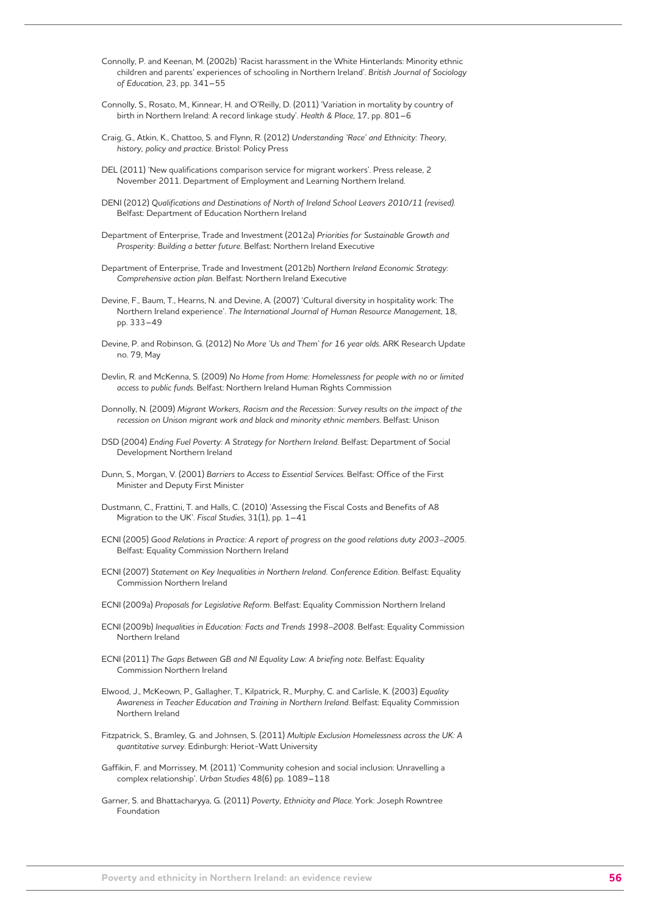Connolly, P. and Keenan, M. (2002b) 'Racist harassment in the White Hinterlands: Minority ethnic children and parents' experiences of schooling in Northern Ireland'. *British Journal of Sociology of Education*, 23, pp. 341–55

Connolly, S., Rosato, M., Kinnear, H. and O'Reilly, D. (2011) 'Variation in mortality by country of birth in Northern Ireland: A record linkage study'. *Health & Place*, 17, pp. 801–6

Craig, G., Atkin, K., Chattoo, S. and Flynn, R. (2012) *Understanding 'Race' and Ethnicity: Theory, history, policy and practice*. Bristol: Policy Press

DEL (2011) 'New qualifications comparison service for migrant workers'. Press release, 2 November 2011. Department of Employment and Learning Northern Ireland.

DENI (2012) *Qualifications and Destinations of North of Ireland School Leavers 2010/11 (revised).* Belfast: Department of Education Northern Ireland

Department of Enterprise, Trade and Investment (2012a) *Priorities for Sustainable Growth and Prosperity: Building a better future*. Belfast: Northern Ireland Executive

Department of Enterprise, Trade and Investment (2012b) *Northern Ireland Economic Strategy: Comprehensive action plan*. Belfast: Northern Ireland Executive

Devine, F., Baum, T., Hearns, N. and Devine, A. (2007) 'Cultural diversity in hospitality work: The Northern Ireland experience'. *The International Journal of Human Resource Management*, 18, pp. 333–49

Devine, P. and Robinson, G. (2012) N*o More 'Us and Them' for 16 year olds*. ARK Research Update no. 79, May

Devlin, R. and McKenna, S. (2009) *No Home from Home: Homelessness for people with no or limited access to public funds*. Belfast: Northern Ireland Human Rights Commission

Donnolly, N. (2009) *Migrant Workers, Racism and the Recession: Survey results on the impact of the recession on Unison migrant work and black and minority ethnic members*. Belfast: Unison

DSD (2004) *Ending Fuel Poverty: A Strategy for Northern Ireland*. Belfast: Department of Social Development Northern Ireland

Dunn, S., Morgan, V. (2001) *Barriers to Access to Essential Services*. Belfast: Office of the First Minister and Deputy First Minister

Dustmann, C., Frattini, T. and Halls, C. (2010) 'Assessing the Fiscal Costs and Benefits of A8 Migration to the UK'. *Fiscal Studies*, 31(1), pp. 1–41

ECNI (2005) *Good Relations in Practice: A report of progress on the good relations duty 2003–2005*. Belfast: Equality Commission Northern Ireland

ECNI (2007) *Statement on Key Inequalities in Northern Ireland. Conference Edition*. Belfast: Equality Commission Northern Ireland

ECNI (2009a) *Proposals for Legislative Reform*. Belfast: Equality Commission Northern Ireland

ECNI (2009b) *Inequalities in Education: Facts and Trends 1998–2008*. Belfast: Equality Commission Northern Ireland

ECNI (2011) *The Gaps Between GB and NI Equality Law: A briefing note*. Belfast: Equality Commission Northern Ireland

Elwood, J., McKeown, P., Gallagher, T., Kilpatrick, R., Murphy, C. and Carlisle, K. (2003) *Equality Awareness in Teacher Education and Training in Northern Ireland*. Belfast: Equality Commission Northern Ireland

Fitzpatrick, S., Bramley, G. and Johnsen, S. (2011) *Multiple Exclusion Homelessness across the UK: A quantitative survey*. Edinburgh: Heriot-Watt University

Gaffikin, F. and Morrissey, M. (2011) 'Community cohesion and social inclusion: Unravelling a complex relationship'. *Urban Studies* 48(6) pp. 1089–118

Garner, S. and Bhattacharyya, G. (2011) *Poverty, Ethnicity and Place*. York: Joseph Rowntree Foundation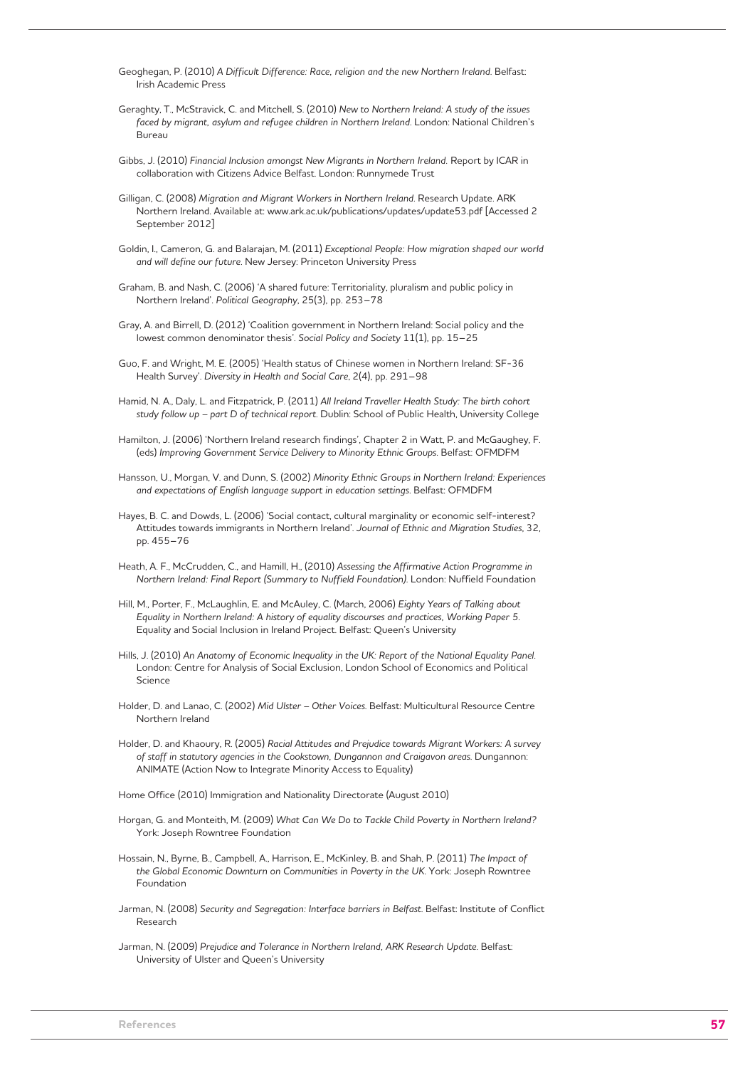Geoghegan, P. (2010) *A Difficult Difference: Race, religion and the new Northern Ireland*. Belfast: Irish Academic Press

Geraghty, T., McStravick, C. and Mitchell, S. (2010) *New to Northern Ireland: A study of the issues faced by migrant, asylum and refugee children in Northern Ireland*. London: National Children's Bureau

Gibbs, J. (2010) *Financial Inclusion amongst New Migrants in Northern Ireland*. Report by ICAR in collaboration with Citizens Advice Belfast. London: Runnymede Trust

Gilligan, C. (2008) *Migration and Migrant Workers in Northern Ireland*. Research Update. ARK Northern Ireland. Available at: www.ark.ac.uk/publications/updates/update53.pdf [Accessed 2 September 2012]

Goldin, I., Cameron, G. and Balarajan, M. (2011) *Exceptional People: How migration shaped our world and will define our future*. New Jersey: Princeton University Press

Graham, B. and Nash, C. (2006) 'A shared future: Territoriality, pluralism and public policy in Northern Ireland'. *Political Geography*, 25(3), pp. 253–78

Gray, A. and Birrell, D. (2012) 'Coalition government in Northern Ireland: Social policy and the lowest common denominator thesis'. *Social Policy and Society* 11(1), pp. 15–25

Guo, F. and Wright, M. E. (2005) 'Health status of Chinese women in Northern Ireland: SF-36 Health Survey'. *Diversity in Health and Social Care*, 2(4), pp. 291–98

Hamid, N. A., Daly, L. and Fitzpatrick, P. (2011) *All Ireland Traveller Health Study: The birth cohort study follow up – part D of technical report*. Dublin: School of Public Health, University College

Hamilton, J. (2006) 'Northern Ireland research findings', Chapter 2 in Watt, P. and McGaughey, F. (eds) *Improving Government Service Delivery to Minority Ethnic Groups*. Belfast: OFMDFM

Hansson, U., Morgan, V. and Dunn, S. (2002) *Minority Ethnic Groups in Northern Ireland: Experiences and expectations of English language support in education settings*. Belfast: OFMDFM

Hayes, B. C. and Dowds, L. (2006) 'Social contact, cultural marginality or economic self-interest? Attitudes towards immigrants in Northern Ireland'. *Journal of Ethnic and Migration Studies*, 32, pp. 455–76

Heath, A. F., McCrudden, C., and Hamill, H., (2010) *Assessing the Affirmative Action Programme in Northern Ireland: Final Report (Summary to Nuffield Foundation)*. London: Nuffield Foundation

Hill, M., Porter, F., McLaughlin, E. and McAuley, C. (March, 2006) *Eighty Years of Talking about Equality in Northern Ireland: A history of equality discourses and practices, Working Paper 5*. Equality and Social Inclusion in Ireland Project. Belfast: Queen's University

Hills, J. (2010) *An Anatomy of Economic Inequality in the UK: Report of the National Equality Panel*. London: Centre for Analysis of Social Exclusion, London School of Economics and Political Science

Holder, D. and Lanao, C. (2002) *Mid Ulster – Other Voices*. Belfast: Multicultural Resource Centre Northern Ireland

Holder, D. and Khaoury, R. (2005) *Racial Attitudes and Prejudice towards Migrant Workers: A survey of staff in statutory agencies in the Cookstown, Dungannon and Craigavon areas*. Dungannon: ANIMATE (Action Now to Integrate Minority Access to Equality)

Home Office (2010) Immigration and Nationality Directorate (August 2010)

Horgan, G. and Monteith, M. (2009) *What Can We Do to Tackle Child Poverty in Northern Ireland?* York: Joseph Rowntree Foundation

Hossain, N., Byrne, B., Campbell, A., Harrison, E., McKinley, B. and Shah, P. (2011) *The Impact of the Global Economic Downturn on Communities in Poverty in the UK*. York: Joseph Rowntree Foundation

Jarman, N. (2008) *Security and Segregation: Interface barriers in Belfast*. Belfast: Institute of Conflict Research

Jarman, N. (2009) *Prejudice and Tolerance in Northern Ireland, ARK Research Update*. Belfast: University of Ulster and Queen's University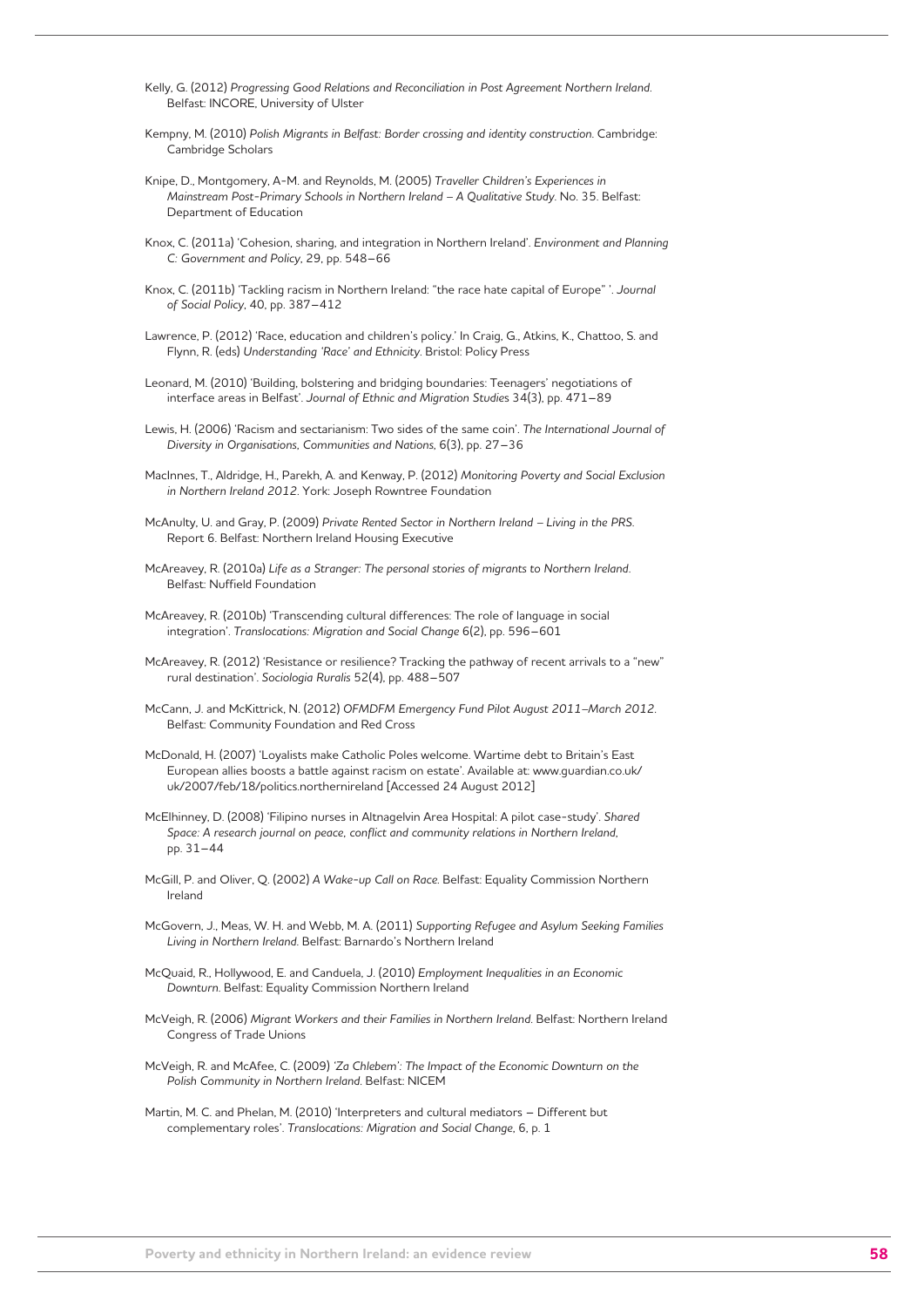Kelly, G. (2012) *Progressing Good Relations and Reconciliation in Post Agreement Northern Ireland*. Belfast: INCORE, University of Ulster

Kempny, M. (2010) *Polish Migrants in Belfast: Border crossing and identity construction*. Cambridge: Cambridge Scholars

Knipe, D., Montgomery, A-M. and Reynolds, M. (2005) *Traveller Children's Experiences in Mainstream Post-Primary Schools in Northern Ireland – A Qualitative Study*. No. 35. Belfast: Department of Education

Knox, C. (2011a) 'Cohesion, sharing, and integration in Northern Ireland'. *Environment and Planning C: Government and Policy*, 29, pp. 548–66

Knox, C. (2011b) 'Tackling racism in Northern Ireland: "the race hate capital of Europe" '. *Journal of Social Policy*, 40, pp. 387–412

Lawrence, P. (2012) 'Race, education and children's policy.' In Craig, G., Atkins, K., Chattoo, S. and Flynn, R. (eds) *Understanding 'Race' and Ethnicity*. Bristol: Policy Press

Leonard, M. (2010) 'Building, bolstering and bridging boundaries: Teenagers' negotiations of interface areas in Belfast'. *Journal of Ethnic and Migration Studies* 34(3), pp. 471–89

Lewis, H. (2006) 'Racism and sectarianism: Two sides of the same coin'. *The International Journal of Diversity in Organisations, Communities and Nations*, 6(3), pp. 27–36

MacInnes, T., Aldridge, H., Parekh, A. and Kenway, P. (2012) *Monitoring Poverty and Social Exclusion in Northern Ireland 2012*. York: Joseph Rowntree Foundation

McAnulty, U. and Gray, P. (2009) *Private Rented Sector in Northern Ireland – Living in the PRS*. Report 6. Belfast: Northern Ireland Housing Executive

McAreavey, R. (2010a) *Life as a Stranger: The personal stories of migrants to Northern Ireland*. Belfast: Nuffield Foundation

McAreavey, R. (2010b) 'Transcending cultural differences: The role of language in social integration'. *Translocations: Migration and Social Change* 6(2), pp. 596–601

McAreavey, R. (2012) 'Resistance or resilience? Tracking the pathway of recent arrivals to a "new" rural destination'. *Sociologia Ruralis* 52(4), pp. 488–507

McCann, J. and McKittrick, N. (2012) *OFMDFM Emergency Fund Pilot August 2011–March 2012*. Belfast: Community Foundation and Red Cross

McDonald, H. (2007) 'Loyalists make Catholic Poles welcome. Wartime debt to Britain's East European allies boosts a battle against racism on estate'. Available at: www.guardian.co.uk/uk/2007/feb/18/politics.northernireland [Accessed 24 August 2012]

McElhinney, D. (2008) 'Filipino nurses in Altnagelvin Area Hospital: A pilot case-study'. *Shared Space: A research journal on peace, conflict and community relations in Northern Ireland*, pp. 31–44

McGill, P. and Oliver, Q. (2002) *A Wake-up Call on Race*. Belfast: Equality Commission Northern Ireland

McGovern, J., Meas, W. H. and Webb, M. A. (2011) *Supporting Refugee and Asylum Seeking Families Living in Northern Ireland*. Belfast: Barnardo's Northern Ireland

McQuaid, R., Hollywood, E. and Canduela, J. (2010) *Employment Inequalities in an Economic Downturn*. Belfast: Equality Commission Northern Ireland

McVeigh, R. (2006) *Migrant Workers and their Families in Northern Ireland*. Belfast: Northern Ireland Congress of Trade Unions

McVeigh, R. and McAfee, C. (2009) *'Za Chlebem': The Impact of the Economic Downturn on the Polish Community in Northern Ireland*. Belfast: NICEM

Martin, M. C. and Phelan, M. (2010) 'Interpreters and cultural mediators – Different but complementary roles'. *Translocations: Migration and Social Change*, 6, p. 1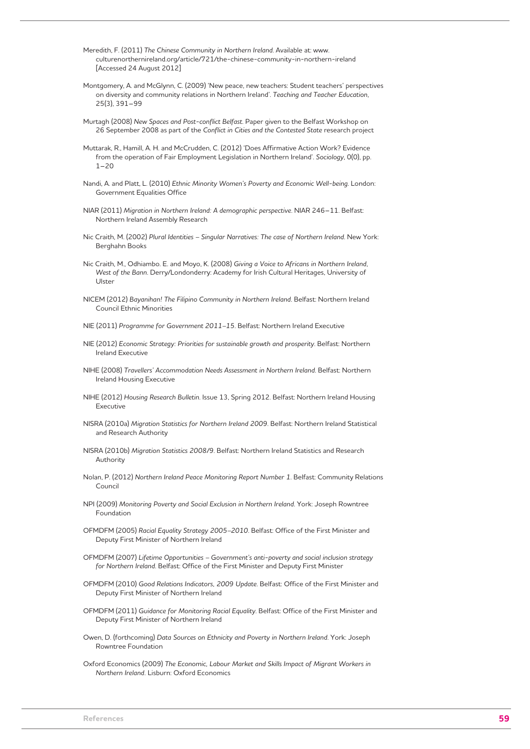Meredith, F. (2011) *The Chinese Community in Northern Ireland*. Available at: www.culturenorthernireland.org/article/721/the-chinese-community-in-northern-ireland [Accessed 24 August 2012]

Montgomery, A. and McGlynn, C. (2009) 'New peace, new teachers: Student teachers' perspectives on diversity and community relations in Northern Ireland'. *Teaching and Teacher Education*, 25(3), 391–99

Murtagh (2008) *New Spaces and Post-conflict Belfast*. Paper given to the Belfast Workshop on 26 September 2008 as part of the *Conflict in Cities and the Contested State* research project

Muttarak, R., Hamill, A. H. and McCrudden, C. (2012) 'Does Affirmative Action Work? Evidence from the operation of Fair Employment Legislation in Northern Ireland'. *Sociology*, 0(0), pp. 1–20

Nandi, A. and Platt, L. (2010) *Ethnic Minority Women's Poverty and Economic Well-being*. London: Government Equalities Office

NIAR (2011) *Migration in Northern Ireland: A demographic perspective*. NIAR 246–11. Belfast: Northern Ireland Assembly Research

Nic Craith, M. (2002) *Plural Identities – Singular Narratives: The case of Northern Ireland*. New York: Berghahn Books

Nic Craith, M., Odhiambo. E. and Moyo, K. (2008) *Giving a Voice to Africans in Northern Ireland, West of the Bann*. Derry/Londonderry: Academy for Irish Cultural Heritages, University of Ulster

NICEM (2012) *Bayanihan! The Filipino Community in Northern Ireland*. Belfast: Northern Ireland Council Ethnic Minorities

NIE (2011) *Programme for Government 2011–15*. Belfast: Northern Ireland Executive

NIE (2012) *Economic Strategy: Priorities for sustainable growth and prosperity*. Belfast: Northern Ireland Executive

NIHE (2008) *Travellers' Accommodation Needs Assessment in Northern Ireland*. Belfast: Northern Ireland Housing Executive

NIHE (2012) *Housing Research Bulletin*. Issue 13, Spring 2012. Belfast: Northern Ireland Housing Executive

NISRA (2010a) *Migration Statistics for Northern Ireland 2009*. Belfast: Northern Ireland Statistical and Research Authority

NISRA (2010b) *Migration Statistics 2008/9*. Belfast: Northern Ireland Statistics and Research Authority

Nolan, P. (2012) *Northern Ireland Peace Monitoring Report Number 1*. Belfast: Community Relations Council

NPI (2009) *Monitoring Poverty and Social Exclusion in Northern Ireland*. York: Joseph Rowntree Foundation

OFMDFM (2005) *Racial Equality Strategy 2005–2010*. Belfast: Office of the First Minister and Deputy First Minister of Northern Ireland

OFMDFM (2007) *Lifetime Opportunities – Government's anti-poverty and social inclusion strategy for Northern Ireland*. Belfast: Office of the First Minister and Deputy First Minister

OFMDFM (2010) *Good Relations Indicators, 2009 Update*. Belfast: Office of the First Minister and Deputy First Minister of Northern Ireland

OFMDFM (2011) *Guidance for Monitoring Racial Equality*. Belfast: Office of the First Minister and Deputy First Minister of Northern Ireland

Owen, D. (forthcoming) *Data Sources on Ethnicity and Poverty in Northern Ireland*. York: Joseph Rowntree Foundation

Oxford Economics (2009) *The Economic, Labour Market and Skills Impact of Migrant Workers in Northern Ireland*. Lisburn: Oxford Economics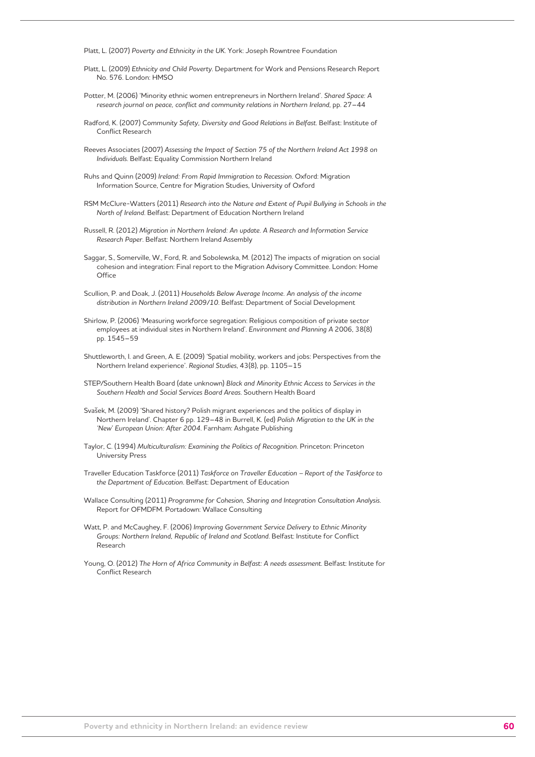Platt, L. (2007) *Poverty and Ethnicity in the UK*. York: Joseph Rowntree Foundation

Platt, L. (2009) *Ethnicity and Child Poverty*. Department for Work and Pensions Research Report No. 576. London: HMSO

Potter, M. (2006) 'Minority ethnic women entrepreneurs in Northern Ireland'. *Shared Space: A research journal on peace, conflict and community relations in Northern Ireland*, pp. 27–44

Radford, K. (2007) *Community Safety, Diversity and Good Relations in Belfast*. Belfast: Institute of Conflict Research

Reeves Associates (2007) *Assessing the Impact of Section 75 of the Northern Ireland Act 1998 on Individuals*. Belfast: Equality Commission Northern Ireland

Ruhs and Quinn (2009) *Ireland: From Rapid Immigration to Recession*. Oxford: Migration Information Source, Centre for Migration Studies, University of Oxford

RSM McClure-Watters (2011) *Research into the Nature and Extent of Pupil Bullying in Schools in the North of Ireland*. Belfast: Department of Education Northern Ireland

Russell, R. (2012) *Migration in Northern Ireland: An update. A Research and Information Service Research Paper*. Belfast: Northern Ireland Assembly

Saggar, S., Somerville, W., Ford, R. and Sobolewska, M. (2012) The impacts of migration on social cohesion and integration: Final report to the Migration Advisory Committee. London: Home Office

Scullion, P. and Doak, J. (2011) *Households Below Average Income. An analysis of the income distribution in Northern Ireland 2009/10*. Belfast: Department of Social Development

Shirlow, P. (2006) 'Measuring workforce segregation: Religious composition of private sector employees at individual sites in Northern Ireland'. *Environment and Planning A* 2006, 38(8) pp. 1545–59

Shuttleworth, I. and Green, A. E. (2009) 'Spatial mobility, workers and jobs: Perspectives from the Northern Ireland experience'. *Regional Studies*, 43(8), pp. 1105–15

STEP/Southern Health Board (date unknown) *Black and Minority Ethnic Access to Services in the Southern Health and Social Services Board Areas*. Southern Health Board

Svašek, M. (2009) 'Shared history? Polish migrant experiences and the politics of display in Northern Ireland'. Chapter 6 pp. 129–48 in Burrell, K. (ed) *Polish Migration to the UK in the 'New' European Union: After 2004*. Farnham: Ashgate Publishing

Taylor, C. (1994) *Multiculturalism: Examining the Politics of Recognition*. Princeton: Princeton University Press

Traveller Education Taskforce (2011) *Taskforce on Traveller Education – Report of the Taskforce to the Department of Education*. Belfast: Department of Education

Wallace Consulting (2011) *Programme for Cohesion, Sharing and Integration Consultation Analysis*. Report for OFMDFM. Portadown: Wallace Consulting

Watt, P. and McCaughey, F. (2006) *Improving Government Service Delivery to Ethnic Minority Groups: Northern Ireland, Republic of Ireland and Scotland*. Belfast: Institute for Conflict Research

Young, O. (2012) *The Horn of Africa Community in Belfast: A needs assessment*. Belfast: Institute for Conflict Research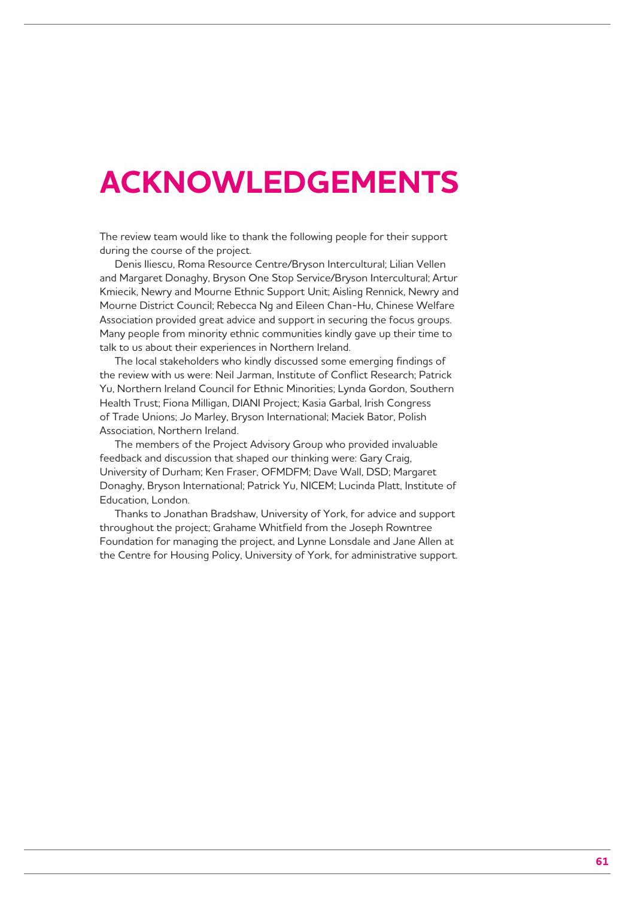# ACKNOWLEDGEMENTS

The review team would like to thank the following people for their support during the course of the project.

Denis Iliescu, Roma Resource Centre/Bryson Intercultural; Lilian Vellen and Margaret Donaghy, Bryson One Stop Service/Bryson Intercultural; Artur Kmiecik, Newry and Mourne Ethnic Support Unit; Aisling Rennick, Newry and Mourne District Council; Rebecca Ng and Eileen Chan-Hu, Chinese Welfare Association provided great advice and support in securing the focus groups. Many people from minority ethnic communities kindly gave up their time to talk to us about their experiences in Northern Ireland.

The local stakeholders who kindly discussed some emerging findings of the review with us were: Neil Jarman, Institute of Conflict Research; Patrick Yu, Northern Ireland Council for Ethnic Minorities; Lynda Gordon, Southern Health Trust; Fiona Milligan, DIANI Project; Kasia Garbal, Irish Congress of Trade Unions; Jo Marley, Bryson International; Maciek Bator, Polish Association, Northern Ireland.

The members of the Project Advisory Group who provided invaluable feedback and discussion that shaped our thinking were: Gary Craig, University of Durham; Ken Fraser, OFMDFM; Dave Wall, DSD; Margaret Donaghy, Bryson International; Patrick Yu, NICEM; Lucinda Platt, Institute of Education, London.

Thanks to Jonathan Bradshaw, University of York, for advice and support throughout the project; Grahame Whitfield from the Joseph Rowntree Foundation for managing the project, and Lynne Lonsdale and Jane Allen at the Centre for Housing Policy, University of York, for administrative support.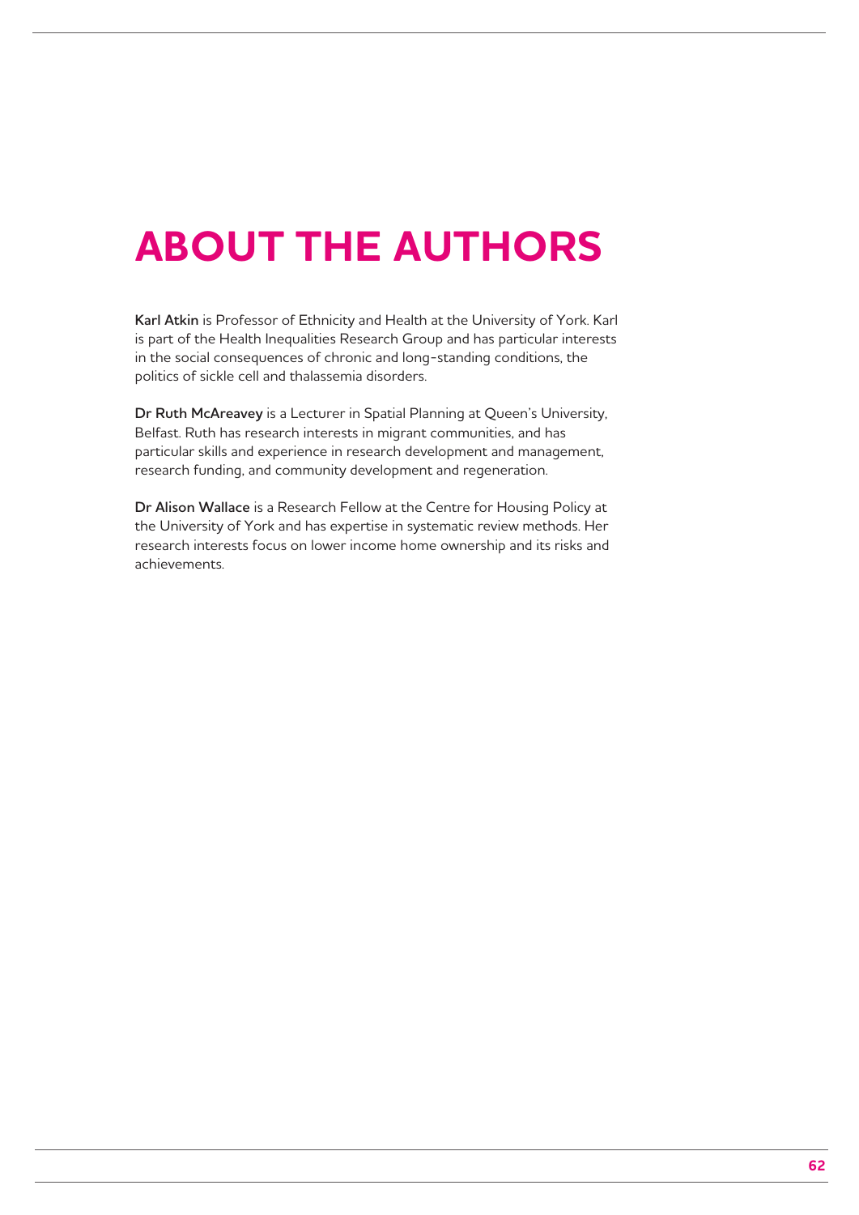# ABOUT THE AUTHORS

**Karl Atkin** is Professor of Ethnicity and Health at the University of York. Karl is part of the Health Inequalities Research Group and has particular interests in the social consequences of chronic and long-standing conditions, the politics of sickle cell and thalassemia disorders.

**Dr Ruth McAreavey** is a Lecturer in Spatial Planning at Queen's University, Belfast. Ruth has research interests in migrant communities, and has particular skills and experience in research development and management, research funding, and community development and regeneration.

**Dr Alison Wallace** is a Research Fellow at the Centre for Housing Policy at the University of York and has expertise in systematic review methods. Her research interests focus on lower income home ownership and its risks and achievements.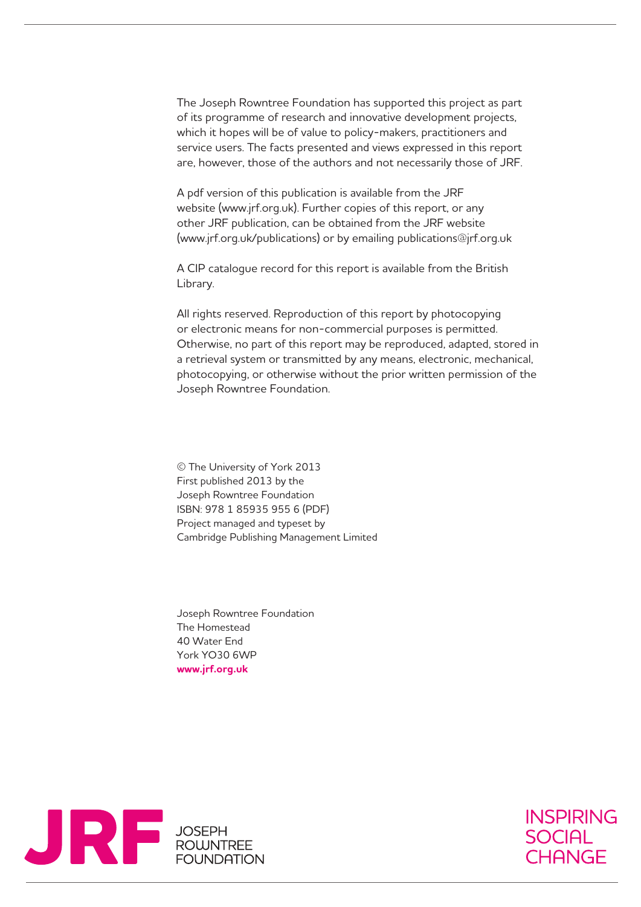The Joseph Rowntree Foundation has supported this project as part of its programme of research and innovative development projects, which it hopes will be of value to policy-makers, practitioners and service users. The facts presented and views expressed in this report are, however, those of the authors and not necessarily those of JRF.

A pdf version of this publication is available from the JRF website (www.jrf.org.uk). Further copies of this report, or any other JRF publication, can be obtained from the JRF website (www.jrf.org.uk/publications) or by emailing publications@jrf.org.uk

A CIP catalogue record for this report is available from the British Library.

All rights reserved. Reproduction of this report by photocopying or electronic means for non-commercial purposes is permitted. Otherwise, no part of this report may be reproduced, adapted, stored in a retrieval system or transmitted by any means, electronic, mechanical, photocopying, or otherwise without the prior written permission of the Joseph Rowntree Foundation.

© The University of York 2013
First published 2013 by the
Joseph Rowntree Foundation
ISBN: 978 1 85935 955 6 (PDF)
Project managed and typeset by
Cambridge Publishing Management Limited

Joseph Rowntree Foundation
The Homestead
40 Water End
York YO30 6WP
**www.jrf.org.uk**

JRF JOSEPH ROWNTREE FOUNDATION

INSPIRING SOCIAL CHANGE